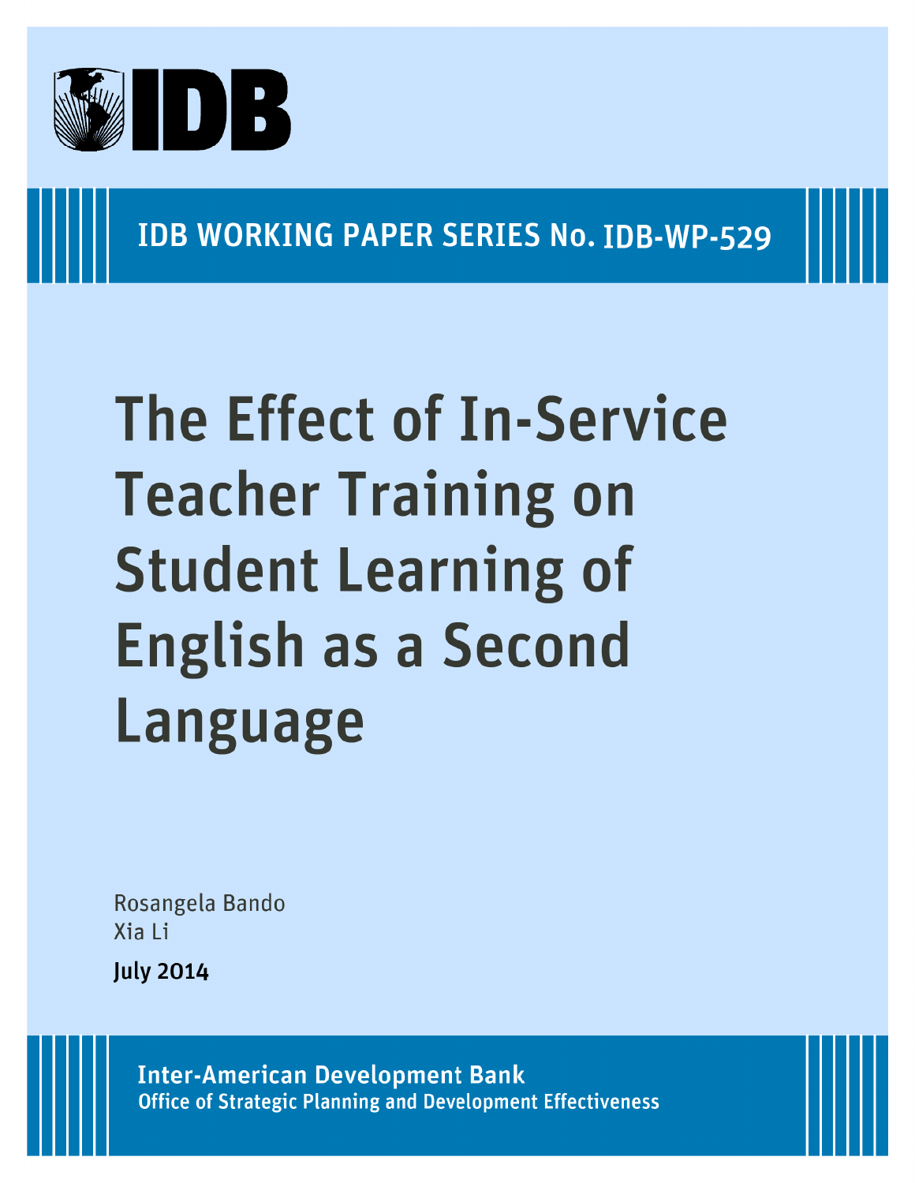IDB

IDB WORKING PAPER SERIES No. IDB-WP-529

# The Effect of In-Service Teacher Training on Student Learning of English as a Second Language

Rosangela Bando
Xia Li

**July 2014**

**Inter-American Development Bank**
**Office of Strategic Planning and Development Effectiveness**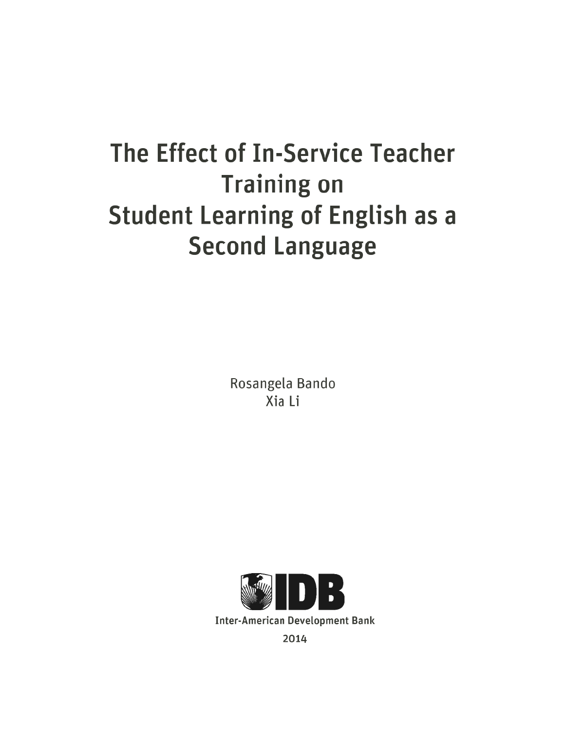# The Effect of In-Service Teacher Training on Student Learning of English as a Second Language

Rosangela Bando

Xia Li

Inter-American Development Bank

2014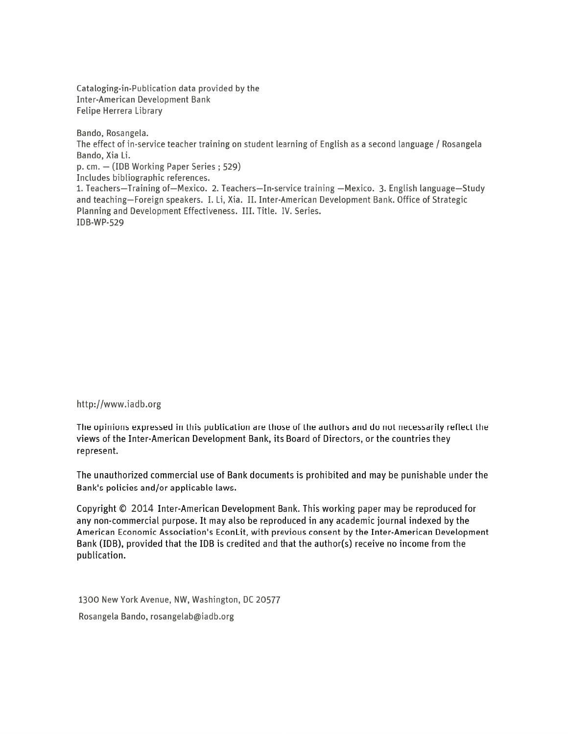Cataloging-in-Publication data provided by the
Inter-American Development Bank
Felipe Herrera Library

Bando, Rosangela.
The effect of in-service teacher training on student learning of English as a second language / Rosangela Bando, Xia Li.
p. cm. — (IDB Working Paper Series ; 529)
Includes bibliographic references.
1. Teachers—Training of—Mexico. 2. Teachers—In-service training —Mexico. 3. English language—Study and teaching—Foreign speakers. I. Li, Xia. II. Inter-American Development Bank. Office of Strategic Planning and Development Effectiveness. III. Title. IV. Series.
IDB-WP-529

http://www.iadb.org

The opinions expressed in this publication are those of the authors and do not necessarily reflect the views of the Inter-American Development Bank, its Board of Directors, or the countries they represent.

The unauthorized commercial use of Bank documents is prohibited and may be punishable under the Bank's policies and/or applicable laws.

Copyright © 2014 Inter-American Development Bank. This working paper may be reproduced for any non-commercial purpose. It may also be reproduced in any academic journal indexed by the American Economic Association's EconLit, with previous consent by the Inter-American Development Bank (IDB), provided that the IDB is credited and that the author(s) receive no income from the publication.

1300 New York Avenue, NW, Washington, DC 20577

Rosangela Bando, rosangelab@iadb.org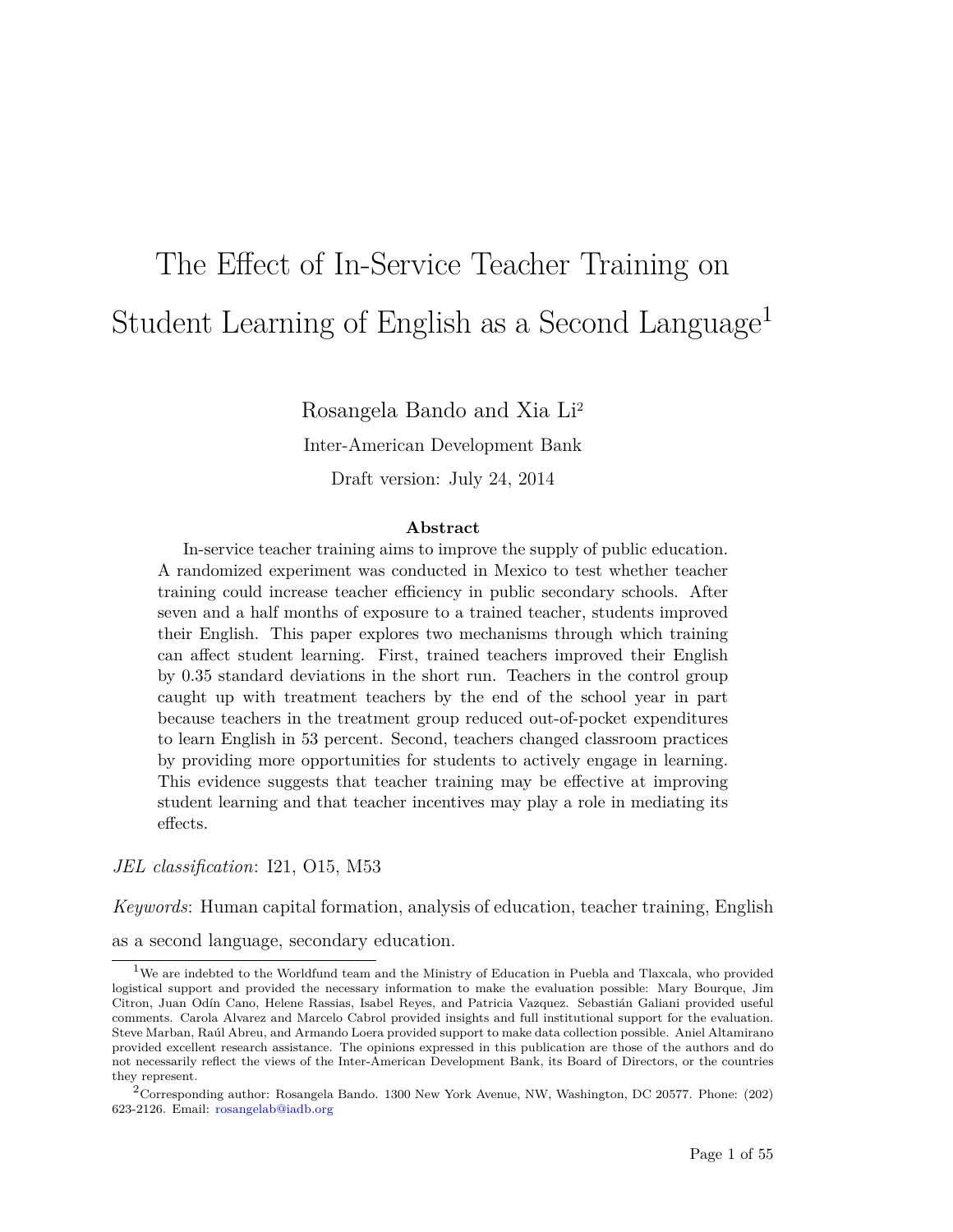# The Effect of In-Service Teacher Training on Student Learning of English as a Second Language[1]

Rosangela Bando and Xia Li[2]

Inter-American Development Bank

Draft version: July 24, 2014

**Abstract**

In-service teacher training aims to improve the supply of public education. A randomized experiment was conducted in Mexico to test whether teacher training could increase teacher efficiency in public secondary schools. After seven and a half months of exposure to a trained teacher, students improved their English. This paper explores two mechanisms through which training can affect student learning. First, trained teachers improved their English by 0.35 standard deviations in the short run. Teachers in the control group caught up with treatment teachers by the end of the school year in part because teachers in the treatment group reduced out-of-pocket expenditures to learn English in 53 percent. Second, teachers changed classroom practices by providing more opportunities for students to actively engage in learning. This evidence suggests that teacher training may be effective at improving student learning and that teacher incentives may play a role in mediating its effects.

*JEL classification*: I21, O15, M53

*Keywords*: Human capital formation, analysis of education, teacher training, English as a second language, secondary education.

---

[1] We are indebted to the Worldfund team and the Ministry of Education in Puebla and Tlaxcala, who provided logistical support and provided the necessary information to make the evaluation possible: Mary Bourque, Jim Citron, Juan Odín Cano, Helene Rassias, Isabel Reyes, and Patricia Vazquez. Sebastián Galiani provided useful comments. Carola Alvarez and Marcelo Cabrol provided insights and full institutional support for the evaluation. Steve Marban, Raúl Abreu, and Armando Loera provided support to make data collection possible. Aniel Altamirano provided excellent research assistance. The opinions expressed in this publication are those of the authors and do not necessarily reflect the views of the Inter-American Development Bank, its Board of Directors, or the countries they represent.

[2] Corresponding author: Rosangela Bando. 1300 New York Avenue, NW, Washington, DC 20577. Phone: (202) 623-2126. Email: rosangelab@iadb.org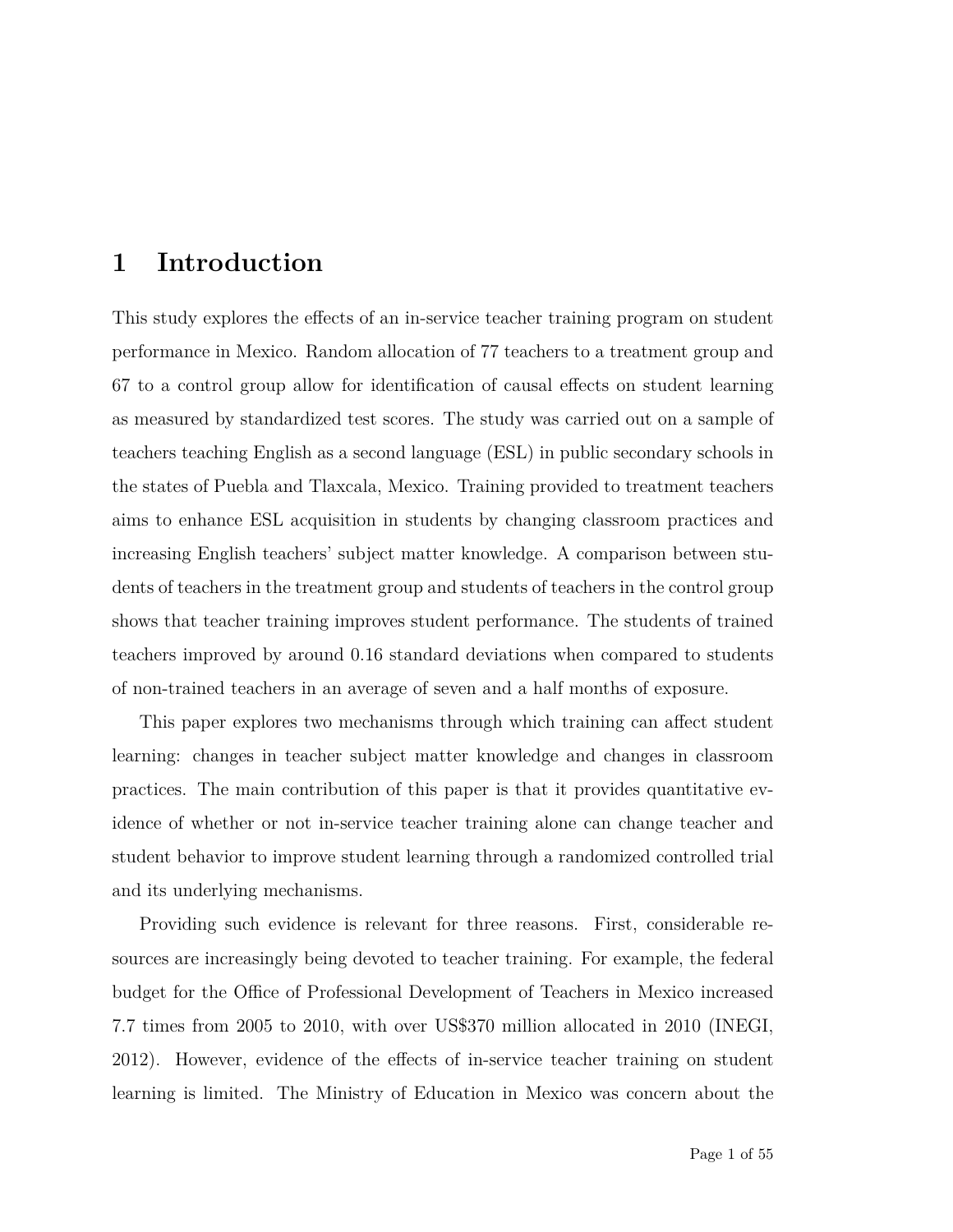# 1 Introduction

This study explores the effects of an in-service teacher training program on student performance in Mexico. Random allocation of 77 teachers to a treatment group and 67 to a control group allow for identification of causal effects on student learning as measured by standardized test scores. The study was carried out on a sample of teachers teaching English as a second language (ESL) in public secondary schools in the states of Puebla and Tlaxcala, Mexico. Training provided to treatment teachers aims to enhance ESL acquisition in students by changing classroom practices and increasing English teachers' subject matter knowledge. A comparison between students of teachers in the treatment group and students of teachers in the control group shows that teacher training improves student performance. The students of trained teachers improved by around 0.16 standard deviations when compared to students of non-trained teachers in an average of seven and a half months of exposure.

This paper explores two mechanisms through which training can affect student learning: changes in teacher subject matter knowledge and changes in classroom practices. The main contribution of this paper is that it provides quantitative evidence of whether or not in-service teacher training alone can change teacher and student behavior to improve student learning through a randomized controlled trial and its underlying mechanisms.

Providing such evidence is relevant for three reasons. First, considerable resources are increasingly being devoted to teacher training. For example, the federal budget for the Office of Professional Development of Teachers in Mexico increased 7.7 times from 2005 to 2010, with over US$370 million allocated in 2010 (INEGI, 2012). However, evidence of the effects of in-service teacher training on student learning is limited. The Ministry of Education in Mexico was concern about the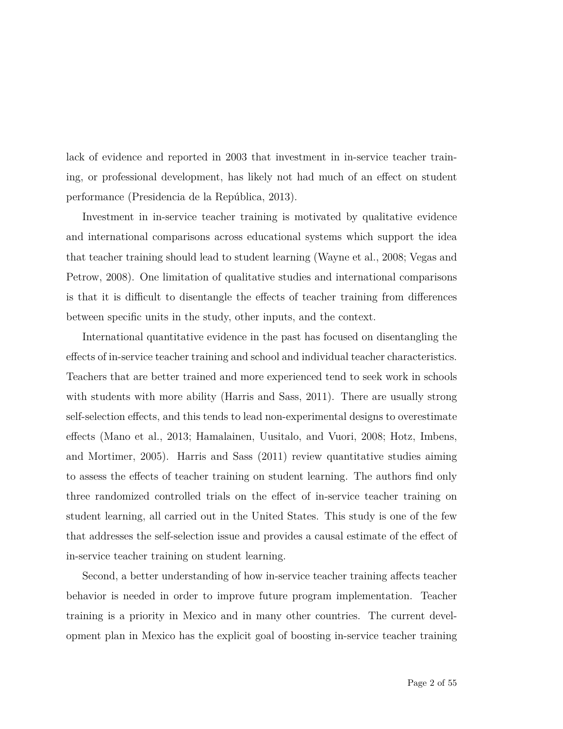lack of evidence and reported in 2003 that investment in in-service teacher training, or professional development, has likely not had much of an effect on student performance (Presidencia de la República, 2013).

Investment in in-service teacher training is motivated by qualitative evidence and international comparisons across educational systems which support the idea that teacher training should lead to student learning (Wayne et al., 2008; Vegas and Petrow, 2008). One limitation of qualitative studies and international comparisons is that it is difficult to disentangle the effects of teacher training from differences between specific units in the study, other inputs, and the context.

International quantitative evidence in the past has focused on disentangling the effects of in-service teacher training and school and individual teacher characteristics. Teachers that are better trained and more experienced tend to seek work in schools with students with more ability (Harris and Sass, 2011). There are usually strong self-selection effects, and this tends to lead non-experimental designs to overestimate effects (Mano et al., 2013; Hamalainen, Uusitalo, and Vuori, 2008; Hotz, Imbens, and Mortimer, 2005). Harris and Sass (2011) review quantitative studies aiming to assess the effects of teacher training on student learning. The authors find only three randomized controlled trials on the effect of in-service teacher training on student learning, all carried out in the United States. This study is one of the few that addresses the self-selection issue and provides a causal estimate of the effect of in-service teacher training on student learning.

Second, a better understanding of how in-service teacher training affects teacher behavior is needed in order to improve future program implementation. Teacher training is a priority in Mexico and in many other countries. The current development plan in Mexico has the explicit goal of boosting in-service teacher training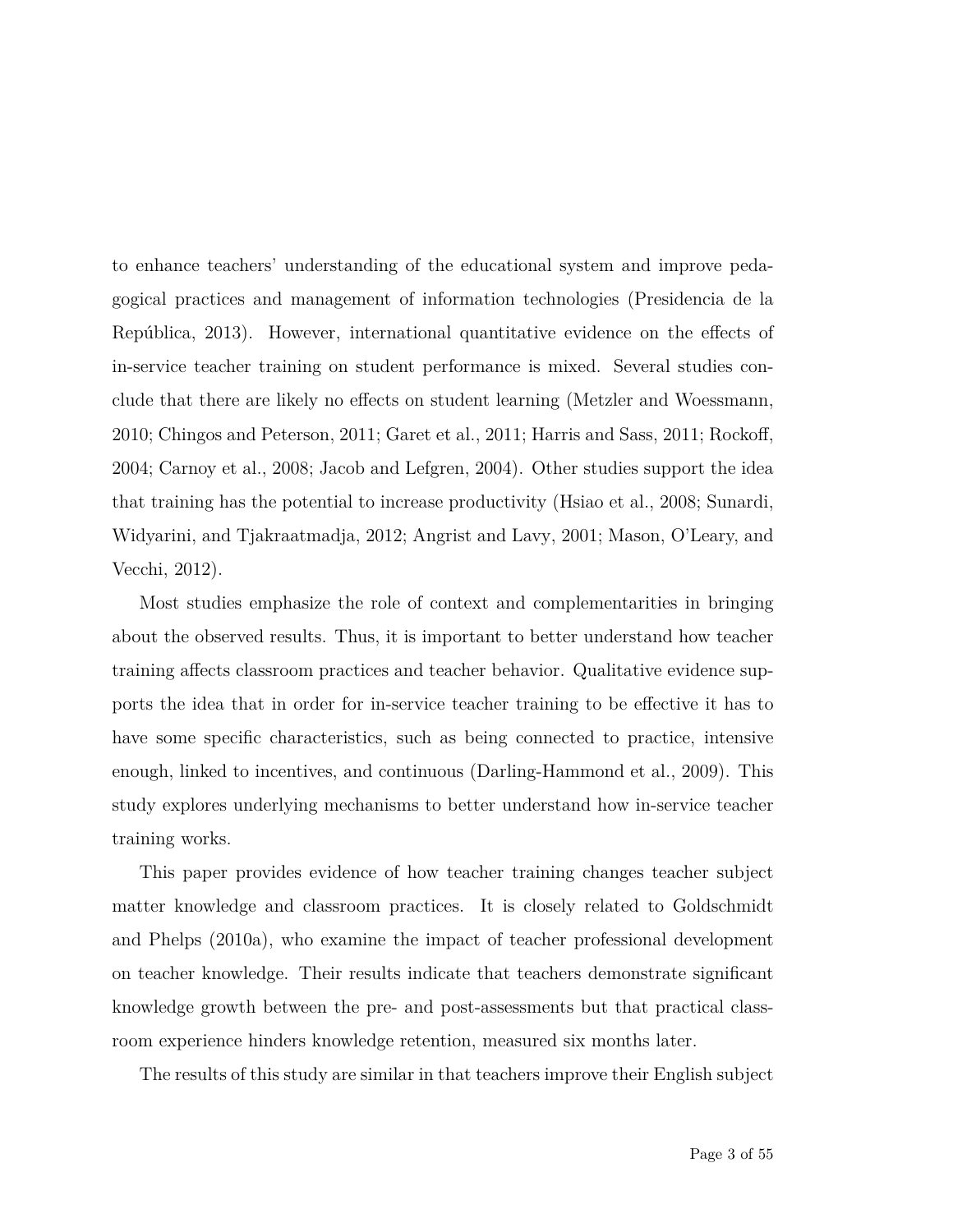to enhance teachers' understanding of the educational system and improve pedagogical practices and management of information technologies (Presidencia de la República, 2013). However, international quantitative evidence on the effects of in-service teacher training on student performance is mixed. Several studies conclude that there are likely no effects on student learning (Metzler and Woessmann, 2010; Chingos and Peterson, 2011; Garet et al., 2011; Harris and Sass, 2011; Rockoff, 2004; Carnoy et al., 2008; Jacob and Lefgren, 2004). Other studies support the idea that training has the potential to increase productivity (Hsiao et al., 2008; Sunardi, Widyarini, and Tjakraatmadja, 2012; Angrist and Lavy, 2001; Mason, O'Leary, and Vecchi, 2012).

Most studies emphasize the role of context and complementarities in bringing about the observed results. Thus, it is important to better understand how teacher training affects classroom practices and teacher behavior. Qualitative evidence supports the idea that in order for in-service teacher training to be effective it has to have some specific characteristics, such as being connected to practice, intensive enough, linked to incentives, and continuous (Darling-Hammond et al., 2009). This study explores underlying mechanisms to better understand how in-service teacher training works.

This paper provides evidence of how teacher training changes teacher subject matter knowledge and classroom practices. It is closely related to Goldschmidt and Phelps (2010a), who examine the impact of teacher professional development on teacher knowledge. Their results indicate that teachers demonstrate significant knowledge growth between the pre- and post-assessments but that practical classroom experience hinders knowledge retention, measured six months later.

The results of this study are similar in that teachers improve their English subject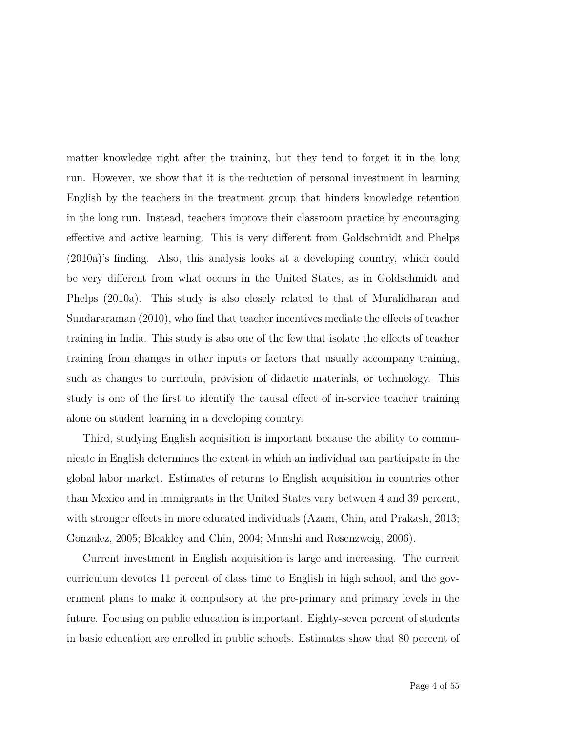matter knowledge right after the training, but they tend to forget it in the long run. However, we show that it is the reduction of personal investment in learning English by the teachers in the treatment group that hinders knowledge retention in the long run. Instead, teachers improve their classroom practice by encouraging effective and active learning. This is very different from Goldschmidt and Phelps (2010a)'s finding. Also, this analysis looks at a developing country, which could be very different from what occurs in the United States, as in Goldschmidt and Phelps (2010a). This study is also closely related to that of Muralidharan and Sundararaman (2010), who find that teacher incentives mediate the effects of teacher training in India. This study is also one of the few that isolate the effects of teacher training from changes in other inputs or factors that usually accompany training, such as changes to curricula, provision of didactic materials, or technology. This study is one of the first to identify the causal effect of in-service teacher training alone on student learning in a developing country.

Third, studying English acquisition is important because the ability to communicate in English determines the extent in which an individual can participate in the global labor market. Estimates of returns to English acquisition in countries other than Mexico and in immigrants in the United States vary between 4 and 39 percent, with stronger effects in more educated individuals (Azam, Chin, and Prakash, 2013; Gonzalez, 2005; Bleakley and Chin, 2004; Munshi and Rosenzweig, 2006).

Current investment in English acquisition is large and increasing. The current curriculum devotes 11 percent of class time to English in high school, and the government plans to make it compulsory at the pre-primary and primary levels in the future. Focusing on public education is important. Eighty-seven percent of students in basic education are enrolled in public schools. Estimates show that 80 percent of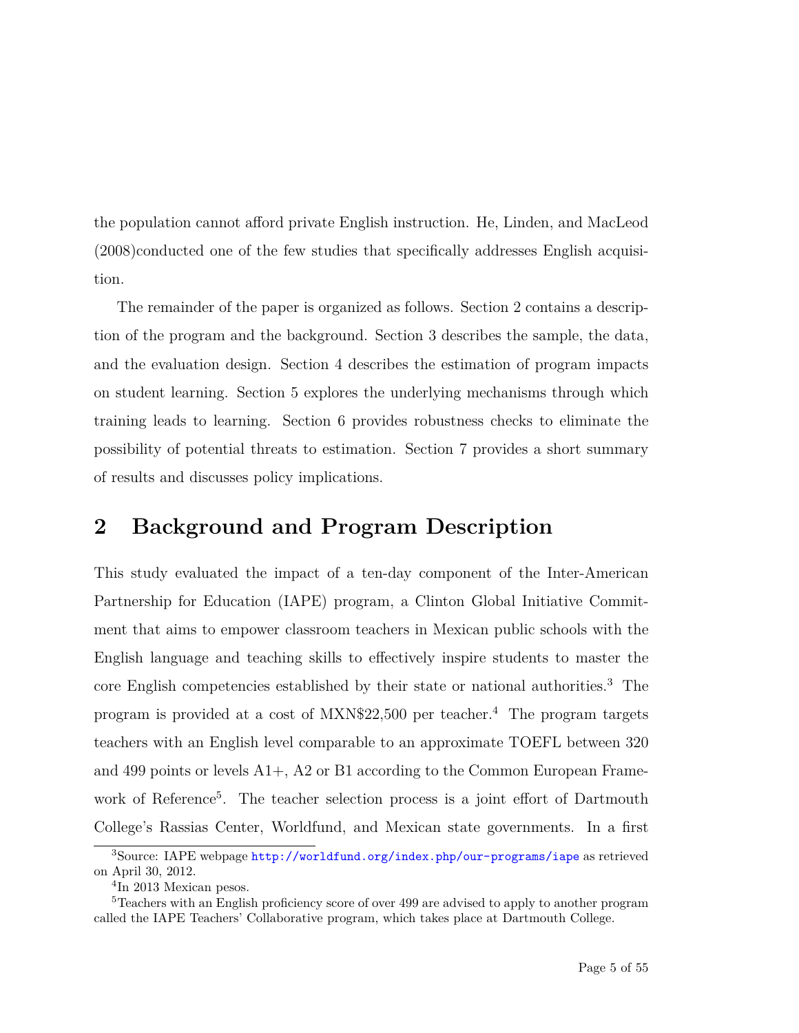the population cannot afford private English instruction. He, Linden, and MacLeod (2008)conducted one of the few studies that specifically addresses English acquisition.

The remainder of the paper is organized as follows. Section 2 contains a description of the program and the background. Section 3 describes the sample, the data, and the evaluation design. Section 4 describes the estimation of program impacts on student learning. Section 5 explores the underlying mechanisms through which training leads to learning. Section 6 provides robustness checks to eliminate the possibility of potential threats to estimation. Section 7 provides a short summary of results and discusses policy implications.

## 2 Background and Program Description

This study evaluated the impact of a ten-day component of the Inter-American Partnership for Education (IAPE) program, a Clinton Global Initiative Commitment that aims to empower classroom teachers in Mexican public schools with the English language and teaching skills to effectively inspire students to master the core English competencies established by their state or national authorities.[3] The program is provided at a cost of MXN$22,500 per teacher.[4] The program targets teachers with an English level comparable to an approximate TOEFL between 320 and 499 points or levels A1+, A2 or B1 according to the Common European Framework of Reference[5]. The teacher selection process is a joint effort of Dartmouth College's Rassias Center, Worldfund, and Mexican state governments. In a first

[3]Source: IAPE webpage http://worldfund.org/index.php/our-programs/iape as retrieved on April 30, 2012.

[4]In 2013 Mexican pesos.

[5]Teachers with an English proficiency score of over 499 are advised to apply to another program called the IAPE Teachers' Collaborative program, which takes place at Dartmouth College.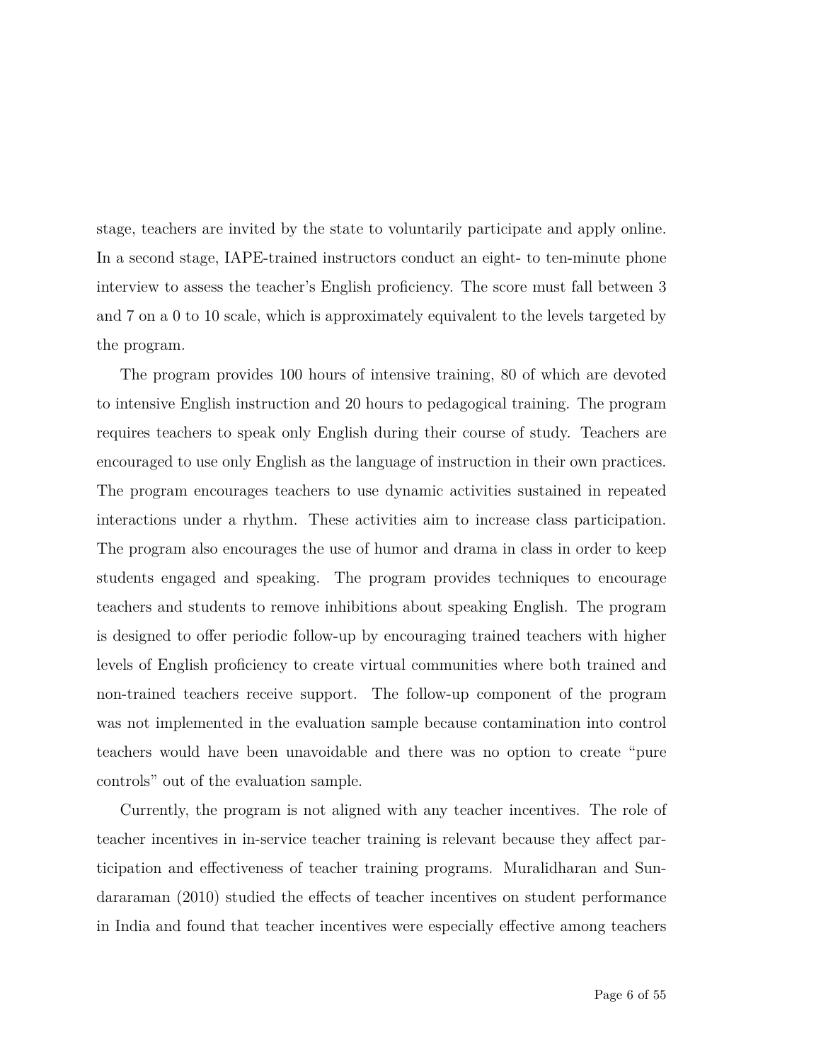stage, teachers are invited by the state to voluntarily participate and apply online. In a second stage, IAPE-trained instructors conduct an eight- to ten-minute phone interview to assess the teacher's English proficiency. The score must fall between 3 and 7 on a 0 to 10 scale, which is approximately equivalent to the levels targeted by the program.

The program provides 100 hours of intensive training, 80 of which are devoted to intensive English instruction and 20 hours to pedagogical training. The program requires teachers to speak only English during their course of study. Teachers are encouraged to use only English as the language of instruction in their own practices. The program encourages teachers to use dynamic activities sustained in repeated interactions under a rhythm. These activities aim to increase class participation. The program also encourages the use of humor and drama in class in order to keep students engaged and speaking. The program provides techniques to encourage teachers and students to remove inhibitions about speaking English. The program is designed to offer periodic follow-up by encouraging trained teachers with higher levels of English proficiency to create virtual communities where both trained and non-trained teachers receive support. The follow-up component of the program was not implemented in the evaluation sample because contamination into control teachers would have been unavoidable and there was no option to create "pure controls" out of the evaluation sample.

Currently, the program is not aligned with any teacher incentives. The role of teacher incentives in in-service teacher training is relevant because they affect participation and effectiveness of teacher training programs. Muralidharan and Sundararaman (2010) studied the effects of teacher incentives on student performance in India and found that teacher incentives were especially effective among teachers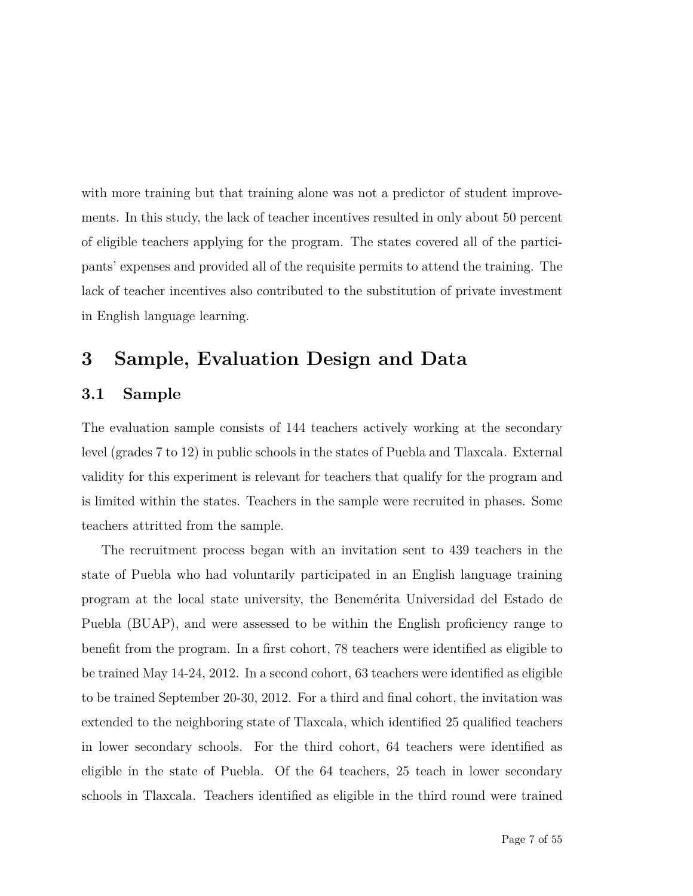with more training but that training alone was not a predictor of student improvements. In this study, the lack of teacher incentives resulted in only about 50 percent of eligible teachers applying for the program. The states covered all of the participants' expenses and provided all of the requisite permits to attend the training. The lack of teacher incentives also contributed to the substitution of private investment in English language learning.

# 3 Sample, Evaluation Design and Data

## 3.1 Sample

The evaluation sample consists of 144 teachers actively working at the secondary level (grades 7 to 12) in public schools in the states of Puebla and Tlaxcala. External validity for this experiment is relevant for teachers that qualify for the program and is limited within the states. Teachers in the sample were recruited in phases. Some teachers attritted from the sample.

The recruitment process began with an invitation sent to 439 teachers in the state of Puebla who had voluntarily participated in an English language training program at the local state university, the Benemérita Universidad del Estado de Puebla (BUAP), and were assessed to be within the English proficiency range to benefit from the program. In a first cohort, 78 teachers were identified as eligible to be trained May 14-24, 2012. In a second cohort, 63 teachers were identified as eligible to be trained September 20-30, 2012. For a third and final cohort, the invitation was extended to the neighboring state of Tlaxcala, which identified 25 qualified teachers in lower secondary schools. For the third cohort, 64 teachers were identified as eligible in the state of Puebla. Of the 64 teachers, 25 teach in lower secondary schools in Tlaxcala. Teachers identified as eligible in the third round were trained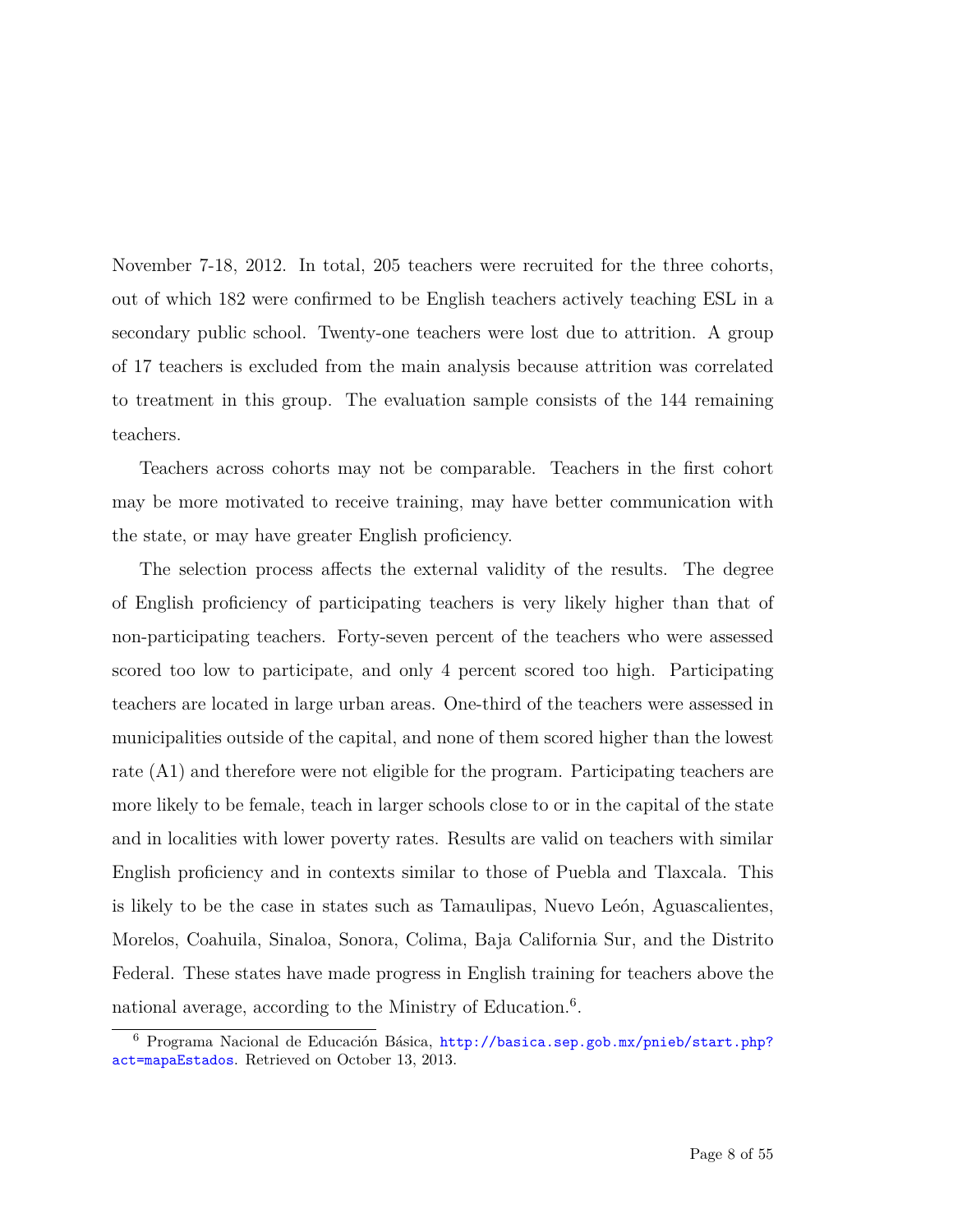November 7-18, 2012. In total, 205 teachers were recruited for the three cohorts, out of which 182 were confirmed to be English teachers actively teaching ESL in a secondary public school. Twenty-one teachers were lost due to attrition. A group of 17 teachers is excluded from the main analysis because attrition was correlated to treatment in this group. The evaluation sample consists of the 144 remaining teachers.

Teachers across cohorts may not be comparable. Teachers in the first cohort may be more motivated to receive training, may have better communication with the state, or may have greater English proficiency.

The selection process affects the external validity of the results. The degree of English proficiency of participating teachers is very likely higher than that of non-participating teachers. Forty-seven percent of the teachers who were assessed scored too low to participate, and only 4 percent scored too high. Participating teachers are located in large urban areas. One-third of the teachers were assessed in municipalities outside of the capital, and none of them scored higher than the lowest rate (A1) and therefore were not eligible for the program. Participating teachers are more likely to be female, teach in larger schools close to or in the capital of the state and in localities with lower poverty rates. Results are valid on teachers with similar English proficiency and in contexts similar to those of Puebla and Tlaxcala. This is likely to be the case in states such as Tamaulipas, Nuevo León, Aguascalientes, Morelos, Coahuila, Sinaloa, Sonora, Colima, Baja California Sur, and the Distrito Federal. These states have made progress in English training for teachers above the national average, according to the Ministry of Education.[6].

[6] Programa Nacional de Educación Básica, http://basica.sep.gob.mx/pnieb/start.php?act=mapaEstados. Retrieved on October 13, 2013.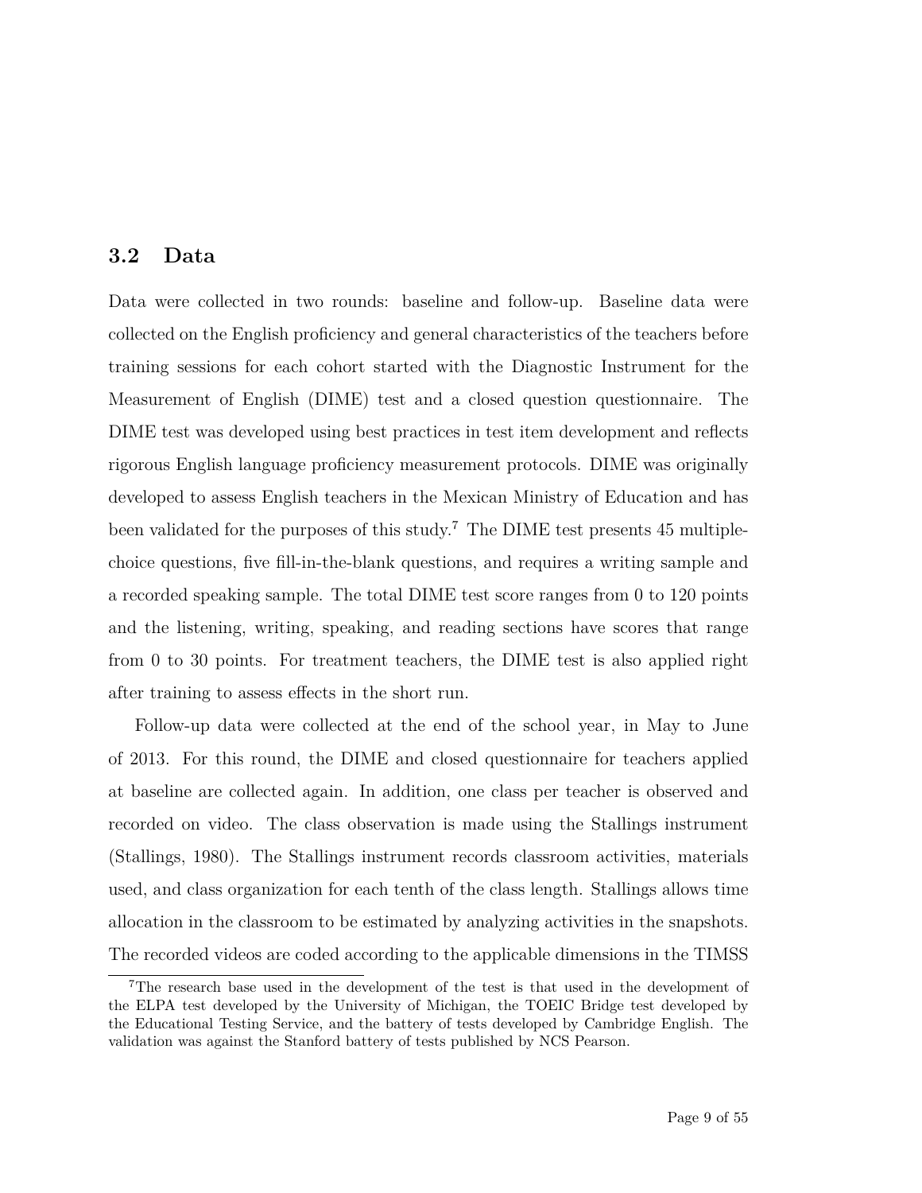### 3.2 Data

Data were collected in two rounds: baseline and follow-up. Baseline data were collected on the English proficiency and general characteristics of the teachers before training sessions for each cohort started with the Diagnostic Instrument for the Measurement of English (DIME) test and a closed question questionnaire. The DIME test was developed using best practices in test item development and reflects rigorous English language proficiency measurement protocols. DIME was originally developed to assess English teachers in the Mexican Ministry of Education and has been validated for the purposes of this study.[7] The DIME test presents 45 multiple-choice questions, five fill-in-the-blank questions, and requires a writing sample and a recorded speaking sample. The total DIME test score ranges from 0 to 120 points and the listening, writing, speaking, and reading sections have scores that range from 0 to 30 points. For treatment teachers, the DIME test is also applied right after training to assess effects in the short run.

Follow-up data were collected at the end of the school year, in May to June of 2013. For this round, the DIME and closed questionnaire for teachers applied at baseline are collected again. In addition, one class per teacher is observed and recorded on video. The class observation is made using the Stallings instrument (Stallings, 1980). The Stallings instrument records classroom activities, materials used, and class organization for each tenth of the class length. Stallings allows time allocation in the classroom to be estimated by analyzing activities in the snapshots. The recorded videos are coded according to the applicable dimensions in the TIMSS

[7] The research base used in the development of the test is that used in the development of the ELPA test developed by the University of Michigan, the TOEIC Bridge test developed by the Educational Testing Service, and the battery of tests developed by Cambridge English. The validation was against the Stanford battery of tests published by NCS Pearson.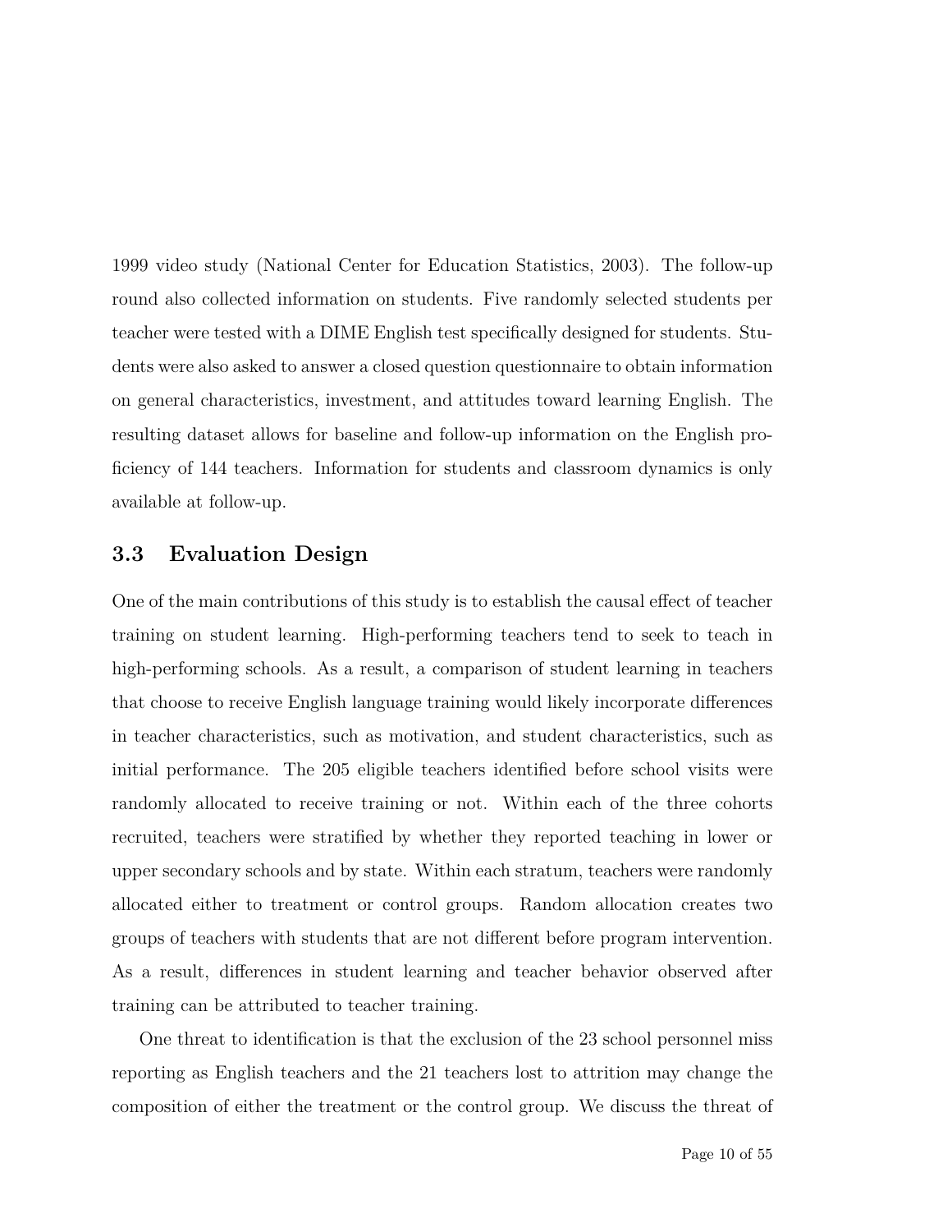1999 video study (National Center for Education Statistics, 2003). The follow-up round also collected information on students. Five randomly selected students per teacher were tested with a DIME English test specifically designed for students. Students were also asked to answer a closed question questionnaire to obtain information on general characteristics, investment, and attitudes toward learning English. The resulting dataset allows for baseline and follow-up information on the English proficiency of 144 teachers. Information for students and classroom dynamics is only available at follow-up.

### 3.3 Evaluation Design

One of the main contributions of this study is to establish the causal effect of teacher training on student learning. High-performing teachers tend to seek to teach in high-performing schools. As a result, a comparison of student learning in teachers that choose to receive English language training would likely incorporate differences in teacher characteristics, such as motivation, and student characteristics, such as initial performance. The 205 eligible teachers identified before school visits were randomly allocated to receive training or not. Within each of the three cohorts recruited, teachers were stratified by whether they reported teaching in lower or upper secondary schools and by state. Within each stratum, teachers were randomly allocated either to treatment or control groups. Random allocation creates two groups of teachers with students that are not different before program intervention. As a result, differences in student learning and teacher behavior observed after training can be attributed to teacher training.

One threat to identification is that the exclusion of the 23 school personnel miss reporting as English teachers and the 21 teachers lost to attrition may change the composition of either the treatment or the control group. We discuss the threat of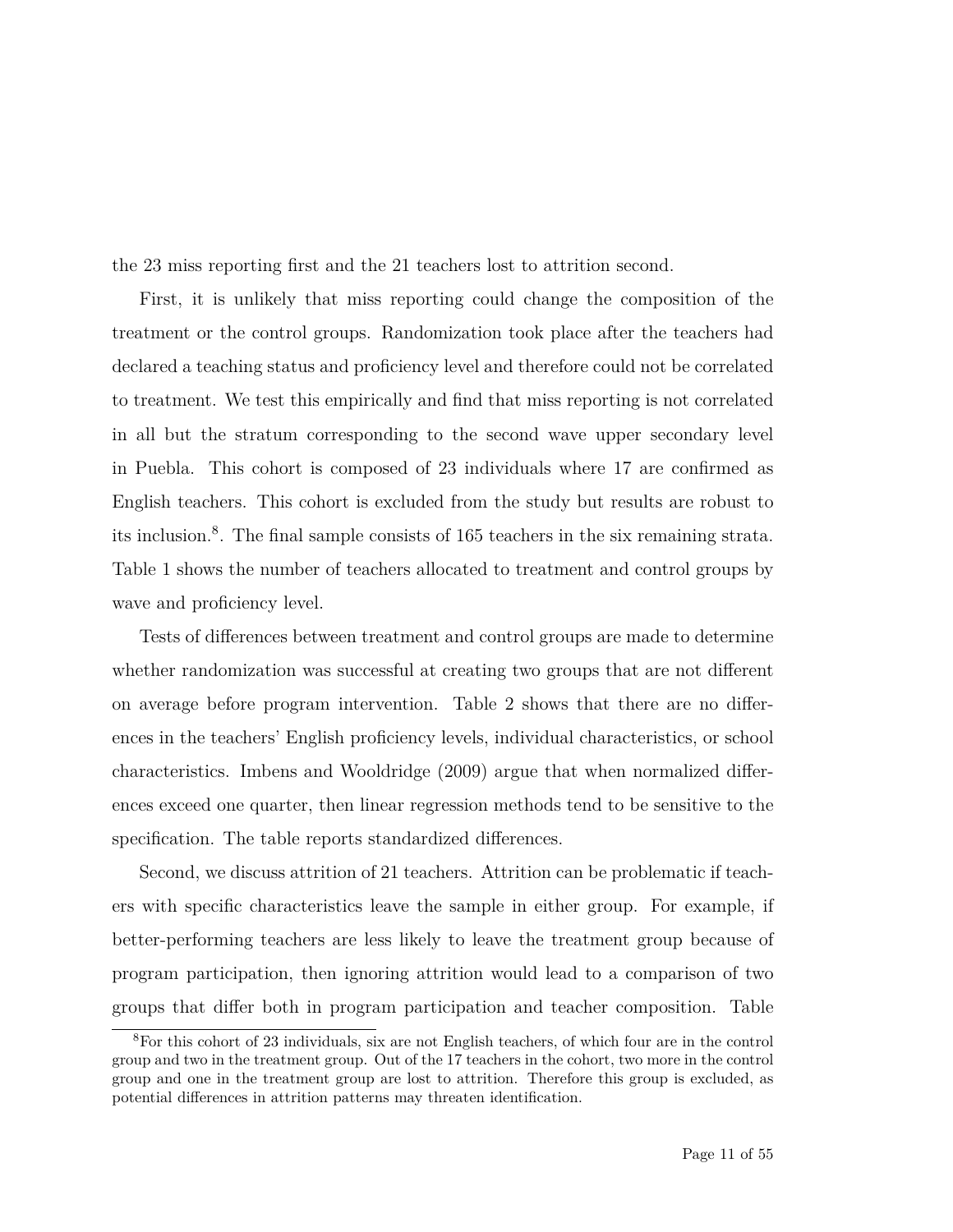the 23 miss reporting first and the 21 teachers lost to attrition second.

First, it is unlikely that miss reporting could change the composition of the treatment or the control groups. Randomization took place after the teachers had declared a teaching status and proficiency level and therefore could not be correlated to treatment. We test this empirically and find that miss reporting is not correlated in all but the stratum corresponding to the second wave upper secondary level in Puebla. This cohort is composed of 23 individuals where 17 are confirmed as English teachers. This cohort is excluded from the study but results are robust to its inclusion.[8]. The final sample consists of 165 teachers in the six remaining strata. Table 1 shows the number of teachers allocated to treatment and control groups by wave and proficiency level.

Tests of differences between treatment and control groups are made to determine whether randomization was successful at creating two groups that are not different on average before program intervention. Table 2 shows that there are no differences in the teachers' English proficiency levels, individual characteristics, or school characteristics. Imbens and Wooldridge (2009) argue that when normalized differences exceed one quarter, then linear regression methods tend to be sensitive to the specification. The table reports standardized differences.

Second, we discuss attrition of 21 teachers. Attrition can be problematic if teachers with specific characteristics leave the sample in either group. For example, if better-performing teachers are less likely to leave the treatment group because of program participation, then ignoring attrition would lead to a comparison of two groups that differ both in program participation and teacher composition. Table

[8]For this cohort of 23 individuals, six are not English teachers, of which four are in the control group and two in the treatment group. Out of the 17 teachers in the cohort, two more in the control group and one in the treatment group are lost to attrition. Therefore this group is excluded, as potential differences in attrition patterns may threaten identification.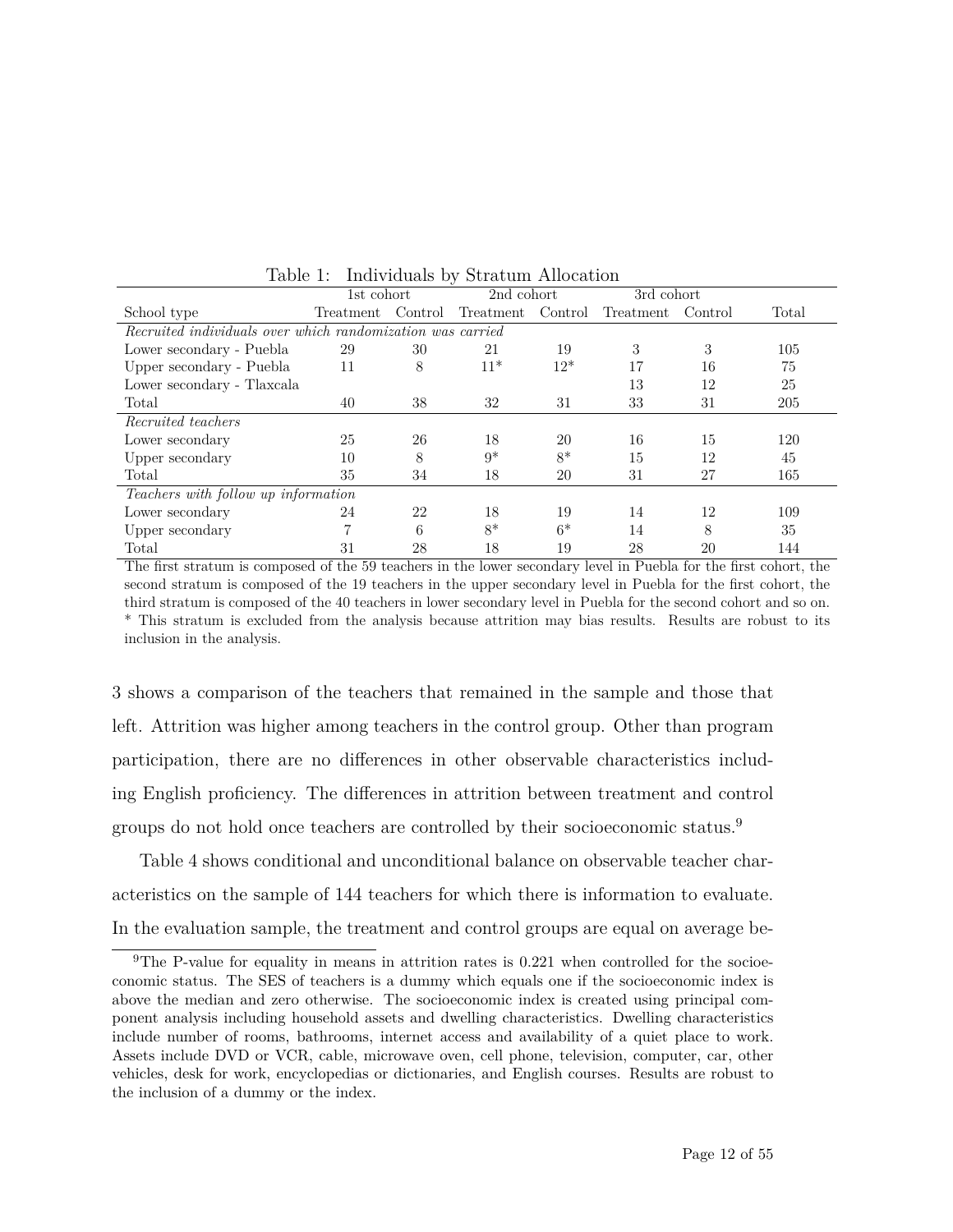Table 1: Individuals by Stratum Allocation

| | 1st cohort | | 2nd cohort | | 3rd cohort | | |
|---|---|---|---|---|---|---|---|
| School type | Treatment | Control | Treatment | Control | Treatment | Control | Total |
| *Recruited individuals over which randomization was carried* | | | | | | | |
| Lower secondary - Puebla | 29 | 30 | 21 | 19 | 3 | 3 | 105 |
| Upper secondary - Puebla | 11 | 8 | 11* | 12* | 17 | 16 | 75 |
| Lower secondary - Tlaxcala | | | | | 13 | 12 | 25 |
| Total | 40 | 38 | 32 | 31 | 33 | 31 | 205 |
| *Recruited teachers* | | | | | | | |
| Lower secondary | 25 | 26 | 18 | 20 | 16 | 15 | 120 |
| Upper secondary | 10 | 8 | 9* | 8* | 15 | 12 | 45 |
| Total | 35 | 34 | 18 | 20 | 31 | 27 | 165 |
| *Teachers with follow up information* | | | | | | | |
| Lower secondary | 24 | 22 | 18 | 19 | 14 | 12 | 109 |
| Upper secondary | 7 | 6 | 8* | 6* | 14 | 8 | 35 |
| Total | 31 | 28 | 18 | 19 | 28 | 20 | 144 |

The first stratum is composed of the 59 teachers in the lower secondary level in Puebla for the first cohort, the second stratum is composed of the 19 teachers in the upper secondary level in Puebla for the first cohort, the third stratum is composed of the 40 teachers in lower secondary level in Puebla for the second cohort and so on.
* This stratum is excluded from the analysis because attrition may bias results. Results are robust to its inclusion in the analysis.

3 shows a comparison of the teachers that remained in the sample and those that left. Attrition was higher among teachers in the control group. Other than program participation, there are no differences in other observable characteristics including English proficiency. The differences in attrition between treatment and control groups do not hold once teachers are controlled by their socioeconomic status.[9]

Table 4 shows conditional and unconditional balance on observable teacher characteristics on the sample of 144 teachers for which there is information to evaluate. In the evaluation sample, the treatment and control groups are equal on average be-

[9]The P-value for equality in means in attrition rates is 0.221 when controlled for the socioeconomic status. The SES of teachers is a dummy which equals one if the socioeconomic index is above the median and zero otherwise. The socioeconomic index is created using principal component analysis including household assets and dwelling characteristics. Dwelling characteristics include number of rooms, bathrooms, internet access and availability of a quiet place to work. Assets include DVD or VCR, cable, microwave oven, cell phone, television, computer, car, other vehicles, desk for work, encyclopedias or dictionaries, and English courses. Results are robust to the inclusion of a dummy or the index.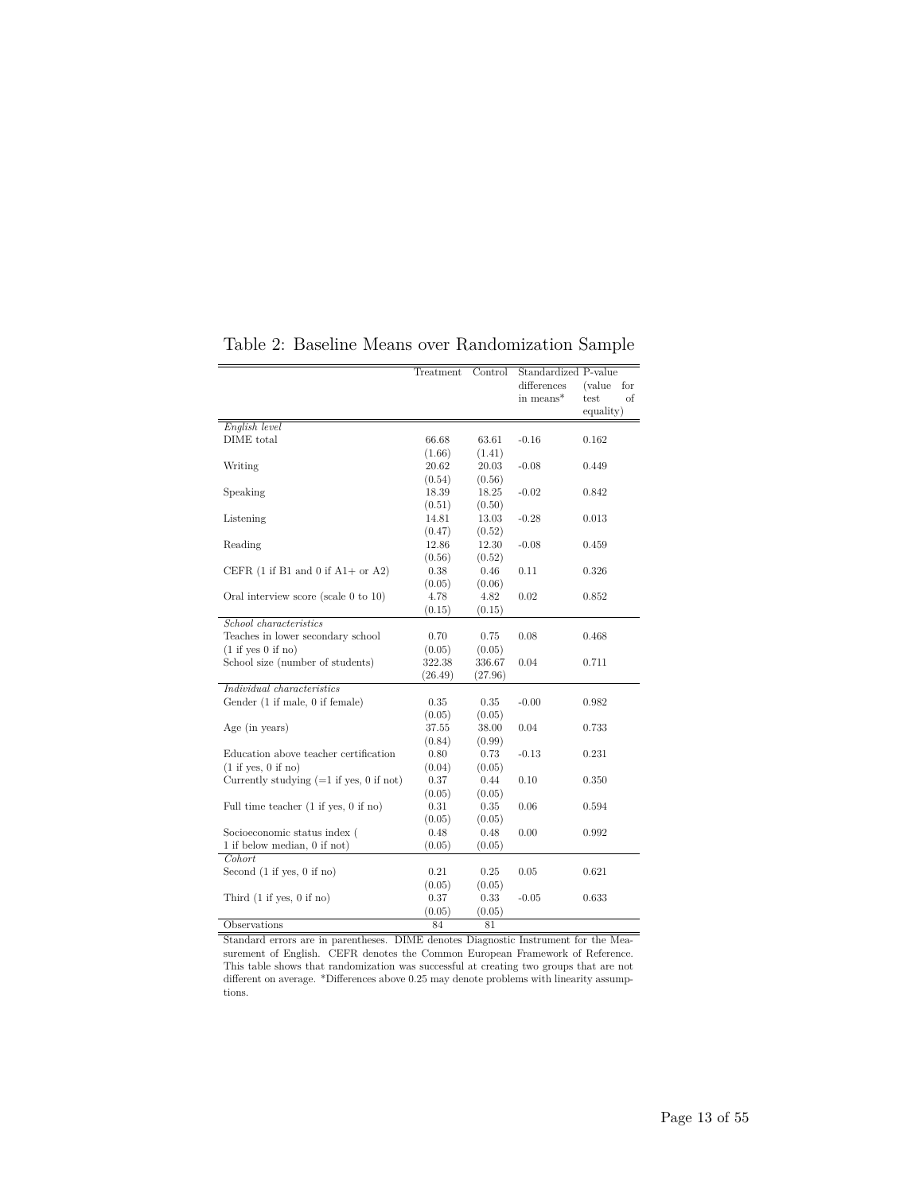Table 2: Baseline Means over Randomization Sample

| | Treatment | Control | Standardized differences in means* | P-value (value for test of equality) |
|---|---|---|---|---|
| *English level* | | | | |
| DIME total | 66.68 | 63.61 | -0.16 | 0.162 |
| | (1.66) | (1.41) | | |
| Writing | 20.62 | 20.03 | -0.08 | 0.449 |
| | (0.54) | (0.56) | | |
| Speaking | 18.39 | 18.25 | -0.02 | 0.842 |
| | (0.51) | (0.50) | | |
| Listening | 14.81 | 13.03 | -0.28 | 0.013 |
| | (0.47) | (0.52) | | |
| Reading | 12.86 | 12.30 | -0.08 | 0.459 |
| | (0.56) | (0.52) | | |
| CEFR (1 if B1 and 0 if A1+ or A2) | 0.38 | 0.46 | 0.11 | 0.326 |
| | (0.05) | (0.06) | | |
| Oral interview score (scale 0 to 10) | 4.78 | 4.82 | 0.02 | 0.852 |
| | (0.15) | (0.15) | | |
| *School characteristics* | | | | |
| Teaches in lower secondary school (1 if yes 0 if no) | 0.70 | 0.75 | 0.08 | 0.468 |
| | (0.05) | (0.05) | | |
| School size (number of students) | 322.38 | 336.67 | 0.04 | 0.711 |
| | (26.49) | (27.96) | | |
| *Individual characteristics* | | | | |
| Gender (1 if male, 0 if female) | 0.35 | 0.35 | -0.00 | 0.982 |
| | (0.05) | (0.05) | | |
| Age (in years) | 37.55 | 38.00 | 0.04 | 0.733 |
| | (0.84) | (0.99) | | |
| Education above teacher certification (1 if yes, 0 if no) | 0.80 | 0.73 | -0.13 | 0.231 |
| | (0.04) | (0.05) | | |
| Currently studying (=1 if yes, 0 if not) | 0.37 | 0.44 | 0.10 | 0.350 |
| | (0.05) | (0.05) | | |
| Full time teacher (1 if yes, 0 if no) | 0.31 | 0.35 | 0.06 | 0.594 |
| | (0.05) | (0.05) | | |
| Socioeconomic status index ( 1 if below median, 0 if not) | 0.48 | 0.48 | 0.00 | 0.992 |
| | (0.05) | (0.05) | | |
| *Cohort* | | | | |
| Second (1 if yes, 0 if no) | 0.21 | 0.25 | 0.05 | 0.621 |
| | (0.05) | (0.05) | | |
| Third (1 if yes, 0 if no) | 0.37 | 0.33 | -0.05 | 0.633 |
| | (0.05) | (0.05) | | |
| Observations | 84 | 81 | | |

Standard errors are in parentheses. DIME denotes Diagnostic Instrument for the Measurement of English. CEFR denotes the Common European Framework of Reference. This table shows that randomization was successful at creating two groups that are not different on average. *Differences above 0.25 may denote problems with linearity assumptions.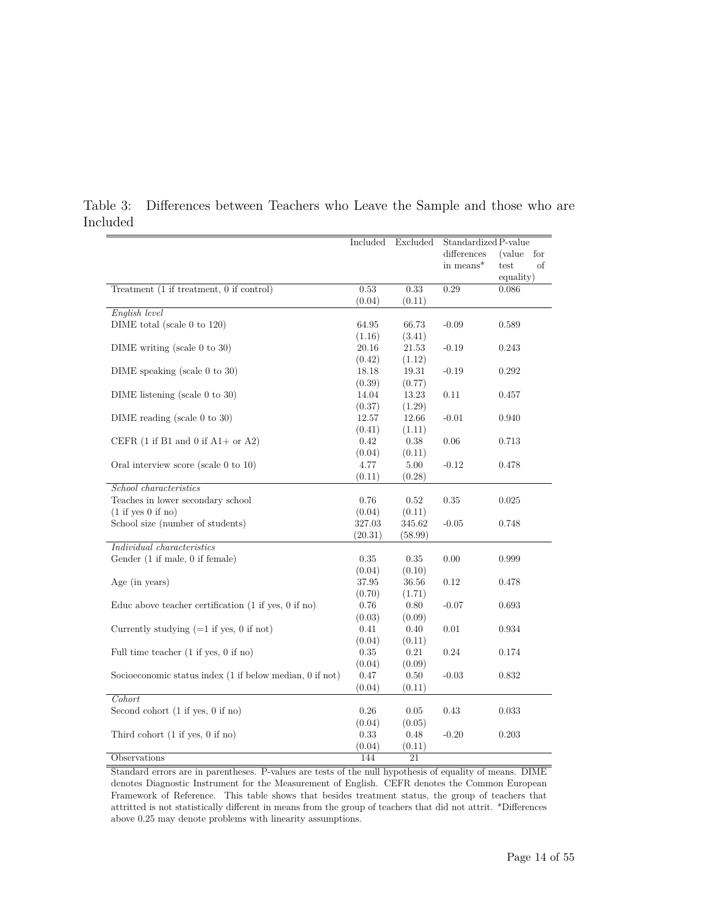Table 3: Differences between Teachers who Leave the Sample and those who are Included

| | Included | Excluded | Standardized differences in means* | P-value (value for test of equality) |
|---|---|---|---|---|
| Treatment (1 if treatment, 0 if control) | 0.53 | 0.33 | 0.29 | 0.086 |
| | (0.04) | (0.11) | | |
| *English level* | | | | |
| DIME total (scale 0 to 120) | 64.95 | 66.73 | -0.09 | 0.589 |
| | (1.16) | (3.41) | | |
| DIME writing (scale 0 to 30) | 20.16 | 21.53 | -0.19 | 0.243 |
| | (0.42) | (1.12) | | |
| DIME speaking (scale 0 to 30) | 18.18 | 19.31 | -0.19 | 0.292 |
| | (0.39) | (0.77) | | |
| DIME listening (scale 0 to 30) | 14.04 | 13.23 | 0.11 | 0.457 |
| | (0.37) | (1.29) | | |
| DIME reading (scale 0 to 30) | 12.57 | 12.66 | -0.01 | 0.940 |
| | (0.41) | (1.11) | | |
| CEFR (1 if B1 and 0 if A1+ or A2) | 0.42 | 0.38 | 0.06 | 0.713 |
| | (0.04) | (0.11) | | |
| Oral interview score (scale 0 to 10) | 4.77 | 5.00 | -0.12 | 0.478 |
| | (0.11) | (0.28) | | |
| *School characteristics* | | | | |
| Teaches in lower secondary school (1 if yes 0 if no) | 0.76 | 0.52 | 0.35 | 0.025 |
| | (0.04) | (0.11) | | |
| School size (number of students) | 327.03 | 345.62 | -0.05 | 0.748 |
| | (20.31) | (58.99) | | |
| *Individual characteristics* | | | | |
| Gender (1 if male, 0 if female) | 0.35 | 0.35 | 0.00 | 0.999 |
| | (0.04) | (0.10) | | |
| Age (in years) | 37.95 | 36.56 | 0.12 | 0.478 |
| | (0.70) | (1.71) | | |
| Educ above teacher certification (1 if yes, 0 if no) | 0.76 | 0.80 | -0.07 | 0.693 |
| | (0.03) | (0.09) | | |
| Currently studying (=1 if yes, 0 if not) | 0.41 | 0.40 | 0.01 | 0.934 |
| | (0.04) | (0.11) | | |
| Full time teacher (1 if yes, 0 if no) | 0.35 | 0.21 | 0.24 | 0.174 |
| | (0.04) | (0.09) | | |
| Socioeconomic status index (1 if below median, 0 if not) | 0.47 | 0.50 | -0.03 | 0.832 |
| | (0.04) | (0.11) | | |
| *Cohort* | | | | |
| Second cohort (1 if yes, 0 if no) | 0.26 | 0.05 | 0.43 | 0.033 |
| | (0.04) | (0.05) | | |
| Third cohort (1 if yes, 0 if no) | 0.33 | 0.48 | -0.20 | 0.203 |
| | (0.04) | (0.11) | | |
| Observations | 144 | 21 | | |

Standard errors are in parentheses. P-values are tests of the null hypothesis of equality of means. DIME denotes Diagnostic Instrument for the Measurement of English. CEFR denotes the Common European Framework of Reference. This table shows that besides treatment status, the group of teachers that attritted is not statistically different in means from the group of teachers that did not attrit. *Differences above 0.25 may denote problems with linearity assumptions.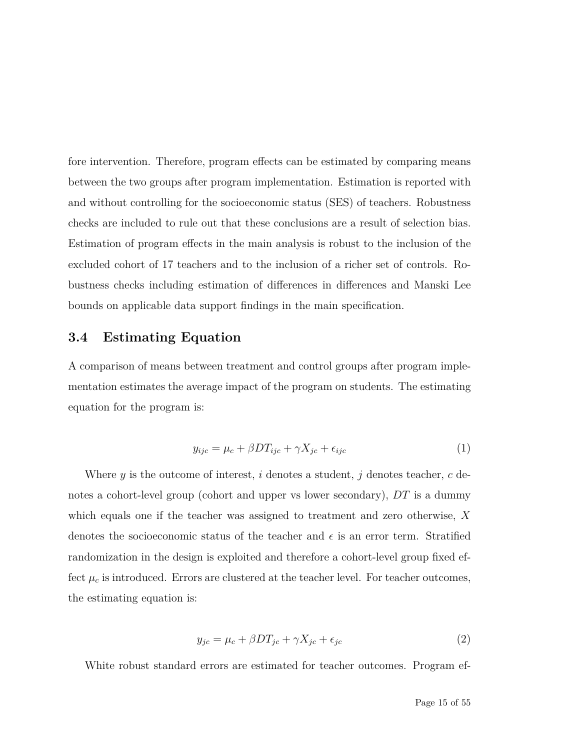fore intervention. Therefore, program effects can be estimated by comparing means between the two groups after program implementation. Estimation is reported with and without controlling for the socioeconomic status (SES) of teachers. Robustness checks are included to rule out that these conclusions are a result of selection bias. Estimation of program effects in the main analysis is robust to the inclusion of the excluded cohort of 17 teachers and to the inclusion of a richer set of controls. Robustness checks including estimation of differences in differences and Manski Lee bounds on applicable data support findings in the main specification.

### 3.4 Estimating Equation

A comparison of means between treatment and control groups after program implementation estimates the average impact of the program on students. The estimating equation for the program is:

$$y_{ijc} = \mu_c + \beta DT_{ijc} + \gamma X_{jc} + \epsilon_{ijc} \tag{1}$$

Where $y$ is the outcome of interest, $i$ denotes a student, $j$ denotes teacher, $c$ denotes a cohort-level group (cohort and upper vs lower secondary), $DT$ is a dummy which equals one if the teacher was assigned to treatment and zero otherwise, $X$ denotes the socioeconomic status of the teacher and $\epsilon$ is an error term. Stratified randomization in the design is exploited and therefore a cohort-level group fixed effect $\mu_c$ is introduced. Errors are clustered at the teacher level. For teacher outcomes, the estimating equation is:

$$y_{jc} = \mu_c + \beta DT_{jc} + \gamma X_{jc} + \epsilon_{jc} \tag{2}$$

White robust standard errors are estimated for teacher outcomes. Program ef-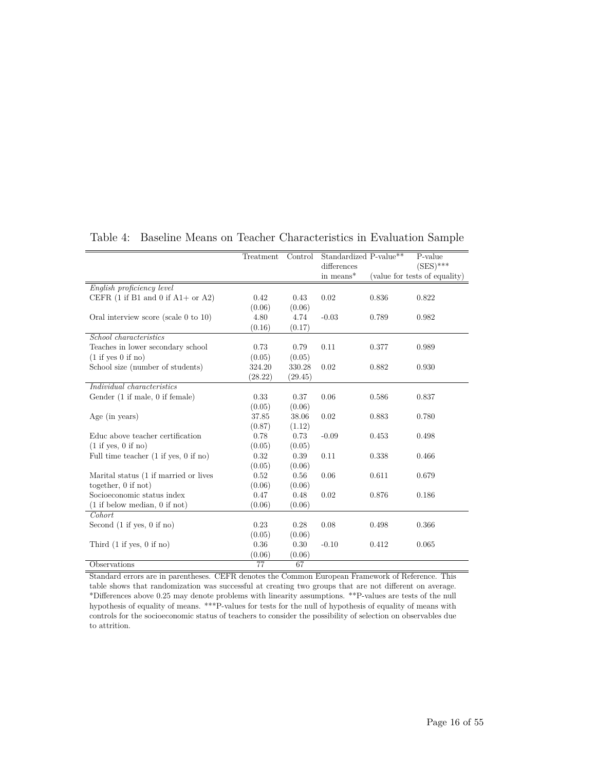Table 4: Baseline Means on Teacher Characteristics in Evaluation Sample

| | Treatment | Control | Standardized differences in means* | P-value** | P-value (SES)*** |
|---|---|---|---|---|---|
| | | | | (value for tests of equality) | |
| *English proficiency level* | | | | | |
| CEFR (1 if B1 and 0 if A1+ or A2) | 0.42 | 0.43 | 0.02 | 0.836 | 0.822 |
| | (0.06) | (0.06) | | | |
| Oral interview score (scale 0 to 10) | 4.80 | 4.74 | -0.03 | 0.789 | 0.982 |
| | (0.16) | (0.17) | | | |
| *School characteristics* | | | | | |
| Teaches in lower secondary school (1 if yes 0 if no) | 0.73 | 0.79 | 0.11 | 0.377 | 0.989 |
| | (0.05) | (0.05) | | | |
| School size (number of students) | 324.20 | 330.28 | 0.02 | 0.882 | 0.930 |
| | (28.22) | (29.45) | | | |
| *Individual characteristics* | | | | | |
| Gender (1 if male, 0 if female) | 0.33 | 0.37 | 0.06 | 0.586 | 0.837 |
| | (0.05) | (0.06) | | | |
| Age (in years) | 37.85 | 38.06 | 0.02 | 0.883 | 0.780 |
| | (0.87) | (1.12) | | | |
| Educ above teacher certification (1 if yes, 0 if no) | 0.78 | 0.73 | -0.09 | 0.453 | 0.498 |
| | (0.05) | (0.05) | | | |
| Full time teacher (1 if yes, 0 if no) | 0.32 | 0.39 | 0.11 | 0.338 | 0.466 |
| | (0.05) | (0.06) | | | |
| Marital status (1 if married or lives together, 0 if not) | 0.52 | 0.56 | 0.06 | 0.611 | 0.679 |
| | (0.06) | (0.06) | | | |
| Socioeconomic status index (1 if below median, 0 if not) | 0.47 | 0.48 | 0.02 | 0.876 | 0.186 |
| | (0.06) | (0.06) | | | |
| *Cohort* | | | | | |
| Second (1 if yes, 0 if no) | 0.23 | 0.28 | 0.08 | 0.498 | 0.366 |
| | (0.05) | (0.06) | | | |
| Third (1 if yes, 0 if no) | 0.36 | 0.30 | -0.10 | 0.412 | 0.065 |
| | (0.06) | (0.06) | | | |
| Observations | 77 | 67 | | | |

Standard errors are in parentheses. CEFR denotes the Common European Framework of Reference. This table shows that randomization was successful at creating two groups that are not different on average. *Differences above 0.25 may denote problems with linearity assumptions. **P-values are tests of the null hypothesis of equality of means. ***P-values for tests for the null of hypothesis of equality of means with controls for the socioeconomic status of teachers to consider the possibility of selection on observables due to attrition.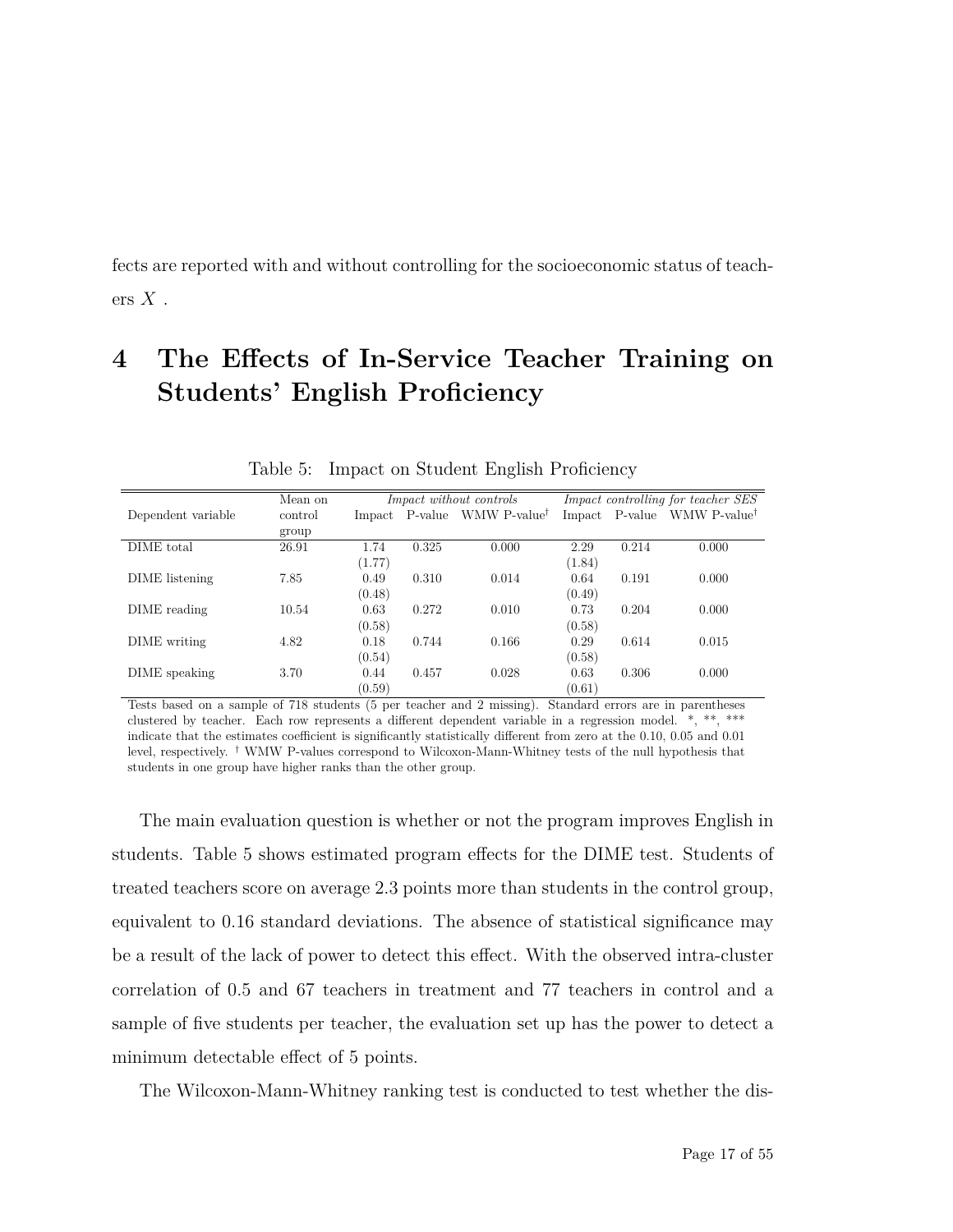fects are reported with and without controlling for the socioeconomic status of teachers $X$ .

# 4 The Effects of In-Service Teacher Training on Students' English Proficiency

Table 5: Impact on Student English Proficiency

| Dependent variable | Mean on control group | *Impact without controls* | | | *Impact controlling for teacher SES* | | |
|---|---|---|---|---|---|---|---|
| | | Impact | P-value | WMW P-value† | Impact | P-value | WMW P-value† |
| DIME total | 26.91 | 1.74 (1.77) | 0.325 | 0.000 | 2.29 (1.84) | 0.214 | 0.000 |
| DIME listening | 7.85 | 0.49 (0.48) | 0.310 | 0.014 | 0.64 (0.49) | 0.191 | 0.000 |
| DIME reading | 10.54 | 0.63 (0.58) | 0.272 | 0.010 | 0.73 (0.58) | 0.204 | 0.000 |
| DIME writing | 4.82 | 0.18 (0.54) | 0.744 | 0.166 | 0.29 (0.58) | 0.614 | 0.015 |
| DIME speaking | 3.70 | 0.44 (0.59) | 0.457 | 0.028 | 0.63 (0.61) | 0.306 | 0.000 |

Tests based on a sample of 718 students (5 per teacher and 2 missing). Standard errors are in parentheses clustered by teacher. Each row represents a different dependent variable in a regression model. *, **, *** indicate that the estimates coefficient is significantly statistically different from zero at the 0.10, 0.05 and 0.01 level, respectively. † WMW P-values correspond to Wilcoxon-Mann-Whitney tests of the null hypothesis that students in one group have higher ranks than the other group.

The main evaluation question is whether or not the program improves English in students. Table 5 shows estimated program effects for the DIME test. Students of treated teachers score on average 2.3 points more than students in the control group, equivalent to 0.16 standard deviations. The absence of statistical significance may be a result of the lack of power to detect this effect. With the observed intra-cluster correlation of 0.5 and 67 teachers in treatment and 77 teachers in control and a sample of five students per teacher, the evaluation set up has the power to detect a minimum detectable effect of 5 points.

The Wilcoxon-Mann-Whitney ranking test is conducted to test whether the dis-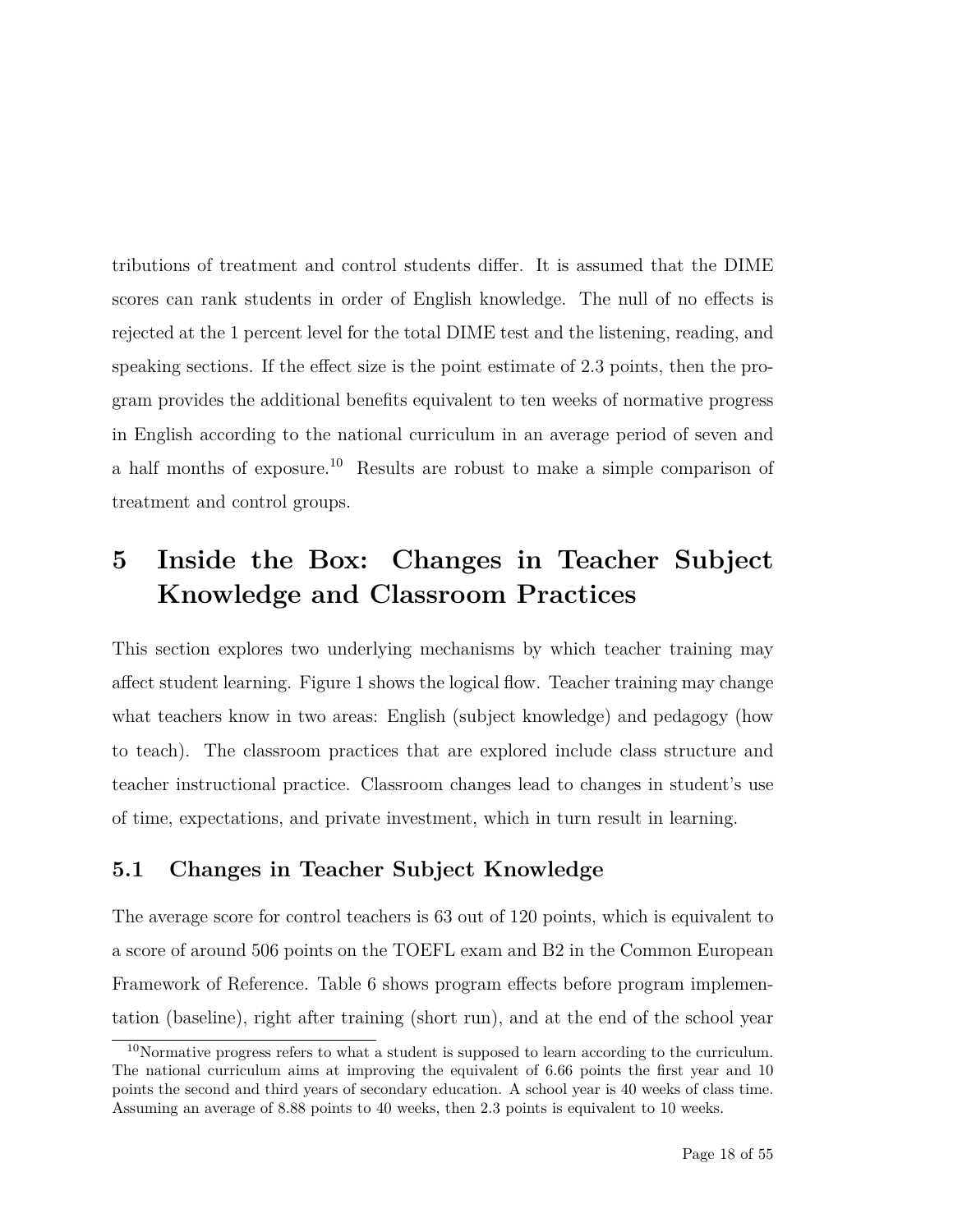tributions of treatment and control students differ. It is assumed that the DIME scores can rank students in order of English knowledge. The null of no effects is rejected at the 1 percent level for the total DIME test and the listening, reading, and speaking sections. If the effect size is the point estimate of 2.3 points, then the program provides the additional benefits equivalent to ten weeks of normative progress in English according to the national curriculum in an average period of seven and a half months of exposure.[10] Results are robust to make a simple comparison of treatment and control groups.

# 5 Inside the Box: Changes in Teacher Subject Knowledge and Classroom Practices

This section explores two underlying mechanisms by which teacher training may affect student learning. Figure 1 shows the logical flow. Teacher training may change what teachers know in two areas: English (subject knowledge) and pedagogy (how to teach). The classroom practices that are explored include class structure and teacher instructional practice. Classroom changes lead to changes in student's use of time, expectations, and private investment, which in turn result in learning.

## 5.1 Changes in Teacher Subject Knowledge

The average score for control teachers is 63 out of 120 points, which is equivalent to a score of around 506 points on the TOEFL exam and B2 in the Common European Framework of Reference. Table 6 shows program effects before program implementation (baseline), right after training (short run), and at the end of the school year

[10] Normative progress refers to what a student is supposed to learn according to the curriculum. The national curriculum aims at improving the equivalent of 6.66 points the first year and 10 points the second and third years of secondary education. A school year is 40 weeks of class time. Assuming an average of 8.88 points to 40 weeks, then 2.3 points is equivalent to 10 weeks.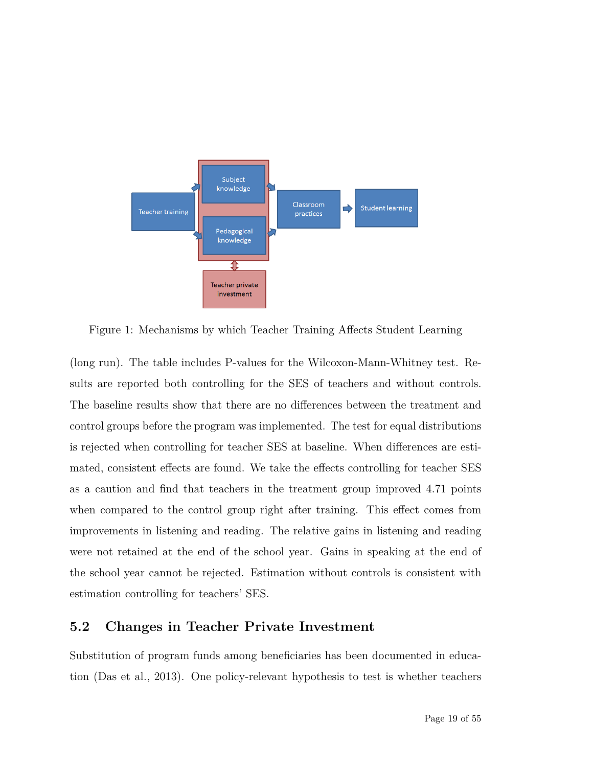Figure 1: Mechanisms by which Teacher Training Affects Student Learning

(long run). The table includes P-values for the Wilcoxon-Mann-Whitney test. Results are reported both controlling for the SES of teachers and without controls. The baseline results show that there are no differences between the treatment and control groups before the program was implemented. The test for equal distributions is rejected when controlling for teacher SES at baseline. When differences are estimated, consistent effects are found. We take the effects controlling for teacher SES as a caution and find that teachers in the treatment group improved 4.71 points when compared to the control group right after training. This effect comes from improvements in listening and reading. The relative gains in listening and reading were not retained at the end of the school year. Gains in speaking at the end of the school year cannot be rejected. Estimation without controls is consistent with estimation controlling for teachers' SES.

## 5.2 Changes in Teacher Private Investment

Substitution of program funds among beneficiaries has been documented in education (Das et al., 2013). One policy-relevant hypothesis to test is whether teachers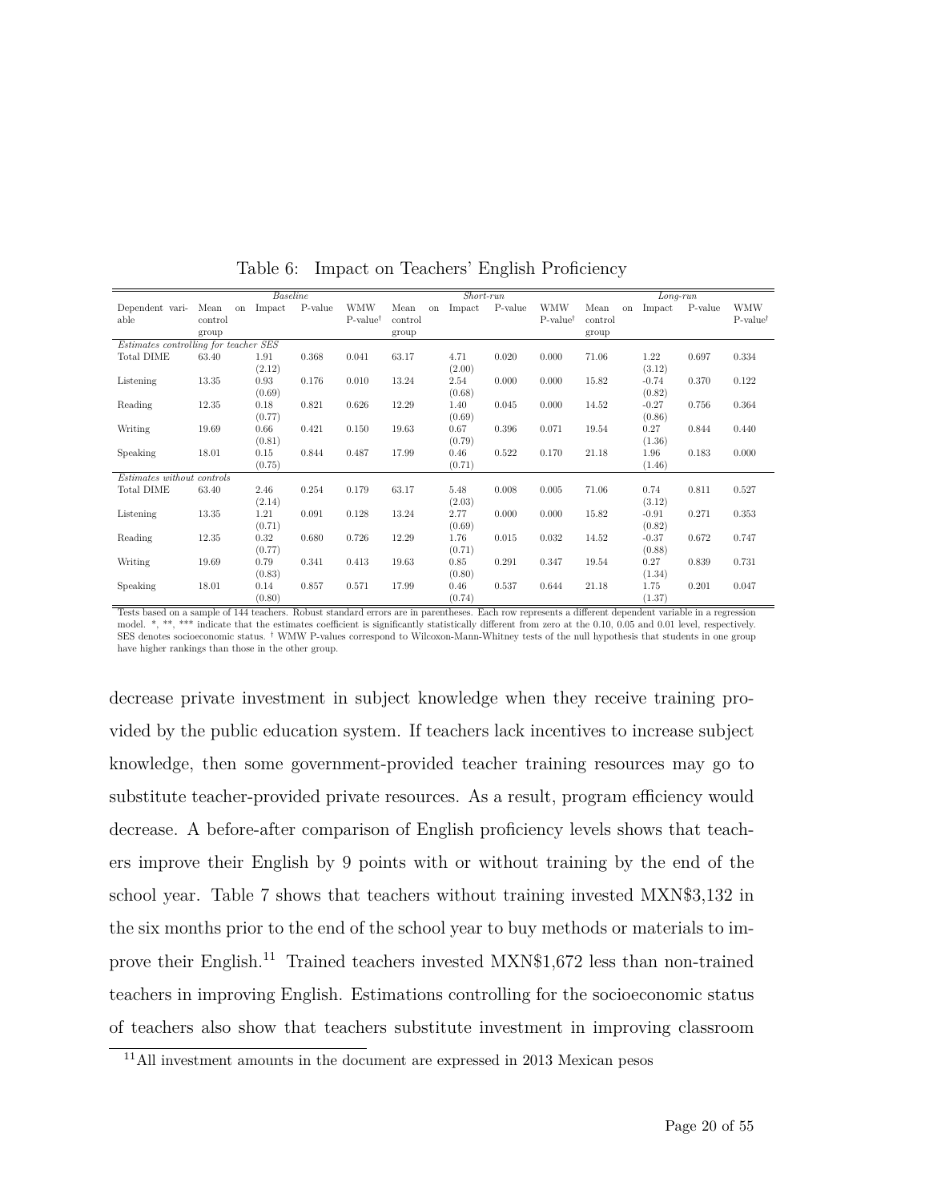Table 6: Impact on Teachers' English Proficiency

| | *Baseline* | | | | *Short-run* | | | | *Long-run* | | | |
|---|---|---|---|---|---|---|---|---|---|---|---|---|
| Dependent variable | Mean on control group | Impact | P-value | WMW P-value† | Mean on control group | Impact | P-value | WMW P-value† | Mean on control group | Impact | P-value | WMW P-value† |
| *Estimates controlling for teacher SES* | | | | | | | | | | | | |
| Total DIME | 63.40 | 1.91 (2.12) | 0.368 | 0.041 | 63.17 | 4.71 (2.00) | 0.020 | 0.000 | 71.06 | 1.22 (3.12) | 0.697 | 0.334 |
| Listening | 13.35 | 0.93 (0.69) | 0.176 | 0.010 | 13.24 | 2.54 (0.68) | 0.000 | 0.000 | 15.82 | -0.74 (0.82) | 0.370 | 0.122 |
| Reading | 12.35 | 0.18 (0.77) | 0.821 | 0.626 | 12.29 | 1.40 (0.69) | 0.045 | 0.000 | 14.52 | -0.27 (0.86) | 0.756 | 0.364 |
| Writing | 19.69 | 0.66 (0.81) | 0.421 | 0.150 | 19.63 | 0.67 (0.79) | 0.396 | 0.071 | 19.54 | 0.27 (1.36) | 0.844 | 0.440 |
| Speaking | 18.01 | 0.15 (0.75) | 0.844 | 0.487 | 17.99 | 0.46 (0.71) | 0.522 | 0.170 | 21.18 | 1.96 (1.46) | 0.183 | 0.000 |
| *Estimates without controls* | | | | | | | | | | | | |
| Total DIME | 63.40 | 2.46 (2.14) | 0.254 | 0.179 | 63.17 | 5.48 (2.03) | 0.008 | 0.005 | 71.06 | 0.74 (3.12) | 0.811 | 0.527 |
| Listening | 13.35 | 1.21 (0.71) | 0.091 | 0.128 | 13.24 | 2.77 (0.69) | 0.000 | 0.000 | 15.82 | -0.91 (0.82) | 0.271 | 0.353 |
| Reading | 12.35 | 0.32 (0.77) | 0.680 | 0.726 | 12.29 | 1.76 (0.71) | 0.015 | 0.032 | 14.52 | -0.37 (0.88) | 0.672 | 0.747 |
| Writing | 19.69 | 0.79 (0.83) | 0.341 | 0.413 | 19.63 | 0.85 (0.80) | 0.291 | 0.347 | 19.54 | 0.27 (1.34) | 0.839 | 0.731 |
| Speaking | 18.01 | 0.14 (0.80) | 0.857 | 0.571 | 17.99 | 0.46 (0.74) | 0.537 | 0.644 | 21.18 | 1.75 (1.37) | 0.201 | 0.047 |

Tests based on a sample of 144 teachers. Robust standard errors are in parentheses. Each row represents a different dependent variable in a regression model. *, **, *** indicate that the estimates coefficient is significantly statistically different from zero at the 0.10, 0.05 and 0.01 level, respectively. SES denotes socioeconomic status. † WMW P-values correspond to Wilcoxon-Mann-Whitney tests of the null hypothesis that students in one group have higher rankings than those in the other group.

decrease private investment in subject knowledge when they receive training provided by the public education system. If teachers lack incentives to increase subject knowledge, then some government-provided teacher training resources may go to substitute teacher-provided private resources. As a result, program efficiency would decrease. A before-after comparison of English proficiency levels shows that teachers improve their English by 9 points with or without training by the end of the school year. Table 7 shows that teachers without training invested MXN$3,132 in the six months prior to the end of the school year to buy methods or materials to improve their English.[11] Trained teachers invested MXN$1,672 less than non-trained teachers in improving English. Estimations controlling for the socioeconomic status of teachers also show that teachers substitute investment in improving classroom

[11] All investment amounts in the document are expressed in 2013 Mexican pesos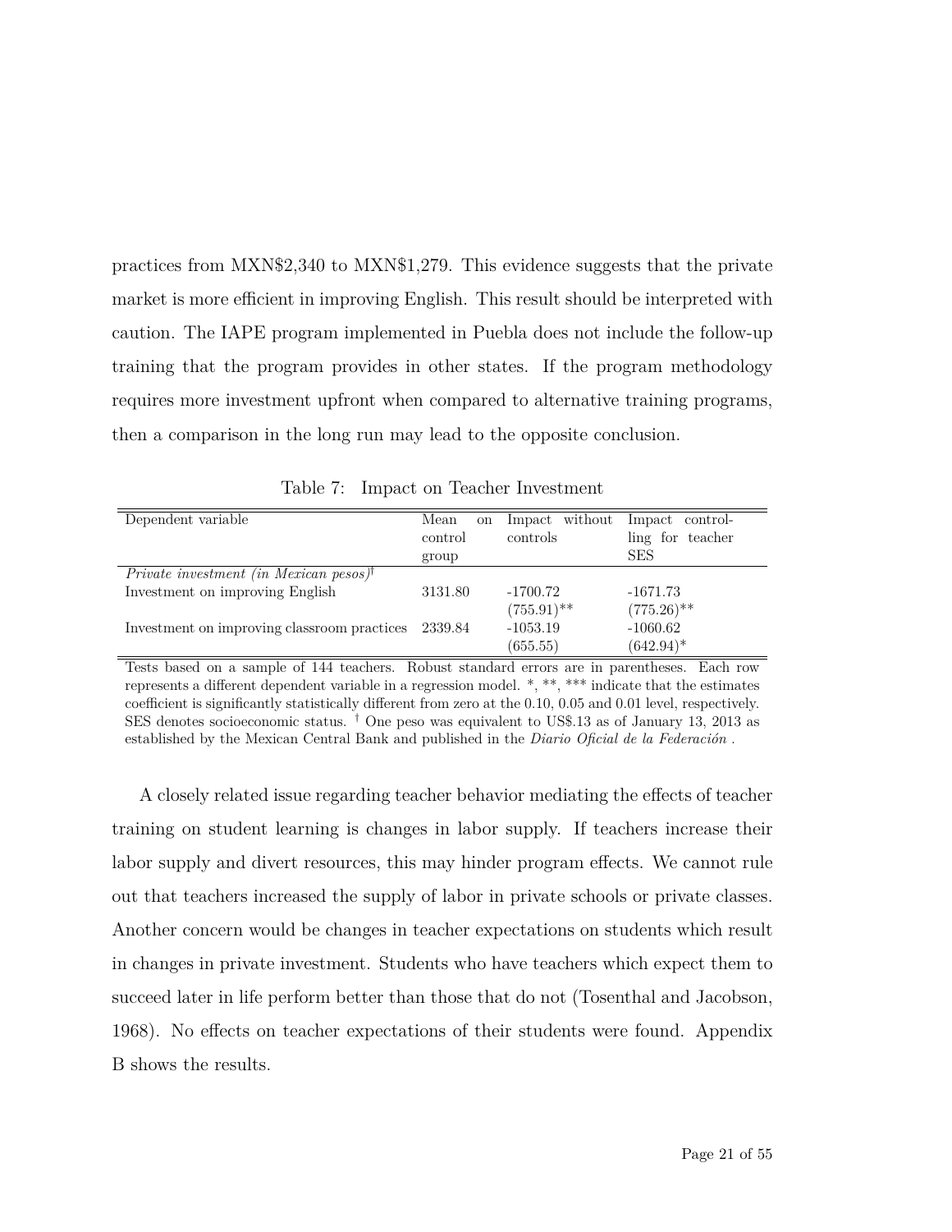practices from MXN$2,340 to MXN$1,279. This evidence suggests that the private market is more efficient in improving English. This result should be interpreted with caution. The IAPE program implemented in Puebla does not include the follow-up training that the program provides in other states. If the program methodology requires more investment upfront when compared to alternative training programs, then a comparison in the long run may lead to the opposite conclusion.

Table 7: Impact on Teacher Investment

| Dependent variable | Mean on control group | Impact without controls | Impact controlling for teacher SES |
|---|---|---|---|
| *Private investment (in Mexican pesos)*[†] | | | |
| Investment on improving English | 3131.80 | -1700.72 | -1671.73 |
| | | (755.91)** | (775.26)** |
| Investment on improving classroom practices | 2339.84 | -1053.19 | -1060.62 |
| | | (655.55) | (642.94)* |

Tests based on a sample of 144 teachers. Robust standard errors are in parentheses. Each row represents a different dependent variable in a regression model. *, **, *** indicate that the estimates coefficient is significantly statistically different from zero at the 0.10, 0.05 and 0.01 level, respectively. SES denotes socioeconomic status. [†] One peso was equivalent to US$.13 as of January 13, 2013 as established by the Mexican Central Bank and published in the *Diario Oficial de la Federación* .

A closely related issue regarding teacher behavior mediating the effects of teacher training on student learning is changes in labor supply. If teachers increase their labor supply and divert resources, this may hinder program effects. We cannot rule out that teachers increased the supply of labor in private schools or private classes. Another concern would be changes in teacher expectations on students which result in changes in private investment. Students who have teachers which expect them to succeed later in life perform better than those that do not (Tosenthal and Jacobson, 1968). No effects on teacher expectations of their students were found. Appendix B shows the results.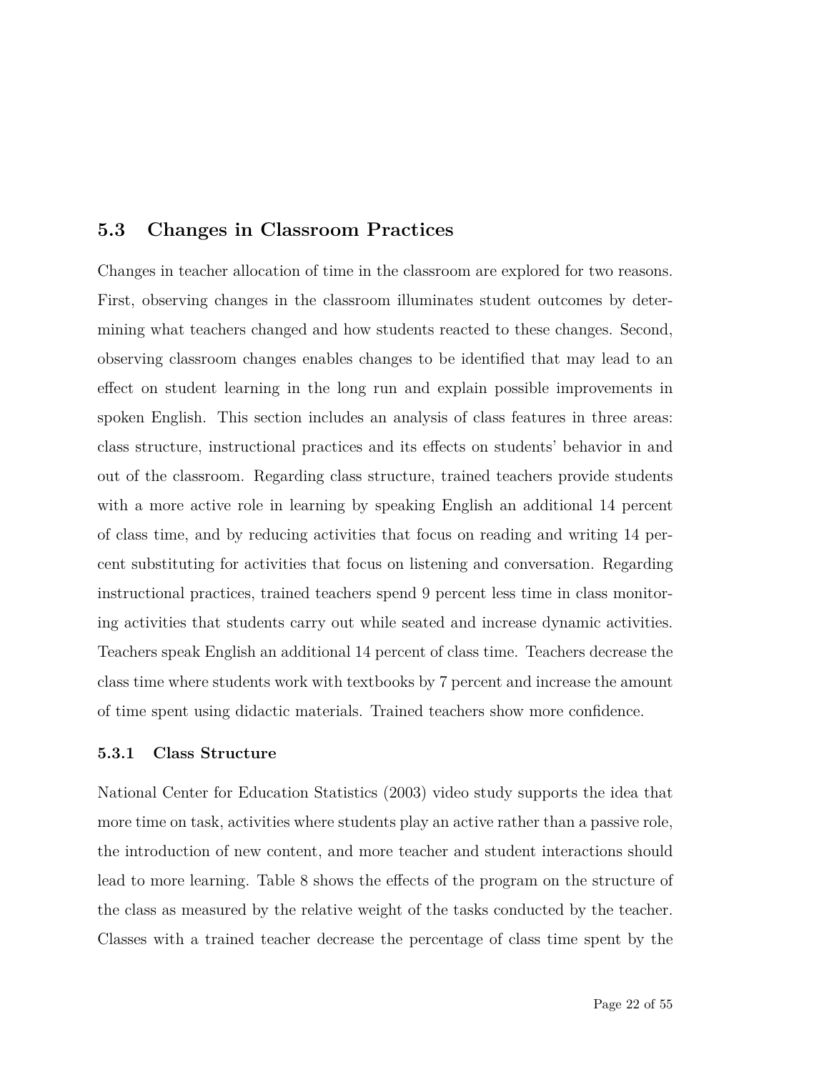## 5.3 Changes in Classroom Practices

Changes in teacher allocation of time in the classroom are explored for two reasons. First, observing changes in the classroom illuminates student outcomes by determining what teachers changed and how students reacted to these changes. Second, observing classroom changes enables changes to be identified that may lead to an effect on student learning in the long run and explain possible improvements in spoken English. This section includes an analysis of class features in three areas: class structure, instructional practices and its effects on students' behavior in and out of the classroom. Regarding class structure, trained teachers provide students with a more active role in learning by speaking English an additional 14 percent of class time, and by reducing activities that focus on reading and writing 14 percent substituting for activities that focus on listening and conversation. Regarding instructional practices, trained teachers spend 9 percent less time in class monitoring activities that students carry out while seated and increase dynamic activities. Teachers speak English an additional 14 percent of class time. Teachers decrease the class time where students work with textbooks by 7 percent and increase the amount of time spent using didactic materials. Trained teachers show more confidence.

### 5.3.1 Class Structure

National Center for Education Statistics (2003) video study supports the idea that more time on task, activities where students play an active rather than a passive role, the introduction of new content, and more teacher and student interactions should lead to more learning. Table 8 shows the effects of the program on the structure of the class as measured by the relative weight of the tasks conducted by the teacher. Classes with a trained teacher decrease the percentage of class time spent by the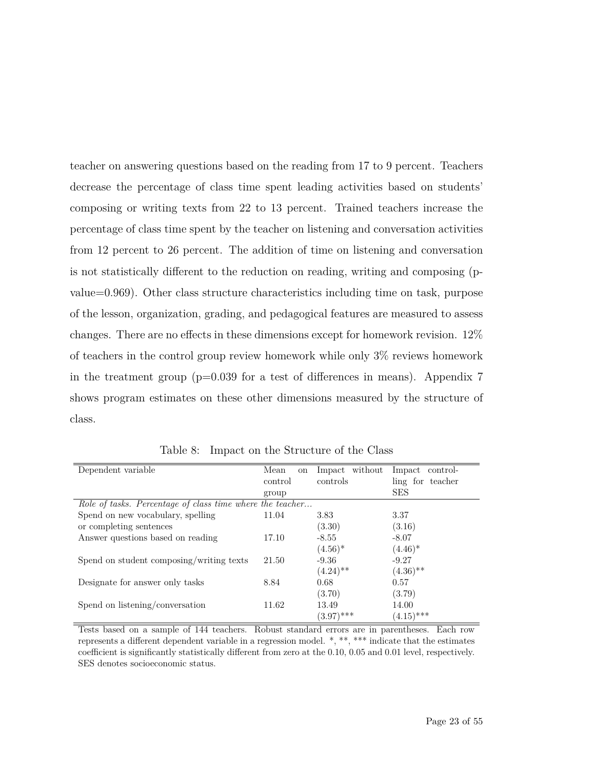teacher on answering questions based on the reading from 17 to 9 percent. Teachers decrease the percentage of class time spent leading activities based on students' composing or writing texts from 22 to 13 percent. Trained teachers increase the percentage of class time spent by the teacher on listening and conversation activities from 12 percent to 26 percent. The addition of time on listening and conversation is not statistically different to the reduction on reading, writing and composing (p-value=0.969). Other class structure characteristics including time on task, purpose of the lesson, organization, grading, and pedagogical features are measured to assess changes. There are no effects in these dimensions except for homework revision. 12% of teachers in the control group review homework while only 3% reviews homework in the treatment group (p=0.039 for a test of differences in means). Appendix 7 shows program estimates on these other dimensions measured by the structure of class.

Table 8: Impact on the Structure of the Class

| Dependent variable | Mean on control group | Impact without controls | Impact controlling for teacher SES |
|---|---|---|---|
| *Role of tasks. Percentage of class time where the teacher...* | | | |
| Spend on new vocabulary, spelling or completing sentences | 11.04 | 3.83 | 3.37 |
| | | (3.30) | (3.16) |
| Answer questions based on reading | 17.10 | -8.55 | -8.07 |
| | | (4.56)* | (4.46)* |
| Spend on student composing/writing texts | 21.50 | -9.36 | -9.27 |
| | | (4.24)** | (4.36)** |
| Designate for answer only tasks | 8.84 | 0.68 | 0.57 |
| | | (3.70) | (3.79) |
| Spend on listening/conversation | 11.62 | 13.49 | 14.00 |
| | | (3.97)*** | (4.15)*** |

Tests based on a sample of 144 teachers. Robust standard errors are in parentheses. Each row represents a different dependent variable in a regression model. *, **, *** indicate that the estimates coefficient is significantly statistically different from zero at the 0.10, 0.05 and 0.01 level, respectively. SES denotes socioeconomic status.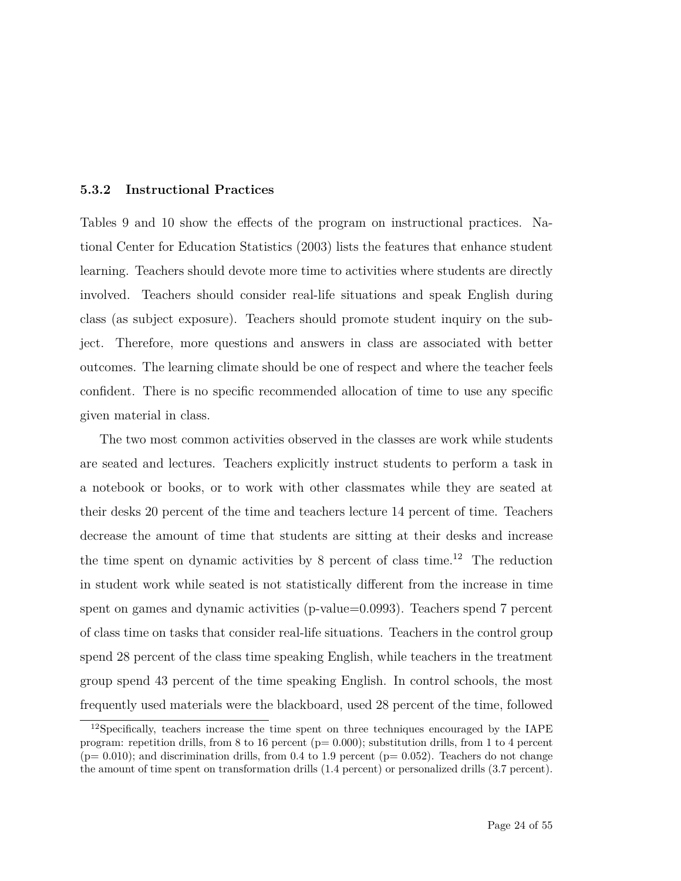### 5.3.2 Instructional Practices

Tables 9 and 10 show the effects of the program on instructional practices. National Center for Education Statistics (2003) lists the features that enhance student learning. Teachers should devote more time to activities where students are directly involved. Teachers should consider real-life situations and speak English during class (as subject exposure). Teachers should promote student inquiry on the subject. Therefore, more questions and answers in class are associated with better outcomes. The learning climate should be one of respect and where the teacher feels confident. There is no specific recommended allocation of time to use any specific given material in class.

The two most common activities observed in the classes are work while students are seated and lectures. Teachers explicitly instruct students to perform a task in a notebook or books, or to work with other classmates while they are seated at their desks 20 percent of the time and teachers lecture 14 percent of time. Teachers decrease the amount of time that students are sitting at their desks and increase the time spent on dynamic activities by 8 percent of class time.[12] The reduction in student work while seated is not statistically different from the increase in time spent on games and dynamic activities (p-value=0.0993). Teachers spend 7 percent of class time on tasks that consider real-life situations. Teachers in the control group spend 28 percent of the class time speaking English, while teachers in the treatment group spend 43 percent of the time speaking English. In control schools, the most frequently used materials were the blackboard, used 28 percent of the time, followed

[12] Specifically, teachers increase the time spent on three techniques encouraged by the IAPE program: repetition drills, from 8 to 16 percent (p= 0.000); substitution drills, from 1 to 4 percent (p= 0.010); and discrimination drills, from 0.4 to 1.9 percent (p= 0.052). Teachers do not change the amount of time spent on transformation drills (1.4 percent) or personalized drills (3.7 percent).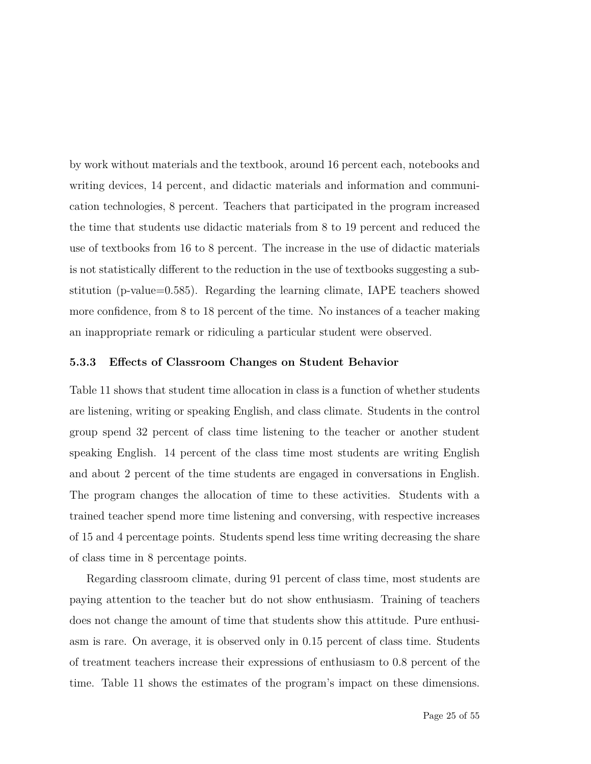by work without materials and the textbook, around 16 percent each, notebooks and writing devices, 14 percent, and didactic materials and information and communication technologies, 8 percent. Teachers that participated in the program increased the time that students use didactic materials from 8 to 19 percent and reduced the use of textbooks from 16 to 8 percent. The increase in the use of didactic materials is not statistically different to the reduction in the use of textbooks suggesting a substitution (p-value=0.585). Regarding the learning climate, IAPE teachers showed more confidence, from 8 to 18 percent of the time. No instances of a teacher making an inappropriate remark or ridiculing a particular student were observed.

### 5.3.3 Effects of Classroom Changes on Student Behavior

Table 11 shows that student time allocation in class is a function of whether students are listening, writing or speaking English, and class climate. Students in the control group spend 32 percent of class time listening to the teacher or another student speaking English. 14 percent of the class time most students are writing English and about 2 percent of the time students are engaged in conversations in English. The program changes the allocation of time to these activities. Students with a trained teacher spend more time listening and conversing, with respective increases of 15 and 4 percentage points. Students spend less time writing decreasing the share of class time in 8 percentage points.

Regarding classroom climate, during 91 percent of class time, most students are paying attention to the teacher but do not show enthusiasm. Training of teachers does not change the amount of time that students show this attitude. Pure enthusiasm is rare. On average, it is observed only in 0.15 percent of class time. Students of treatment teachers increase their expressions of enthusiasm to 0.8 percent of the time. Table 11 shows the estimates of the program's impact on these dimensions.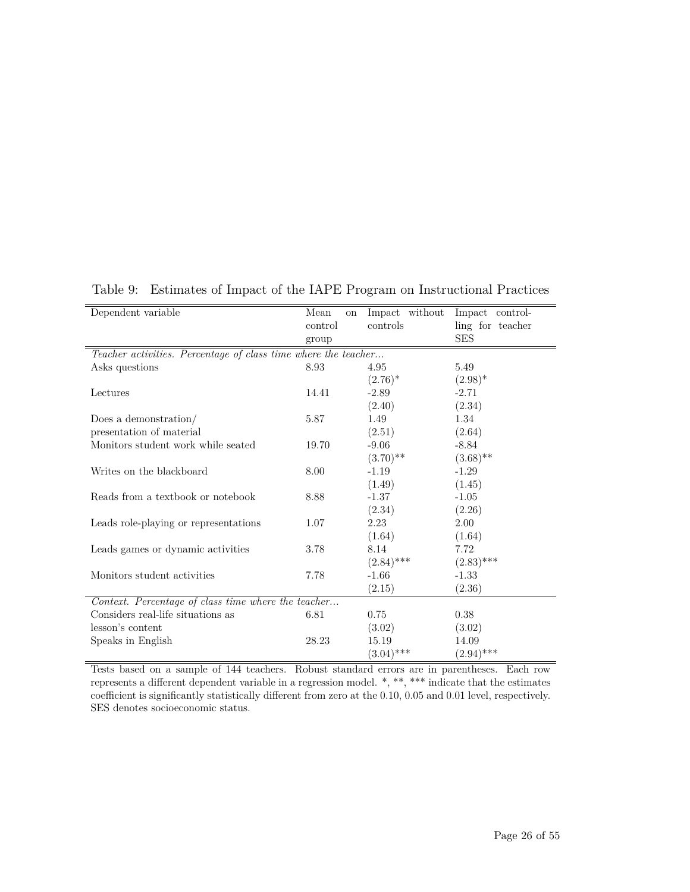Table 9: Estimates of Impact of the IAPE Program on Instructional Practices

| Dependent variable | Mean on control group | Impact without controls | Impact controlling for teacher SES |
|---|---|---|---|
| *Teacher activities. Percentage of class time where the teacher...* | | | |
| Asks questions | 8.93 | 4.95 | 5.49 |
| | | (2.76)* | (2.98)* |
| Lectures | 14.41 | -2.89 | -2.71 |
| | | (2.40) | (2.34) |
| Does a demonstration/ presentation of material | 5.87 | 1.49 | 1.34 |
| | | (2.51) | (2.64) |
| Monitors student work while seated | 19.70 | -9.06 | -8.84 |
| | | (3.70)** | (3.68)** |
| Writes on the blackboard | 8.00 | -1.19 | -1.29 |
| | | (1.49) | (1.45) |
| Reads from a textbook or notebook | 8.88 | -1.37 | -1.05 |
| | | (2.34) | (2.26) |
| Leads role-playing or representations | 1.07 | 2.23 | 2.00 |
| | | (1.64) | (1.64) |
| Leads games or dynamic activities | 3.78 | 8.14 | 7.72 |
| | | (2.84)*** | (2.83)*** |
| Monitors student activities | 7.78 | -1.66 | -1.33 |
| | | (2.15) | (2.36) |
| *Context. Percentage of class time where the teacher...* | | | |
| Considers real-life situations as lesson's content | 6.81 | 0.75 | 0.38 |
| | | (3.02) | (3.02) |
| Speaks in English | 28.23 | 15.19 | 14.09 |
| | | (3.04)*** | (2.94)*** |

Tests based on a sample of 144 teachers. Robust standard errors are in parentheses. Each row represents a different dependent variable in a regression model. *, **, *** indicate that the estimates coefficient is significantly statistically different from zero at the 0.10, 0.05 and 0.01 level, respectively. SES denotes socioeconomic status.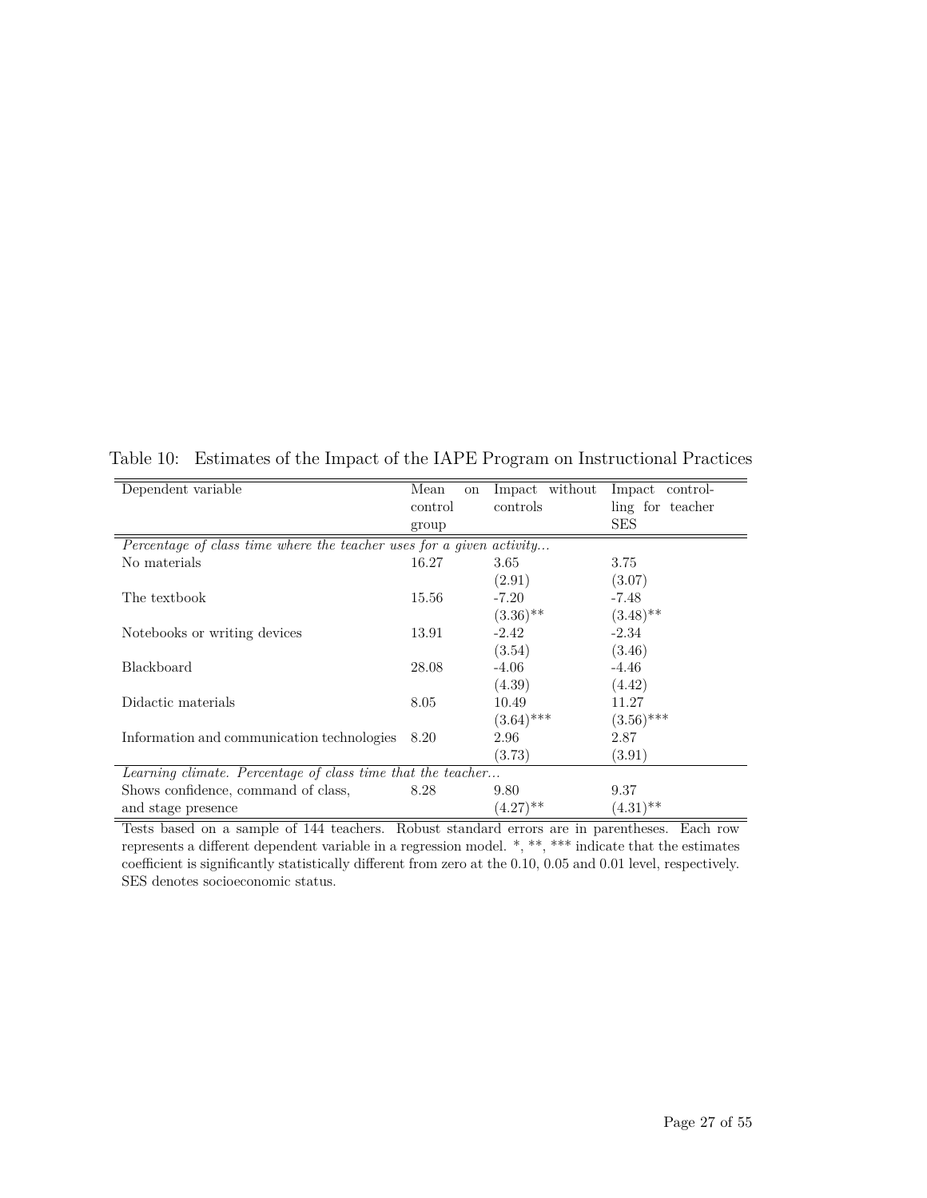Table 10: Estimates of the Impact of the IAPE Program on Instructional Practices

| Dependent variable | Mean on control group | Impact without controls | Impact controlling for teacher SES |
|---|---|---|---|
| *Percentage of class time where the teacher uses for a given activity...* | | | |
| No materials | 16.27 | 3.65 | 3.75 |
| | | (2.91) | (3.07) |
| The textbook | 15.56 | -7.20 | -7.48 |
| | | (3.36)** | (3.48)** |
| Notebooks or writing devices | 13.91 | -2.42 | -2.34 |
| | | (3.54) | (3.46) |
| Blackboard | 28.08 | -4.06 | -4.46 |
| | | (4.39) | (4.42) |
| Didactic materials | 8.05 | 10.49 | 11.27 |
| | | (3.64)*** | (3.56)*** |
| Information and communication technologies | 8.20 | 2.96 | 2.87 |
| | | (3.73) | (3.91) |
| *Learning climate. Percentage of class time that the teacher...* | | | |
| Shows confidence, command of class, | 8.28 | 9.80 | 9.37 |
| and stage presence | | (4.27)** | (4.31)** |

Tests based on a sample of 144 teachers. Robust standard errors are in parentheses. Each row represents a different dependent variable in a regression model. *, **, *** indicate that the estimates coefficient is significantly statistically different from zero at the 0.10, 0.05 and 0.01 level, respectively. SES denotes socioeconomic status.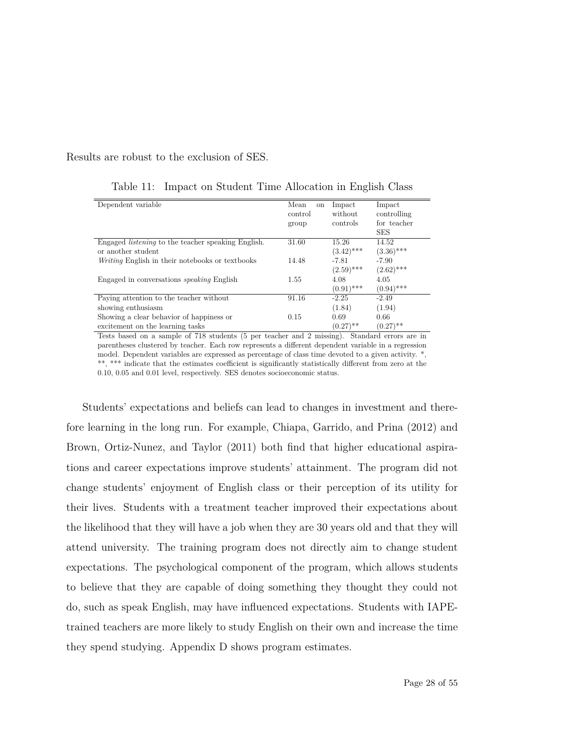Results are robust to the exclusion of SES.

Table 11: Impact on Student Time Allocation in English Class

| Dependent variable | Mean on control group | Impact without controls | Impact controlling for teacher SES |
|---|---|---|---|
| Engaged *listening* to the teacher speaking English. or another student | 31.60 | 15.26 (3.42)*** | 14.52 (3.36)*** |
| *Writing* English in their notebooks or textbooks | 14.48 | -7.81 (2.59)*** | -7.90 (2.62)*** |
| Engaged in conversations *speaking* English | 1.55 | 4.08 (0.91)*** | 4.05 (0.94)*** |
| Paying attention to the teacher without showing enthusiasm | 91.16 | -2.25 (1.84) | -2.49 (1.94) |
| Showing a clear behavior of happiness or excitement on the learning tasks | 0.15 | 0.69 (0.27)** | 0.66 (0.27)** |

Tests based on a sample of 718 students (5 per teacher and 2 missing). Standard errors are in parentheses clustered by teacher. Each row represents a different dependent variable in a regression model. Dependent variables are expressed as percentage of class time devoted to a given activity. *, **, *** indicate that the estimates coefficient is significantly statistically different from zero at the 0.10, 0.05 and 0.01 level, respectively. SES denotes socioeconomic status.

Students' expectations and beliefs can lead to changes in investment and therefore learning in the long run. For example, Chiapa, Garrido, and Prina (2012) and Brown, Ortiz-Nunez, and Taylor (2011) both find that higher educational aspirations and career expectations improve students' attainment. The program did not change students' enjoyment of English class or their perception of its utility for their lives. Students with a treatment teacher improved their expectations about the likelihood that they will have a job when they are 30 years old and that they will attend university. The training program does not directly aim to change student expectations. The psychological component of the program, which allows students to believe that they are capable of doing something they thought they could not do, such as speak English, may have influenced expectations. Students with IAPE-trained teachers are more likely to study English on their own and increase the time they spend studying. Appendix D shows program estimates.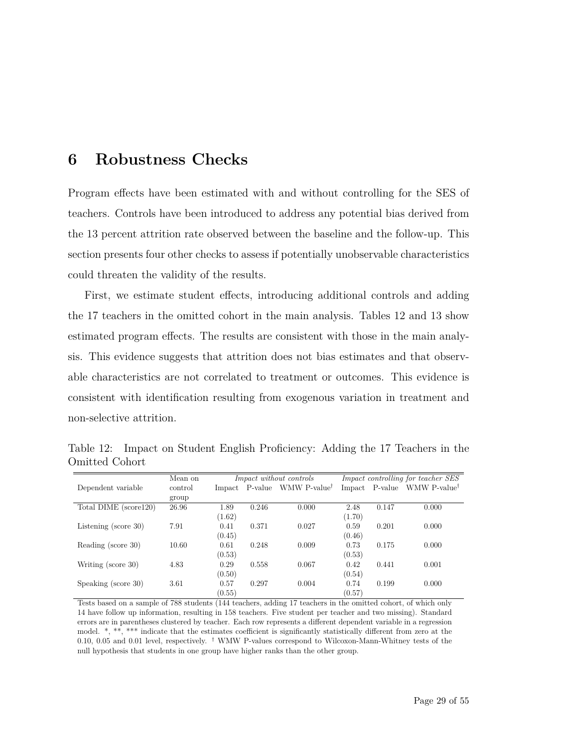# 6 Robustness Checks

Program effects have been estimated with and without controlling for the SES of teachers. Controls have been introduced to address any potential bias derived from the 13 percent attrition rate observed between the baseline and the follow-up. This section presents four other checks to assess if potentially unobservable characteristics could threaten the validity of the results.

First, we estimate student effects, introducing additional controls and adding the 17 teachers in the omitted cohort in the main analysis. Tables 12 and 13 show estimated program effects. The results are consistent with those in the main analysis. This evidence suggests that attrition does not bias estimates and that observable characteristics are not correlated to treatment or outcomes. This evidence is consistent with identification resulting from exogenous variation in treatment and non-selective attrition.

Table 12: Impact on Student English Proficiency: Adding the 17 Teachers in the Omitted Cohort

| Dependent variable | Mean on control group | *Impact without controls* | | | *Impact controlling for teacher SES* | | |
|---|---|---|---|---|---|---|---|
| | | Impact | P-value | WMW P-value† | Impact | P-value | WMW P-value† |
| Total DIME (score120) | 26.96 | 1.89 | 0.246 | 0.000 | 2.48 | 0.147 | 0.000 |
| | | (1.62) | | | (1.70) | | |
| Listening (score 30) | 7.91 | 0.41 | 0.371 | 0.027 | 0.59 | 0.201 | 0.000 |
| | | (0.45) | | | (0.46) | | |
| Reading (score 30) | 10.60 | 0.61 | 0.248 | 0.009 | 0.73 | 0.175 | 0.000 |
| | | (0.53) | | | (0.53) | | |
| Writing (score 30) | 4.83 | 0.29 | 0.558 | 0.067 | 0.42 | 0.441 | 0.001 |
| | | (0.50) | | | (0.54) | | |
| Speaking (score 30) | 3.61 | 0.57 | 0.297 | 0.004 | 0.74 | 0.199 | 0.000 |
| | | (0.55) | | | (0.57) | | |

Tests based on a sample of 788 students (144 teachers, adding 17 teachers in the omitted cohort, of which only 14 have follow up information, resulting in 158 teachers. Five student per teacher and two missing). Standard errors are in parentheses clustered by teacher. Each row represents a different dependent variable in a regression model. *, **, *** indicate that the estimates coefficient is significantly statistically different from zero at the 0.10, 0.05 and 0.01 level, respectively. † WMW P-values correspond to Wilcoxon-Mann-Whitney tests of the null hypothesis that students in one group have higher ranks than the other group.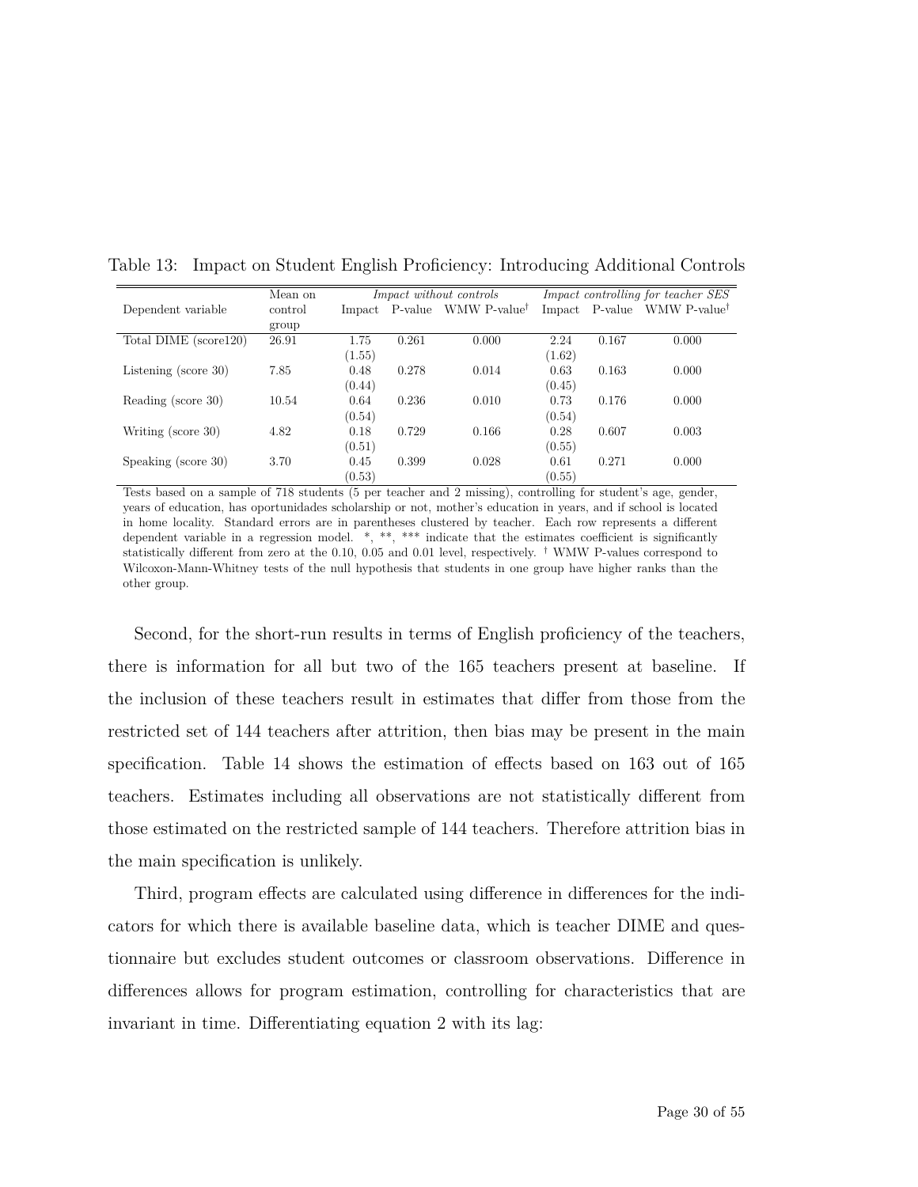Table 13: Impact on Student English Proficiency: Introducing Additional Controls

| Dependent variable | Mean on control group | *Impact without controls* | | | *Impact controlling for teacher SES* | | |
|---|---|---|---|---|---|---|---|
| | | Impact | P-value | WMW P-value† | Impact | P-value | WMW P-value† |
| Total DIME (score120) | 26.91 | 1.75 | 0.261 | 0.000 | 2.24 | 0.167 | 0.000 |
| | | (1.55) | | | (1.62) | | |
| Listening (score 30) | 7.85 | 0.48 | 0.278 | 0.014 | 0.63 | 0.163 | 0.000 |
| | | (0.44) | | | (0.45) | | |
| Reading (score 30) | 10.54 | 0.64 | 0.236 | 0.010 | 0.73 | 0.176 | 0.000 |
| | | (0.54) | | | (0.54) | | |
| Writing (score 30) | 4.82 | 0.18 | 0.729 | 0.166 | 0.28 | 0.607 | 0.003 |
| | | (0.51) | | | (0.55) | | |
| Speaking (score 30) | 3.70 | 0.45 | 0.399 | 0.028 | 0.61 | 0.271 | 0.000 |
| | | (0.53) | | | (0.55) | | |

Tests based on a sample of 718 students (5 per teacher and 2 missing), controlling for student's age, gender, years of education, has oportunidades scholarship or not, mother's education in years, and if school is located in home locality. Standard errors are in parentheses clustered by teacher. Each row represents a different dependent variable in a regression model. *, **, *** indicate that the estimates coefficient is significantly statistically different from zero at the 0.10, 0.05 and 0.01 level, respectively. † WMW P-values correspond to Wilcoxon-Mann-Whitney tests of the null hypothesis that students in one group have higher ranks than the other group.

Second, for the short-run results in terms of English proficiency of the teachers, there is information for all but two of the 165 teachers present at baseline. If the inclusion of these teachers result in estimates that differ from those from the restricted set of 144 teachers after attrition, then bias may be present in the main specification. Table 14 shows the estimation of effects based on 163 out of 165 teachers. Estimates including all observations are not statistically different from those estimated on the restricted sample of 144 teachers. Therefore attrition bias in the main specification is unlikely.

Third, program effects are calculated using difference in differences for the indicators for which there is available baseline data, which is teacher DIME and questionnaire but excludes student outcomes or classroom observations. Difference in differences allows for program estimation, controlling for characteristics that are invariant in time. Differentiating equation 2 with its lag: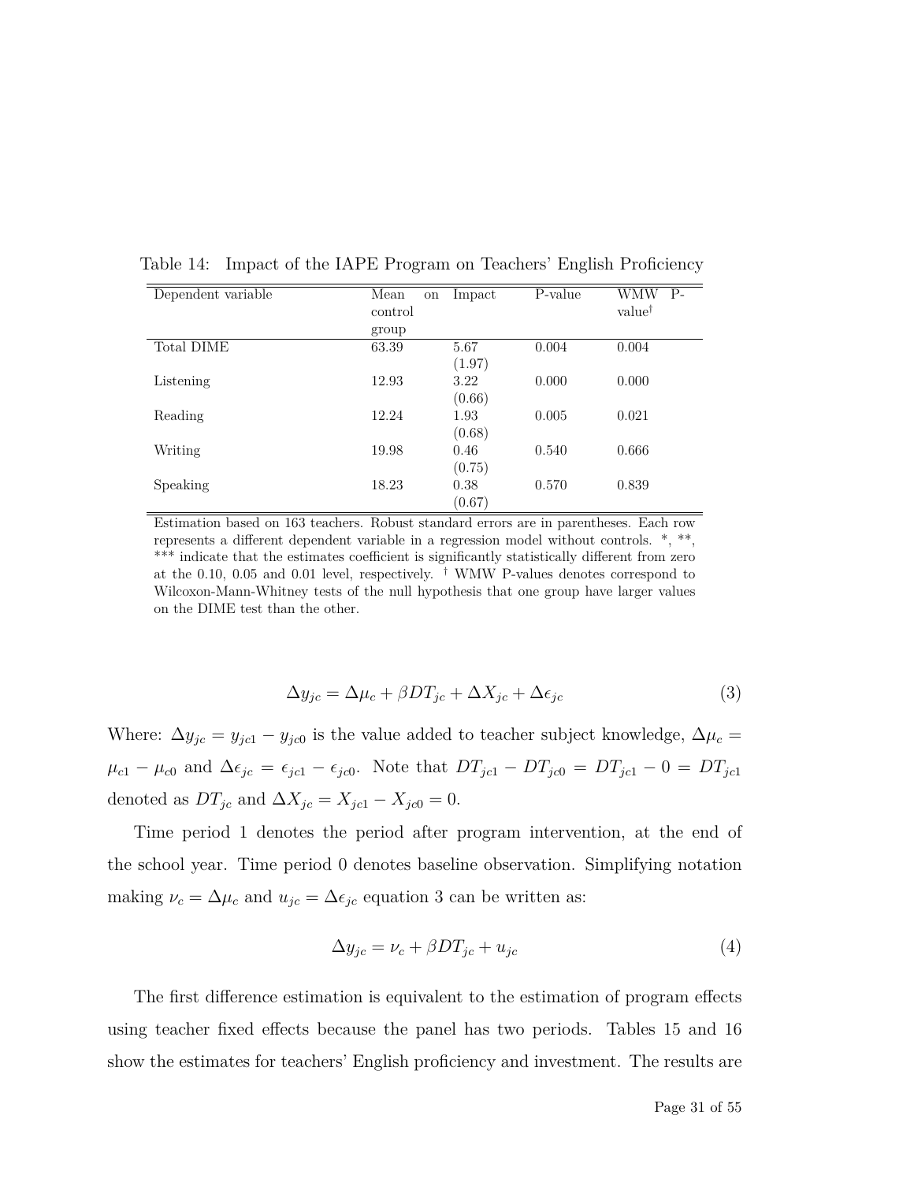Table 14: Impact of the IAPE Program on Teachers' English Proficiency

| Dependent variable | Mean on control group | Impact | P-value | WMW P-value† |
|---|---|---|---|---|
| Total DIME | 63.39 | 5.67 (1.97) | 0.004 | 0.004 |
| Listening | 12.93 | 3.22 (0.66) | 0.000 | 0.000 |
| Reading | 12.24 | 1.93 (0.68) | 0.005 | 0.021 |
| Writing | 19.98 | 0.46 (0.75) | 0.540 | 0.666 |
| Speaking | 18.23 | 0.38 (0.67) | 0.570 | 0.839 |

Estimation based on 163 teachers. Robust standard errors are in parentheses. Each row represents a different dependent variable in a regression model without controls. *, **, *** indicate that the estimates coefficient is significantly statistically different from zero at the 0.10, 0.05 and 0.01 level, respectively. † WMW P-values denotes correspond to Wilcoxon-Mann-Whitney tests of the null hypothesis that one group have larger values on the DIME test than the other.

$$\Delta y_{jc} = \Delta \mu_c + \beta DT_{jc} + \Delta X_{jc} + \Delta \epsilon_{jc} \tag{3}$$

Where: $\Delta y_{jc} = y_{jc1} - y_{jc0}$ is the value added to teacher subject knowledge, $\Delta \mu_c = \mu_{c1} - \mu_{c0}$ and $\Delta \epsilon_{jc} = \epsilon_{jc1} - \epsilon_{jc0}$. Note that $DT_{jc1} - DT_{jc0} = DT_{jc1} - 0 = DT_{jc1}$ denoted as $DT_{jc}$ and $\Delta X_{jc} = X_{jc1} - X_{jc0} = 0$.

Time period 1 denotes the period after program intervention, at the end of the school year. Time period 0 denotes baseline observation. Simplifying notation making $\nu_c = \Delta \mu_c$ and $u_{jc} = \Delta \epsilon_{jc}$ equation 3 can be written as:

$$\Delta y_{jc} = \nu_c + \beta DT_{jc} + u_{jc} \tag{4}$$

The first difference estimation is equivalent to the estimation of program effects using teacher fixed effects because the panel has two periods. Tables 15 and 16 show the estimates for teachers' English proficiency and investment. The results are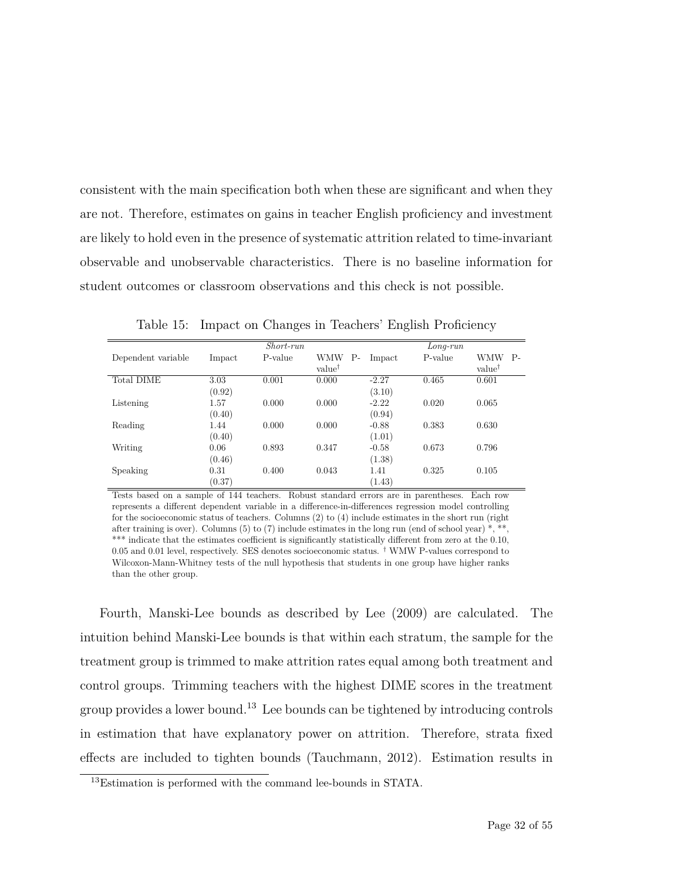consistent with the main specification both when these are significant and when they are not. Therefore, estimates on gains in teacher English proficiency and investment are likely to hold even in the presence of systematic attrition related to time-invariant observable and unobservable characteristics. There is no baseline information for student outcomes or classroom observations and this check is not possible.

Table 15: Impact on Changes in Teachers' English Proficiency

| | | *Short-run* | | | *Long-run* | |
|---|---|---|---|---|---|---|
| Dependent variable | Impact | P-value | WMW P-value† | Impact | P-value | WMW P-value† |
| Total DIME | 3.03 | 0.001 | 0.000 | -2.27 | 0.465 | 0.601 |
| | (0.92) | | | (3.10) | | |
| Listening | 1.57 | 0.000 | 0.000 | -2.22 | 0.020 | 0.065 |
| | (0.40) | | | (0.94) | | |
| Reading | 1.44 | 0.000 | 0.000 | -0.88 | 0.383 | 0.630 |
| | (0.40) | | | (1.01) | | |
| Writing | 0.06 | 0.893 | 0.347 | -0.58 | 0.673 | 0.796 |
| | (0.46) | | | (1.38) | | |
| Speaking | 0.31 | 0.400 | 0.043 | 1.41 | 0.325 | 0.105 |
| | (0.37) | | | (1.43) | | |

Tests based on a sample of 144 teachers. Robust standard errors are in parentheses. Each row represents a different dependent variable in a difference-in-differences regression model controlling for the socioeconomic status of teachers. Columns (2) to (4) include estimates in the short run (right after training is over). Columns (5) to (7) include estimates in the long run (end of school year) *, **, *** indicate that the estimates coefficient is significantly statistically different from zero at the 0.10, 0.05 and 0.01 level, respectively. SES denotes socioeconomic status. † WMW P-values correspond to Wilcoxon-Mann-Whitney tests of the null hypothesis that students in one group have higher ranks than the other group.

Fourth, Manski-Lee bounds as described by Lee (2009) are calculated. The intuition behind Manski-Lee bounds is that within each stratum, the sample for the treatment group is trimmed to make attrition rates equal among both treatment and control groups. Trimming teachers with the highest DIME scores in the treatment group provides a lower bound.[13] Lee bounds can be tightened by introducing controls in estimation that have explanatory power on attrition. Therefore, strata fixed effects are included to tighten bounds (Tauchmann, 2012). Estimation results in

[13]Estimation is performed with the command lee-bounds in STATA.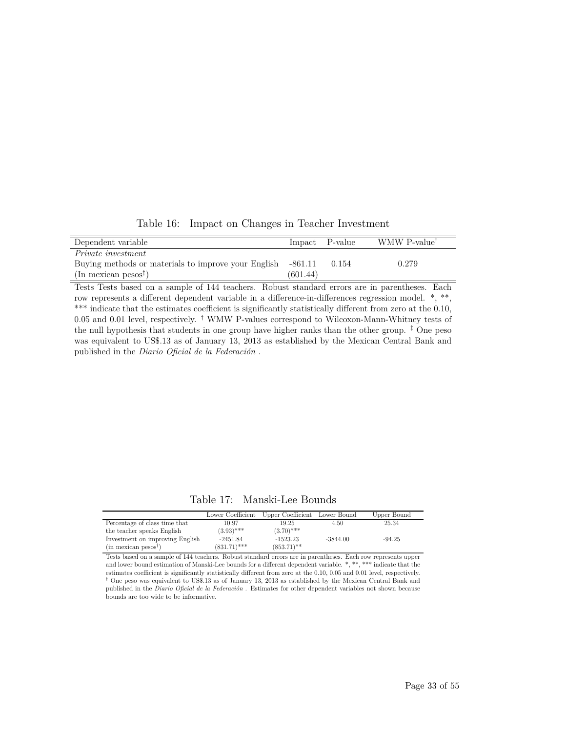Table 16: Impact on Changes in Teacher Investment

| Dependent variable | Impact | P-value | WMW P-value† |
|---|---|---|---|
| *Private investment* | | | |
| Buying methods or materials to improve your English | -861.11 | 0.154 | 0.279 |
| (In mexican pesos‡) | (601.44) | | |

Tests Tests based on a sample of 144 teachers. Robust standard errors are in parentheses. Each row represents a different dependent variable in a difference-in-differences regression model. *, **, *** indicate that the estimates coefficient is significantly statistically different from zero at the 0.10, 0.05 and 0.01 level, respectively. † WMW P-values correspond to Wilcoxon-Mann-Whitney tests of the null hypothesis that students in one group have higher ranks than the other group. ‡ One peso was equivalent to US$.13 as of January 13, 2013 as established by the Mexican Central Bank and published in the *Diario Oficial de la Federación* .

Table 17: Manski-Lee Bounds

| | Lower Coefficient | Upper Coefficient | Lower Bound | Upper Bound |
|---|---|---|---|---|
| Percentage of class time that | 10.97 | 19.25 | 4.50 | 25.34 |
| the teacher speaks English | (3.93)*** | (3.70)*** | | |
| Investment on improving English | -2451.84 | -1523.23 | -3844.00 | -94.25 |
| (in mexican pesos†) | (831.71)*** | (853.71)** | | |

Tests based on a sample of 144 teachers. Robust standard errors are in parentheses. Each row represents upper and lower bound estimation of Manski-Lee bounds for a different dependent variable. *, **, *** indicate that the estimates coefficient is significantly statistically different from zero at the 0.10, 0.05 and 0.01 level, respectively. † One peso was equivalent to US$.13 as of January 13, 2013 as established by the Mexican Central Bank and published in the *Diario Oficial de la Federación* . Estimates for other dependent variables not shown because bounds are too wide to be informative.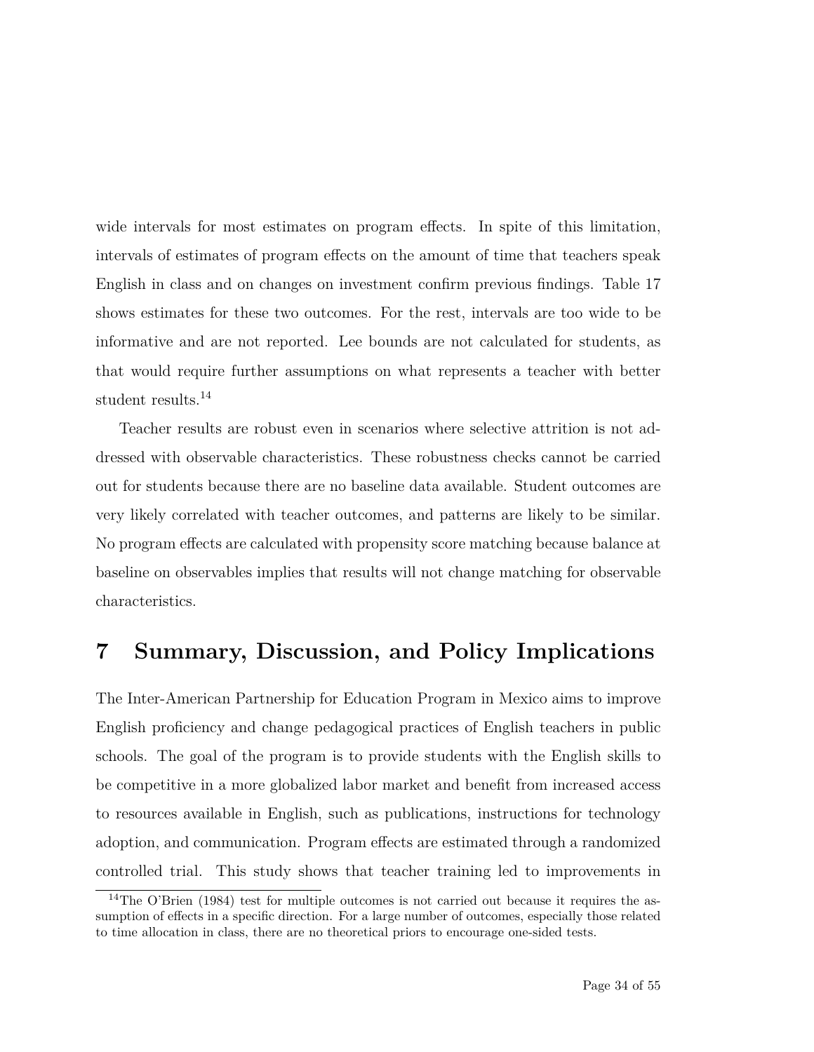wide intervals for most estimates on program effects. In spite of this limitation, intervals of estimates of program effects on the amount of time that teachers speak English in class and on changes on investment confirm previous findings. Table 17 shows estimates for these two outcomes. For the rest, intervals are too wide to be informative and are not reported. Lee bounds are not calculated for students, as that would require further assumptions on what represents a teacher with better student results.[14]

Teacher results are robust even in scenarios where selective attrition is not addressed with observable characteristics. These robustness checks cannot be carried out for students because there are no baseline data available. Student outcomes are very likely correlated with teacher outcomes, and patterns are likely to be similar. No program effects are calculated with propensity score matching because balance at baseline on observables implies that results will not change matching for observable characteristics.

# 7 Summary, Discussion, and Policy Implications

The Inter-American Partnership for Education Program in Mexico aims to improve English proficiency and change pedagogical practices of English teachers in public schools. The goal of the program is to provide students with the English skills to be competitive in a more globalized labor market and benefit from increased access to resources available in English, such as publications, instructions for technology adoption, and communication. Program effects are estimated through a randomized controlled trial. This study shows that teacher training led to improvements in

[14] The O'Brien (1984) test for multiple outcomes is not carried out because it requires the assumption of effects in a specific direction. For a large number of outcomes, especially those related to time allocation in class, there are no theoretical priors to encourage one-sided tests.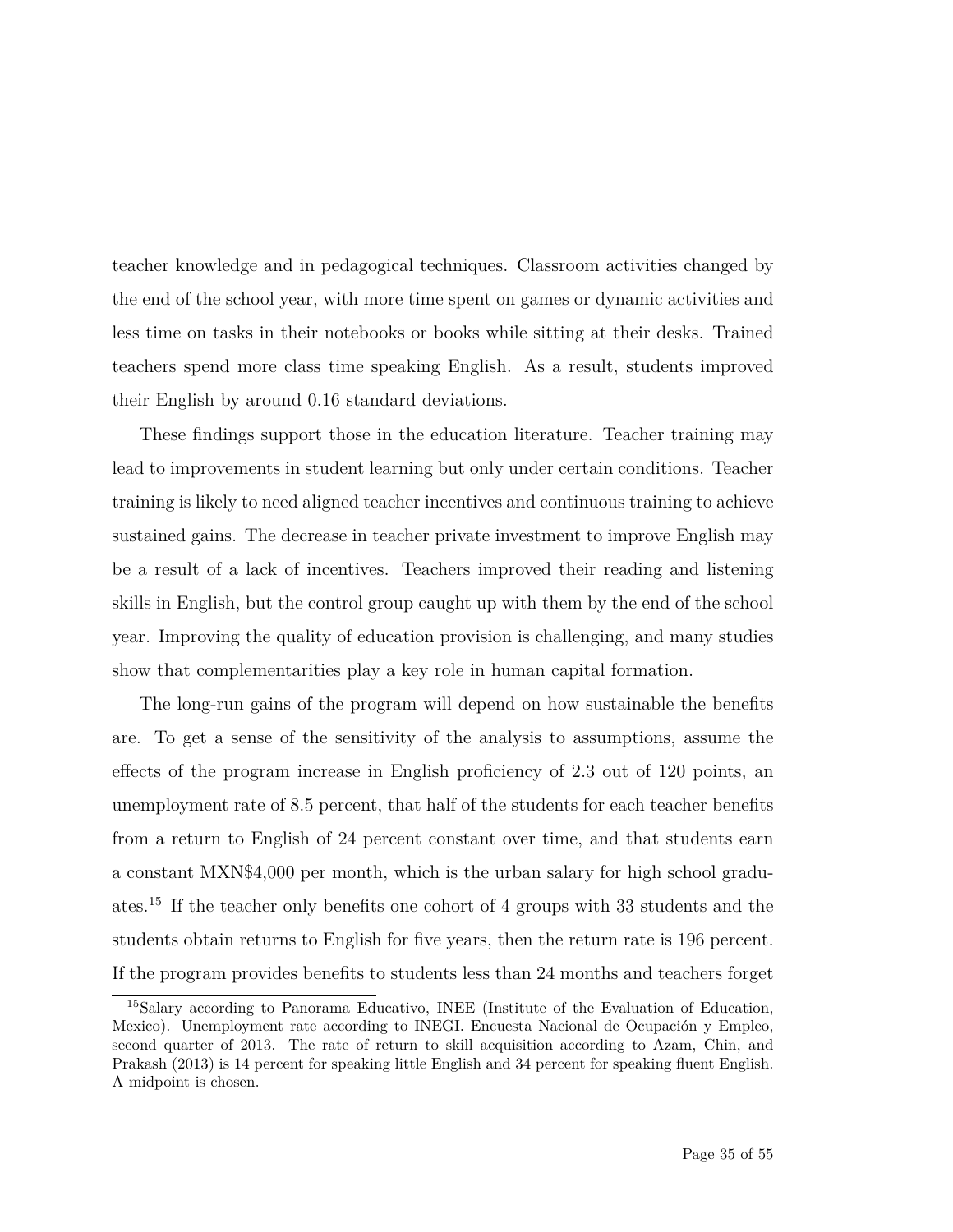teacher knowledge and in pedagogical techniques. Classroom activities changed by the end of the school year, with more time spent on games or dynamic activities and less time on tasks in their notebooks or books while sitting at their desks. Trained teachers spend more class time speaking English. As a result, students improved their English by around 0.16 standard deviations.

These findings support those in the education literature. Teacher training may lead to improvements in student learning but only under certain conditions. Teacher training is likely to need aligned teacher incentives and continuous training to achieve sustained gains. The decrease in teacher private investment to improve English may be a result of a lack of incentives. Teachers improved their reading and listening skills in English, but the control group caught up with them by the end of the school year. Improving the quality of education provision is challenging, and many studies show that complementarities play a key role in human capital formation.

The long-run gains of the program will depend on how sustainable the benefits are. To get a sense of the sensitivity of the analysis to assumptions, assume the effects of the program increase in English proficiency of 2.3 out of 120 points, an unemployment rate of 8.5 percent, that half of the students for each teacher benefits from a return to English of 24 percent constant over time, and that students earn a constant MXN$4,000 per month, which is the urban salary for high school graduates.[15] If the teacher only benefits one cohort of 4 groups with 33 students and the students obtain returns to English for five years, then the return rate is 196 percent. If the program provides benefits to students less than 24 months and teachers forget

[15] Salary according to Panorama Educativo, INEE (Institute of the Evaluation of Education, Mexico). Unemployment rate according to INEGI. Encuesta Nacional de Ocupación y Empleo, second quarter of 2013. The rate of return to skill acquisition according to Azam, Chin, and Prakash (2013) is 14 percent for speaking little English and 34 percent for speaking fluent English. A midpoint is chosen.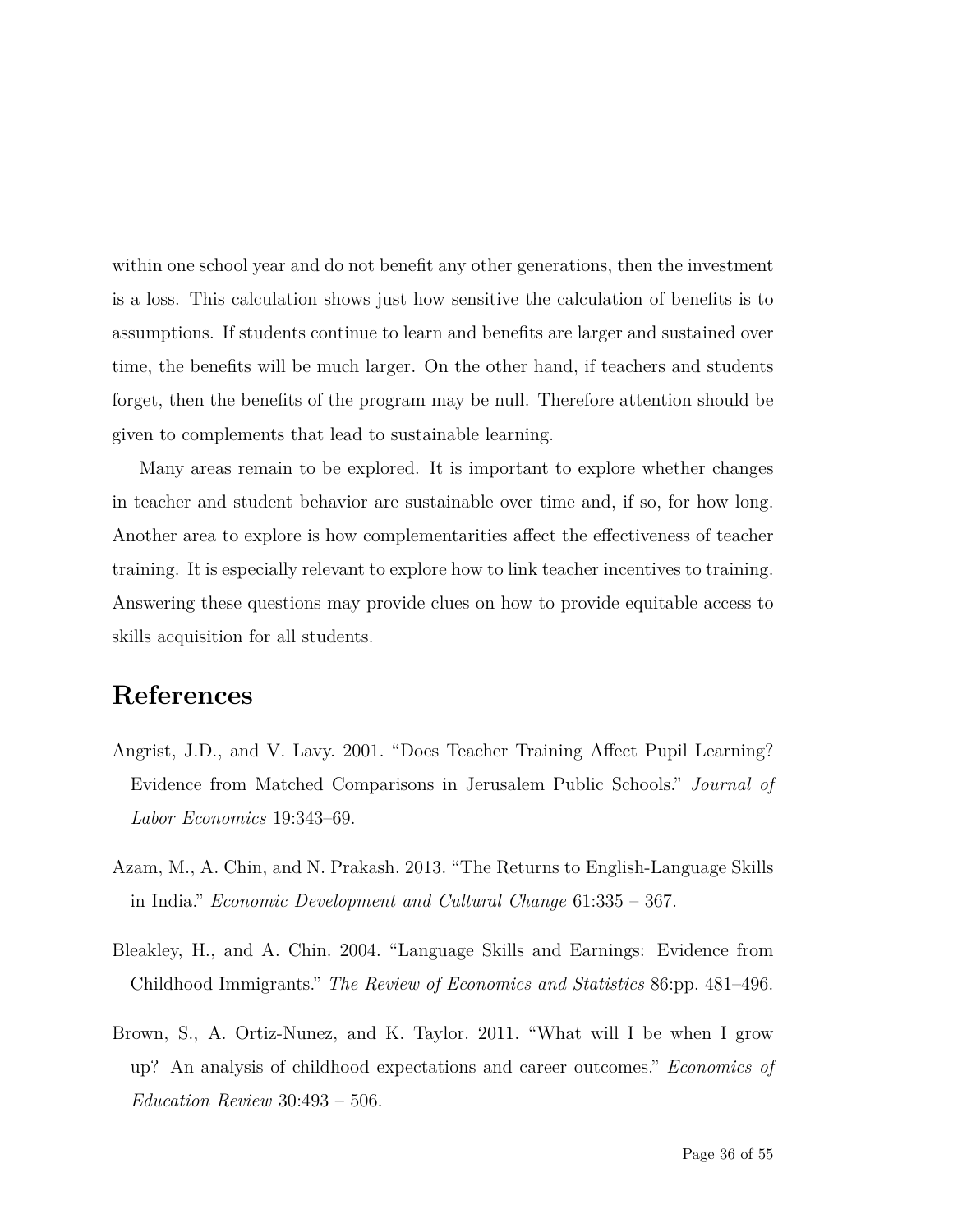within one school year and do not benefit any other generations, then the investment is a loss. This calculation shows just how sensitive the calculation of benefits is to assumptions. If students continue to learn and benefits are larger and sustained over time, the benefits will be much larger. On the other hand, if teachers and students forget, then the benefits of the program may be null. Therefore attention should be given to complements that lead to sustainable learning.

Many areas remain to be explored. It is important to explore whether changes in teacher and student behavior are sustainable over time and, if so, for how long. Another area to explore is how complementarities affect the effectiveness of teacher training. It is especially relevant to explore how to link teacher incentives to training. Answering these questions may provide clues on how to provide equitable access to skills acquisition for all students.

# References

Angrist, J.D., and V. Lavy. 2001. "Does Teacher Training Affect Pupil Learning? Evidence from Matched Comparisons in Jerusalem Public Schools." *Journal of Labor Economics* 19:343–69.

Azam, M., A. Chin, and N. Prakash. 2013. "The Returns to English-Language Skills in India." *Economic Development and Cultural Change* 61:335 – 367.

Bleakley, H., and A. Chin. 2004. "Language Skills and Earnings: Evidence from Childhood Immigrants." *The Review of Economics and Statistics* 86:pp. 481–496.

Brown, S., A. Ortiz-Nunez, and K. Taylor. 2011. "What will I be when I grow up? An analysis of childhood expectations and career outcomes." *Economics of Education Review* 30:493 – 506.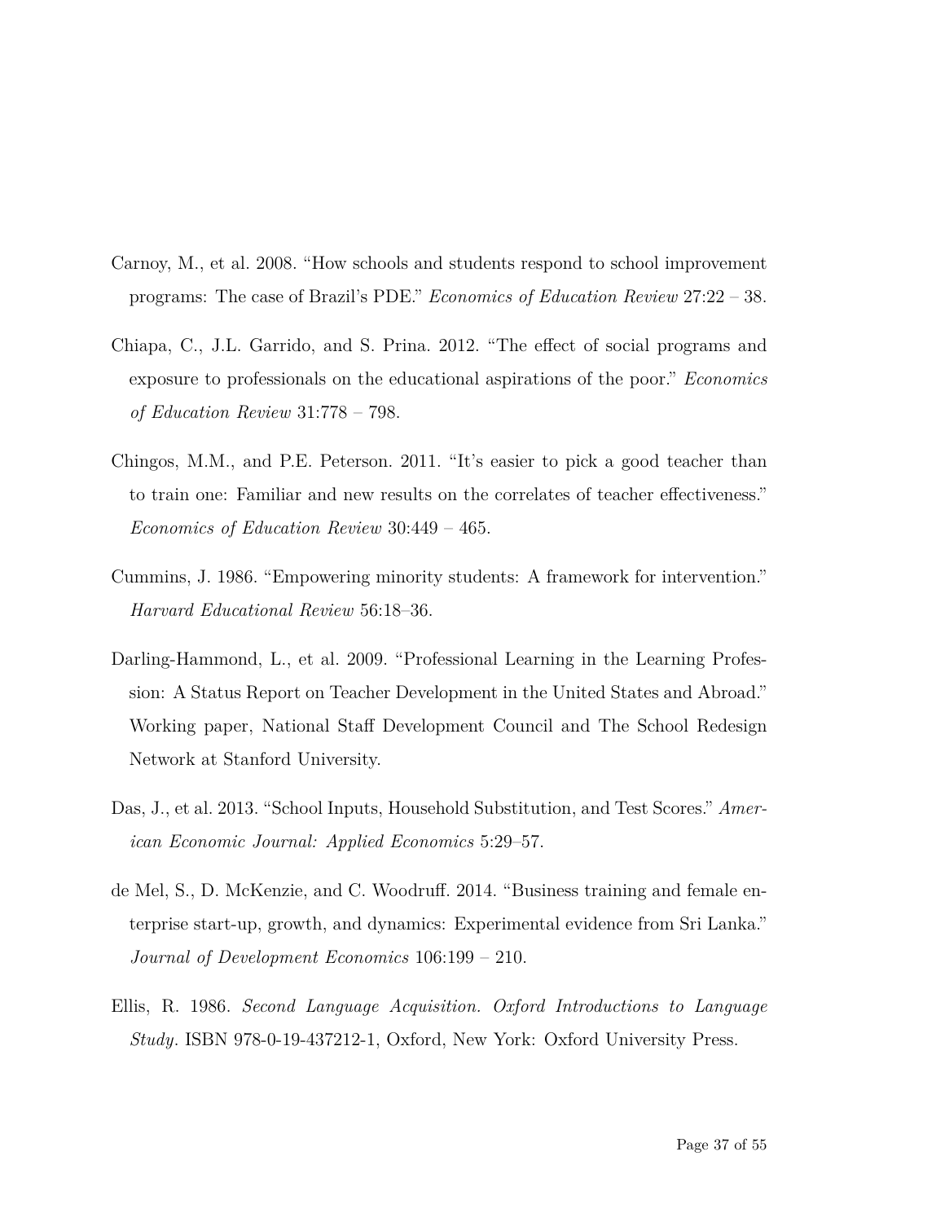Carnoy, M., et al. 2008. "How schools and students respond to school improvement programs: The case of Brazil's PDE." *Economics of Education Review* 27:22 – 38.

Chiapa, C., J.L. Garrido, and S. Prina. 2012. "The effect of social programs and exposure to professionals on the educational aspirations of the poor." *Economics of Education Review* 31:778 – 798.

Chingos, M.M., and P.E. Peterson. 2011. "It's easier to pick a good teacher than to train one: Familiar and new results on the correlates of teacher effectiveness." *Economics of Education Review* 30:449 – 465.

Cummins, J. 1986. "Empowering minority students: A framework for intervention." *Harvard Educational Review* 56:18–36.

Darling-Hammond, L., et al. 2009. "Professional Learning in the Learning Profession: A Status Report on Teacher Development in the United States and Abroad." Working paper, National Staff Development Council and The School Redesign Network at Stanford University.

Das, J., et al. 2013. "School Inputs, Household Substitution, and Test Scores." *American Economic Journal: Applied Economics* 5:29–57.

de Mel, S., D. McKenzie, and C. Woodruff. 2014. "Business training and female enterprise start-up, growth, and dynamics: Experimental evidence from Sri Lanka." *Journal of Development Economics* 106:199 – 210.

Ellis, R. 1986. *Second Language Acquisition. Oxford Introductions to Language Study*. ISBN 978-0-19-437212-1, Oxford, New York: Oxford University Press.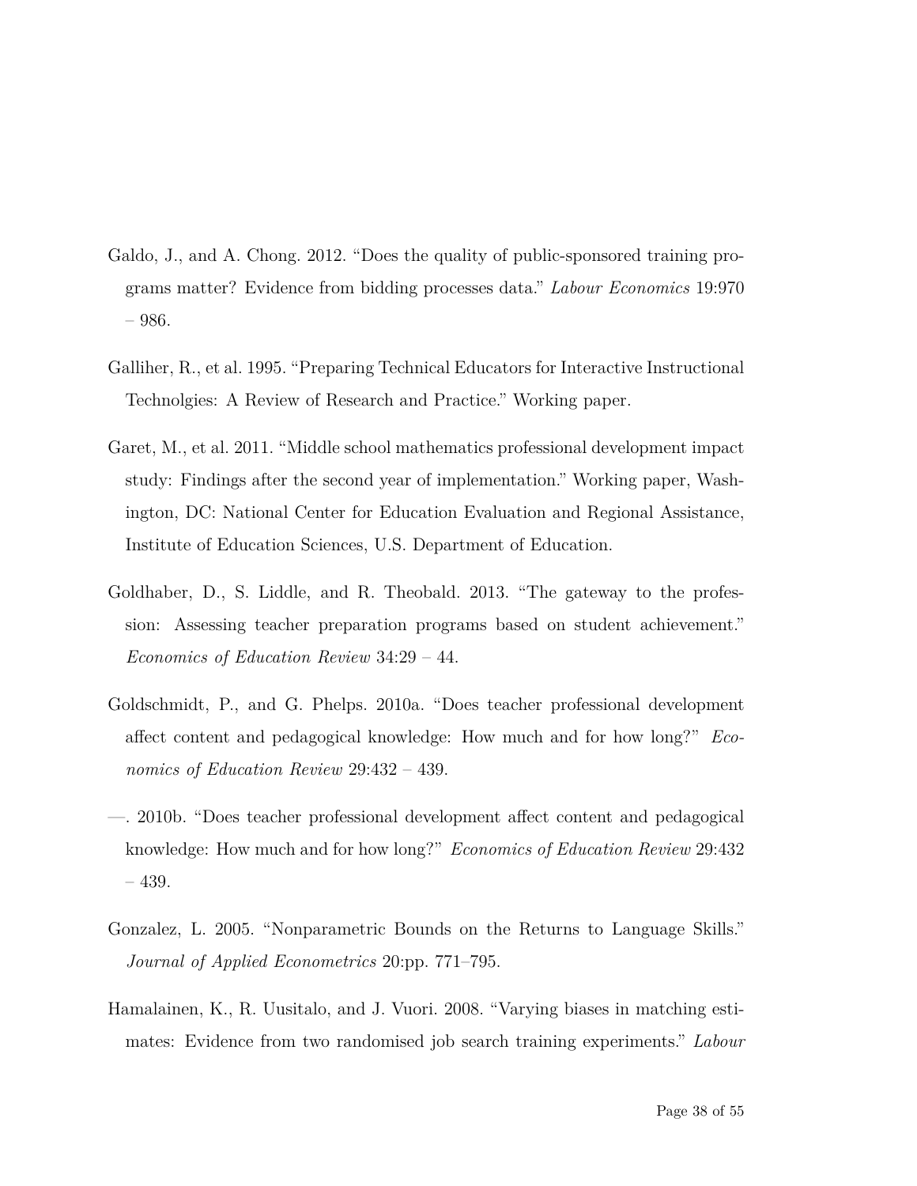Galdo, J., and A. Chong. 2012. "Does the quality of public-sponsored training programs matter? Evidence from bidding processes data." *Labour Economics* 19:970 – 986.

Galliher, R., et al. 1995. "Preparing Technical Educators for Interactive Instructional Technolgies: A Review of Research and Practice." Working paper.

Garet, M., et al. 2011. "Middle school mathematics professional development impact study: Findings after the second year of implementation." Working paper, Washington, DC: National Center for Education Evaluation and Regional Assistance, Institute of Education Sciences, U.S. Department of Education.

Goldhaber, D., S. Liddle, and R. Theobald. 2013. "The gateway to the profession: Assessing teacher preparation programs based on student achievement." *Economics of Education Review* 34:29 – 44.

Goldschmidt, P., and G. Phelps. 2010a. "Does teacher professional development affect content and pedagogical knowledge: How much and for how long?" *Economics of Education Review* 29:432 – 439.

—. 2010b. "Does teacher professional development affect content and pedagogical knowledge: How much and for how long?" *Economics of Education Review* 29:432 – 439.

Gonzalez, L. 2005. "Nonparametric Bounds on the Returns to Language Skills." *Journal of Applied Econometrics* 20:pp. 771–795.

Hamalainen, K., R. Uusitalo, and J. Vuori. 2008. "Varying biases in matching estimates: Evidence from two randomised job search training experiments." *Labour*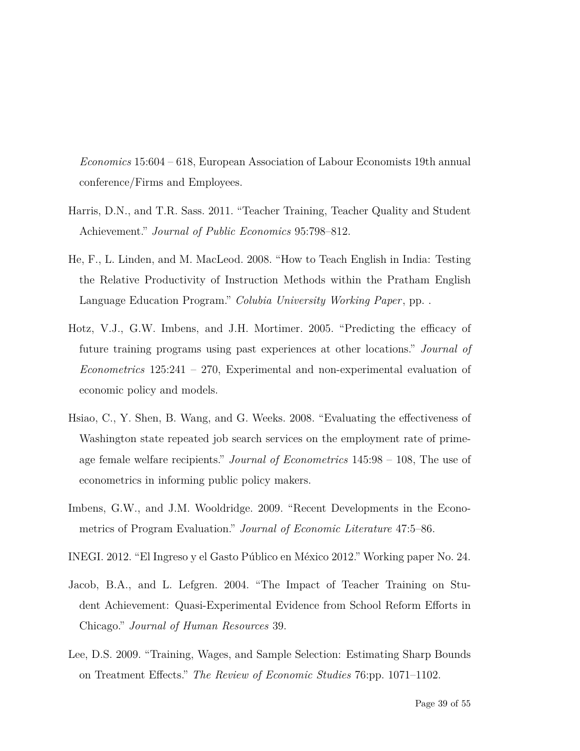*Economics* 15:604 – 618, European Association of Labour Economists 19th annual conference/Firms and Employees.

Harris, D.N., and T.R. Sass. 2011. "Teacher Training, Teacher Quality and Student Achievement." *Journal of Public Economics* 95:798–812.

He, F., L. Linden, and M. MacLeod. 2008. "How to Teach English in India: Testing the Relative Productivity of Instruction Methods within the Pratham English Language Education Program." *Colubia University Working Paper*, pp. .

Hotz, V.J., G.W. Imbens, and J.H. Mortimer. 2005. "Predicting the efficacy of future training programs using past experiences at other locations." *Journal of Econometrics* 125:241 – 270, Experimental and non-experimental evaluation of economic policy and models.

Hsiao, C., Y. Shen, B. Wang, and G. Weeks. 2008. "Evaluating the effectiveness of Washington state repeated job search services on the employment rate of prime-age female welfare recipients." *Journal of Econometrics* 145:98 – 108, The use of econometrics in informing public policy makers.

Imbens, G.W., and J.M. Wooldridge. 2009. "Recent Developments in the Econometrics of Program Evaluation." *Journal of Economic Literature* 47:5–86.

INEGI. 2012. "El Ingreso y el Gasto Público en México 2012." Working paper No. 24.

Jacob, B.A., and L. Lefgren. 2004. "The Impact of Teacher Training on Student Achievement: Quasi-Experimental Evidence from School Reform Efforts in Chicago." *Journal of Human Resources* 39.

Lee, D.S. 2009. "Training, Wages, and Sample Selection: Estimating Sharp Bounds on Treatment Effects." *The Review of Economic Studies* 76:pp. 1071–1102.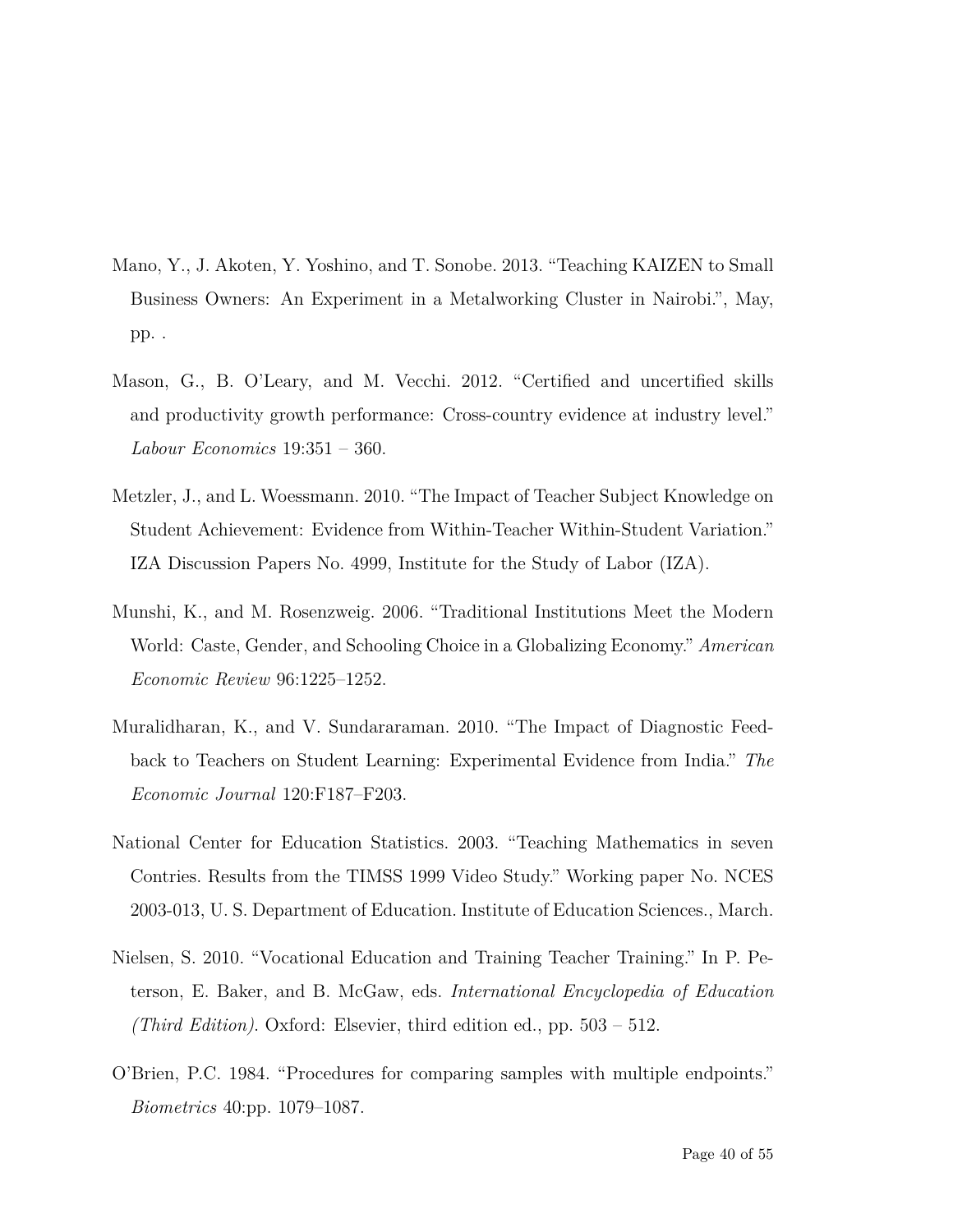Mano, Y., J. Akoten, Y. Yoshino, and T. Sonobe. 2013. "Teaching KAIZEN to Small Business Owners: An Experiment in a Metalworking Cluster in Nairobi.", May, pp. .

Mason, G., B. O'Leary, and M. Vecchi. 2012. "Certified and uncertified skills and productivity growth performance: Cross-country evidence at industry level." *Labour Economics* 19:351 – 360.

Metzler, J., and L. Woessmann. 2010. "The Impact of Teacher Subject Knowledge on Student Achievement: Evidence from Within-Teacher Within-Student Variation." IZA Discussion Papers No. 4999, Institute for the Study of Labor (IZA).

Munshi, K., and M. Rosenzweig. 2006. "Traditional Institutions Meet the Modern World: Caste, Gender, and Schooling Choice in a Globalizing Economy." *American Economic Review* 96:1225–1252.

Muralidharan, K., and V. Sundararaman. 2010. "The Impact of Diagnostic Feedback to Teachers on Student Learning: Experimental Evidence from India." *The Economic Journal* 120:F187–F203.

National Center for Education Statistics. 2003. "Teaching Mathematics in seven Contries. Results from the TIMSS 1999 Video Study." Working paper No. NCES 2003-013, U. S. Department of Education. Institute of Education Sciences., March.

Nielsen, S. 2010. "Vocational Education and Training Teacher Training." In P. Peterson, E. Baker, and B. McGaw, eds. *International Encyclopedia of Education (Third Edition)*. Oxford: Elsevier, third edition ed., pp. 503 – 512.

O'Brien, P.C. 1984. "Procedures for comparing samples with multiple endpoints." *Biometrics* 40:pp. 1079–1087.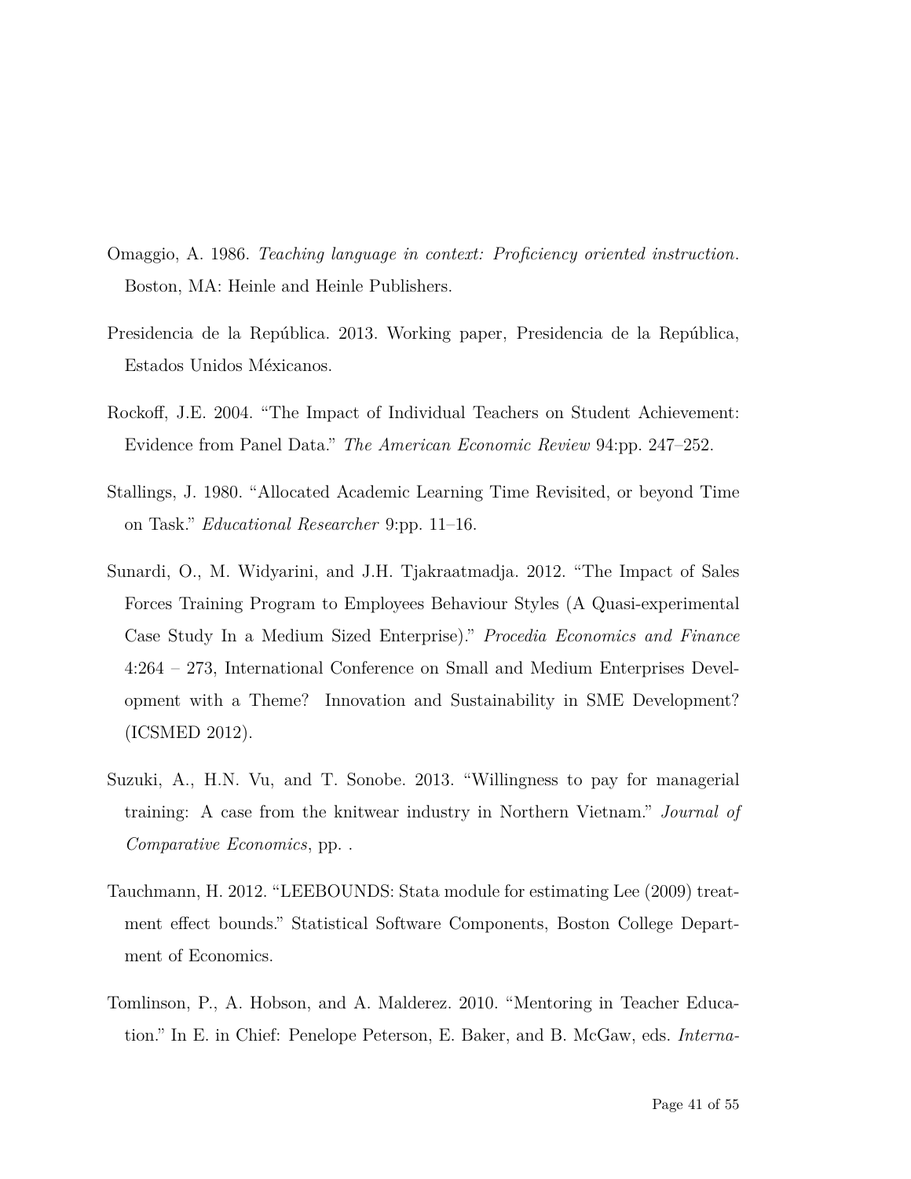Omaggio, A. 1986. *Teaching language in context: Proficiency oriented instruction*. Boston, MA: Heinle and Heinle Publishers.

Presidencia de la República. 2013. Working paper, Presidencia de la República, Estados Unidos Méxicanos.

Rockoff, J.E. 2004. "The Impact of Individual Teachers on Student Achievement: Evidence from Panel Data." *The American Economic Review* 94:pp. 247–252.

Stallings, J. 1980. "Allocated Academic Learning Time Revisited, or beyond Time on Task." *Educational Researcher* 9:pp. 11–16.

Sunardi, O., M. Widyarini, and J.H. Tjakraatmadja. 2012. "The Impact of Sales Forces Training Program to Employees Behaviour Styles (A Quasi-experimental Case Study In a Medium Sized Enterprise)." *Procedia Economics and Finance* 4:264 – 273, International Conference on Small and Medium Enterprises Development with a Theme?  Innovation and Sustainability in SME Development? (ICSMED 2012).

Suzuki, A., H.N. Vu, and T. Sonobe. 2013. "Willingness to pay for managerial training: A case from the knitwear industry in Northern Vietnam." *Journal of Comparative Economics*, pp. .

Tauchmann, H. 2012. "LEEBOUNDS: Stata module for estimating Lee (2009) treatment effect bounds." Statistical Software Components, Boston College Department of Economics.

Tomlinson, P., A. Hobson, and A. Malderez. 2010. "Mentoring in Teacher Education." In E. in Chief: Penelope Peterson, E. Baker, and B. McGaw, eds. *Interna-*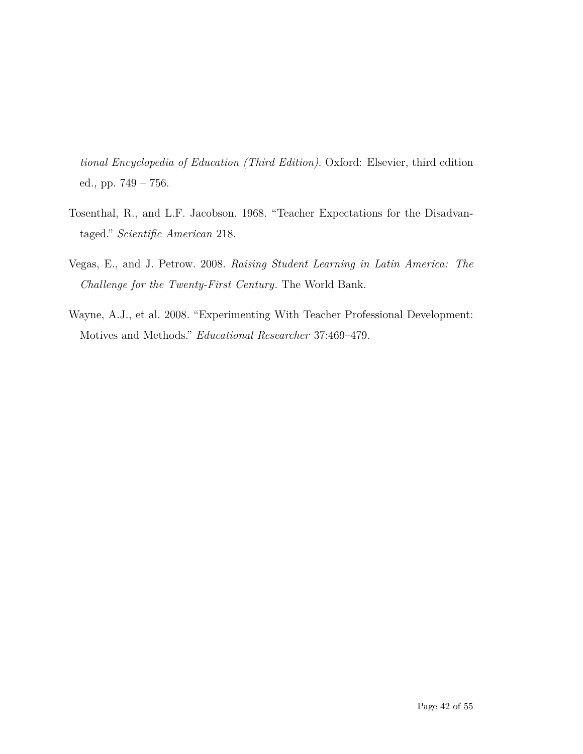*tional Encyclopedia of Education (Third Edition)*. Oxford: Elsevier, third edition ed., pp. 749 – 756.

Tosenthal, R., and L.F. Jacobson. 1968. "Teacher Expectations for the Disadvantaged." *Scientific American* 218.

Vegas, E., and J. Petrow. 2008. *Raising Student Learning in Latin America: The Challenge for the Twenty-First Century*. The World Bank.

Wayne, A.J., et al. 2008. "Experimenting With Teacher Professional Development: Motives and Methods." *Educational Researcher* 37:469–479.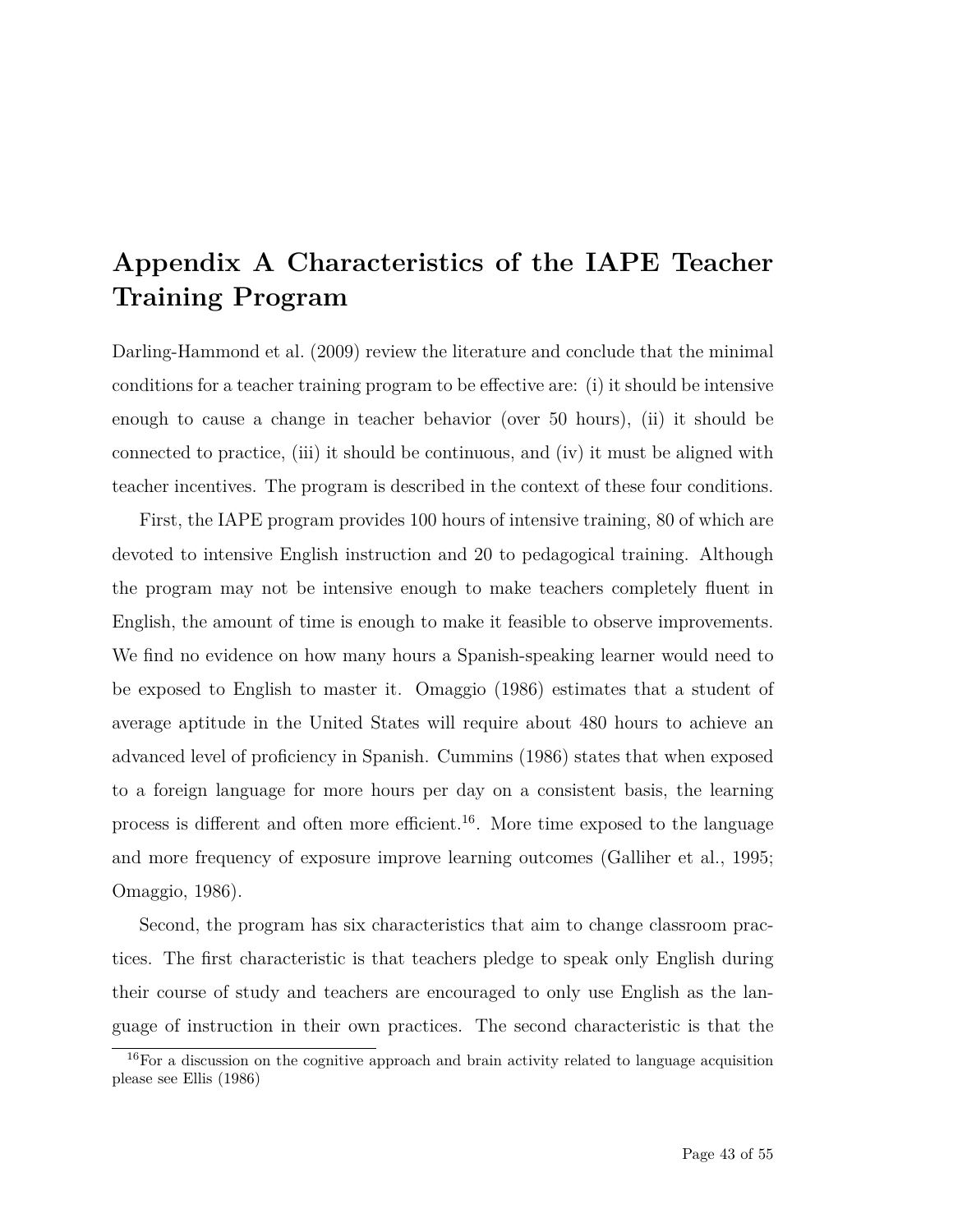# Appendix A Characteristics of the IAPE Teacher Training Program

Darling-Hammond et al. (2009) review the literature and conclude that the minimal conditions for a teacher training program to be effective are: (i) it should be intensive enough to cause a change in teacher behavior (over 50 hours), (ii) it should be connected to practice, (iii) it should be continuous, and (iv) it must be aligned with teacher incentives. The program is described in the context of these four conditions.

First, the IAPE program provides 100 hours of intensive training, 80 of which are devoted to intensive English instruction and 20 to pedagogical training. Although the program may not be intensive enough to make teachers completely fluent in English, the amount of time is enough to make it feasible to observe improvements. We find no evidence on how many hours a Spanish-speaking learner would need to be exposed to English to master it. Omaggio (1986) estimates that a student of average aptitude in the United States will require about 480 hours to achieve an advanced level of proficiency in Spanish. Cummins (1986) states that when exposed to a foreign language for more hours per day on a consistent basis, the learning process is different and often more efficient.[16]. More time exposed to the language and more frequency of exposure improve learning outcomes (Galliher et al., 1995; Omaggio, 1986).

Second, the program has six characteristics that aim to change classroom practices. The first characteristic is that teachers pledge to speak only English during their course of study and teachers are encouraged to only use English as the language of instruction in their own practices. The second characteristic is that the

[16] For a discussion on the cognitive approach and brain activity related to language acquisition please see Ellis (1986)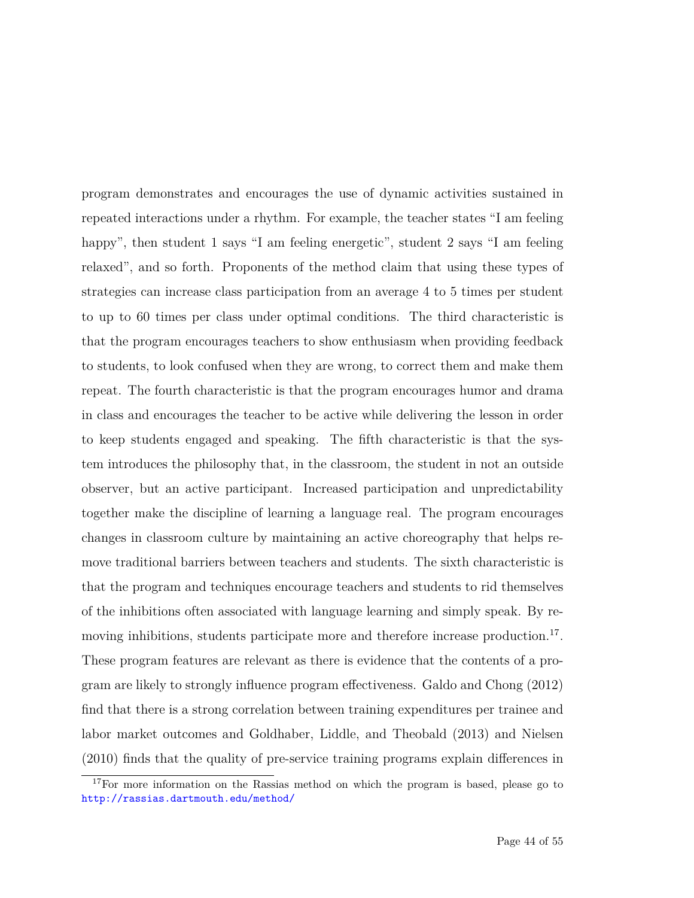program demonstrates and encourages the use of dynamic activities sustained in repeated interactions under a rhythm. For example, the teacher states “I am feeling happy”, then student 1 says “I am feeling energetic”, student 2 says “I am feeling relaxed”, and so forth. Proponents of the method claim that using these types of strategies can increase class participation from an average 4 to 5 times per student to up to 60 times per class under optimal conditions. The third characteristic is that the program encourages teachers to show enthusiasm when providing feedback to students, to look confused when they are wrong, to correct them and make them repeat. The fourth characteristic is that the program encourages humor and drama in class and encourages the teacher to be active while delivering the lesson in order to keep students engaged and speaking. The fifth characteristic is that the system introduces the philosophy that, in the classroom, the student in not an outside observer, but an active participant. Increased participation and unpredictability together make the discipline of learning a language real. The program encourages changes in classroom culture by maintaining an active choreography that helps remove traditional barriers between teachers and students. The sixth characteristic is that the program and techniques encourage teachers and students to rid themselves of the inhibitions often associated with language learning and simply speak. By removing inhibitions, students participate more and therefore increase production.[17]. These program features are relevant as there is evidence that the contents of a program are likely to strongly influence program effectiveness. Galdo and Chong (2012) find that there is a strong correlation between training expenditures per trainee and labor market outcomes and Goldhaber, Liddle, and Theobald (2013) and Nielsen (2010) finds that the quality of pre-service training programs explain differences in

[17] For more information on the Rassias method on which the program is based, please go to http://rassias.dartmouth.edu/method/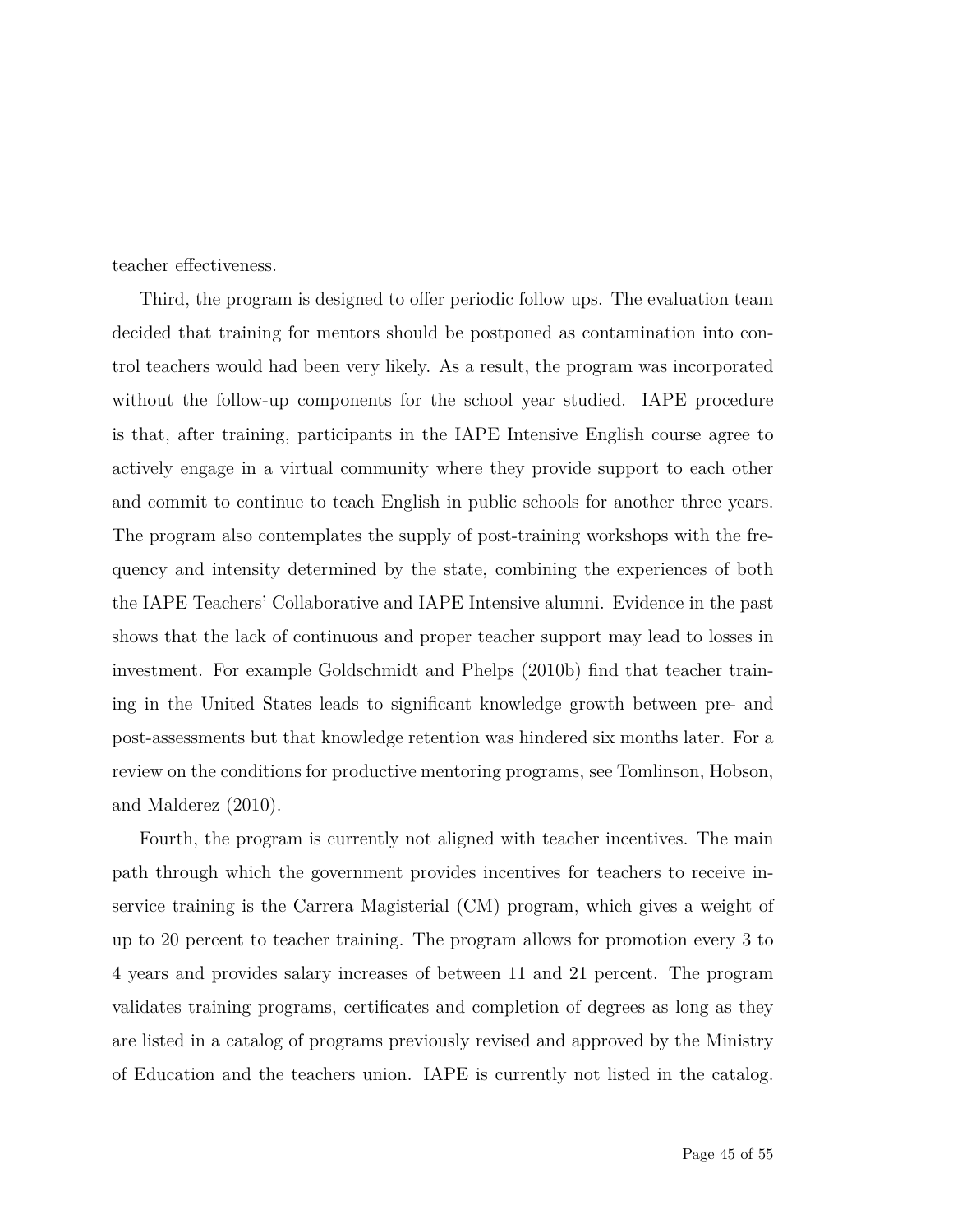teacher effectiveness.

Third, the program is designed to offer periodic follow ups. The evaluation team decided that training for mentors should be postponed as contamination into control teachers would had been very likely. As a result, the program was incorporated without the follow-up components for the school year studied. IAPE procedure is that, after training, participants in the IAPE Intensive English course agree to actively engage in a virtual community where they provide support to each other and commit to continue to teach English in public schools for another three years. The program also contemplates the supply of post-training workshops with the frequency and intensity determined by the state, combining the experiences of both the IAPE Teachers' Collaborative and IAPE Intensive alumni. Evidence in the past shows that the lack of continuous and proper teacher support may lead to losses in investment. For example Goldschmidt and Phelps (2010b) find that teacher training in the United States leads to significant knowledge growth between pre- and post-assessments but that knowledge retention was hindered six months later. For a review on the conditions for productive mentoring programs, see Tomlinson, Hobson, and Malderez (2010).

Fourth, the program is currently not aligned with teacher incentives. The main path through which the government provides incentives for teachers to receive in-service training is the Carrera Magisterial (CM) program, which gives a weight of up to 20 percent to teacher training. The program allows for promotion every 3 to 4 years and provides salary increases of between 11 and 21 percent. The program validates training programs, certificates and completion of degrees as long as they are listed in a catalog of programs previously revised and approved by the Ministry of Education and the teachers union. IAPE is currently not listed in the catalog.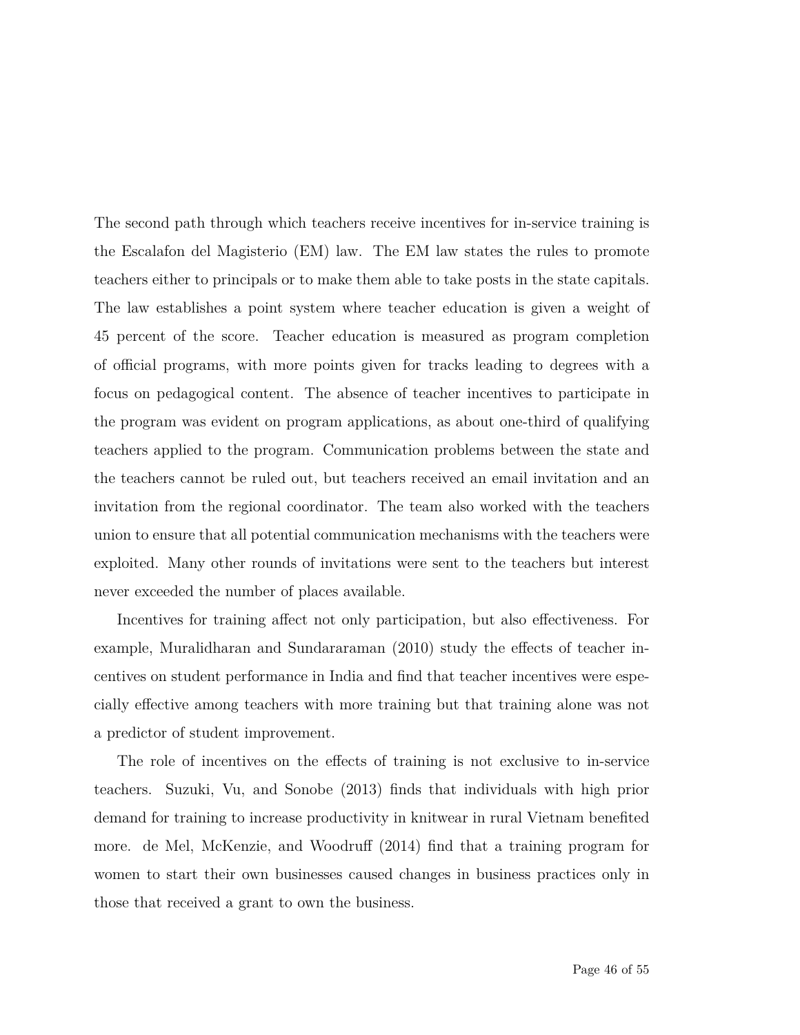The second path through which teachers receive incentives for in-service training is the Escalafon del Magisterio (EM) law. The EM law states the rules to promote teachers either to principals or to make them able to take posts in the state capitals. The law establishes a point system where teacher education is given a weight of 45 percent of the score. Teacher education is measured as program completion of official programs, with more points given for tracks leading to degrees with a focus on pedagogical content. The absence of teacher incentives to participate in the program was evident on program applications, as about one-third of qualifying teachers applied to the program. Communication problems between the state and the teachers cannot be ruled out, but teachers received an email invitation and an invitation from the regional coordinator. The team also worked with the teachers union to ensure that all potential communication mechanisms with the teachers were exploited. Many other rounds of invitations were sent to the teachers but interest never exceeded the number of places available.

Incentives for training affect not only participation, but also effectiveness. For example, Muralidharan and Sundararaman (2010) study the effects of teacher incentives on student performance in India and find that teacher incentives were especially effective among teachers with more training but that training alone was not a predictor of student improvement.

The role of incentives on the effects of training is not exclusive to in-service teachers. Suzuki, Vu, and Sonobe (2013) finds that individuals with high prior demand for training to increase productivity in knitwear in rural Vietnam benefited more. de Mel, McKenzie, and Woodruff (2014) find that a training program for women to start their own businesses caused changes in business practices only in those that received a grant to own the business.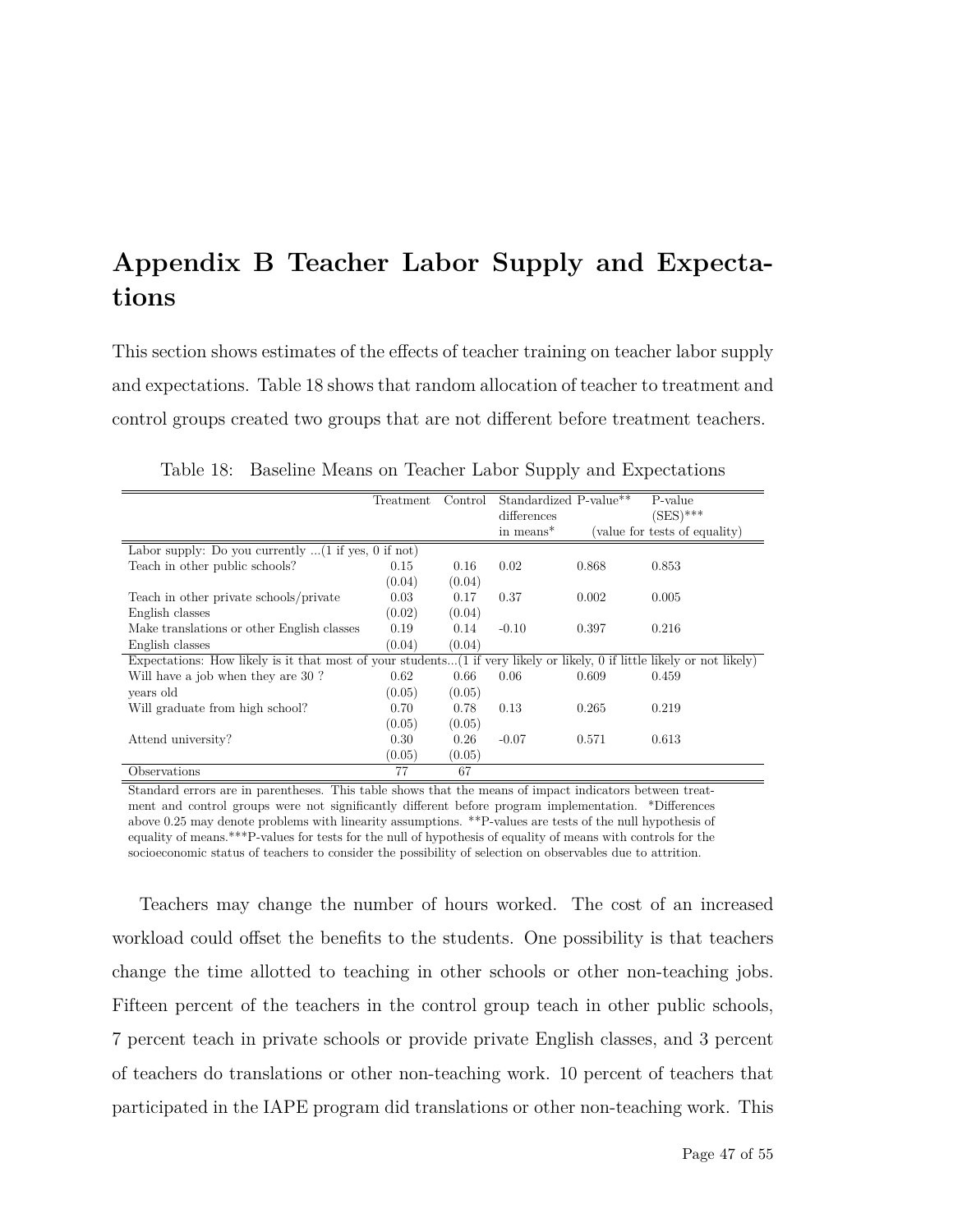# Appendix B Teacher Labor Supply and Expectations

This section shows estimates of the effects of teacher training on teacher labor supply and expectations. Table 18 shows that random allocation of teacher to treatment and control groups created two groups that are not different before treatment teachers.

Table 18: Baseline Means on Teacher Labor Supply and Expectations

| | Treatment | Control | Standardized differences in means* | P-value** | P-value (SES)*** |
|---|---|---|---|---|---|
| | | | | (value for tests of equality) | |
| Labor supply: Do you currently ...(1 if yes, 0 if not) | | | | | |
| Teach in other public schools? | 0.15 | 0.16 | 0.02 | 0.868 | 0.853 |
| | (0.04) | (0.04) | | | |
| Teach in other private schools/private English classes | 0.03 | 0.17 | 0.37 | 0.002 | 0.005 |
| | (0.02) | (0.04) | | | |
| Make translations or other English classes English classes | 0.19 | 0.14 | -0.10 | 0.397 | 0.216 |
| | (0.04) | (0.04) | | | |
| Expectations: How likely is it that most of your students...(1 if very likely or likely, 0 if little likely or not likely) | | | | | |
| Will have a job when they are 30 ? years old | 0.62 | 0.66 | 0.06 | 0.609 | 0.459 |
| | (0.05) | (0.05) | | | |
| Will graduate from high school? | 0.70 | 0.78 | 0.13 | 0.265 | 0.219 |
| | (0.05) | (0.05) | | | |
| Attend university? | 0.30 | 0.26 | -0.07 | 0.571 | 0.613 |
| | (0.05) | (0.05) | | | |
| Observations | 77 | 67 | | | |

Standard errors are in parentheses. This table shows that the means of impact indicators between treatment and control groups were not significantly different before program implementation. *Differences above 0.25 may denote problems with linearity assumptions. **P-values are tests of the null hypothesis of equality of means.***P-values for tests for the null of hypothesis of equality of means with controls for the socioeconomic status of teachers to consider the possibility of selection on observables due to attrition.

Teachers may change the number of hours worked. The cost of an increased workload could offset the benefits to the students. One possibility is that teachers change the time allotted to teaching in other schools or other non-teaching jobs. Fifteen percent of the teachers in the control group teach in other public schools, 7 percent teach in private schools or provide private English classes, and 3 percent of teachers do translations or other non-teaching work. 10 percent of teachers that participated in the IAPE program did translations or other non-teaching work. This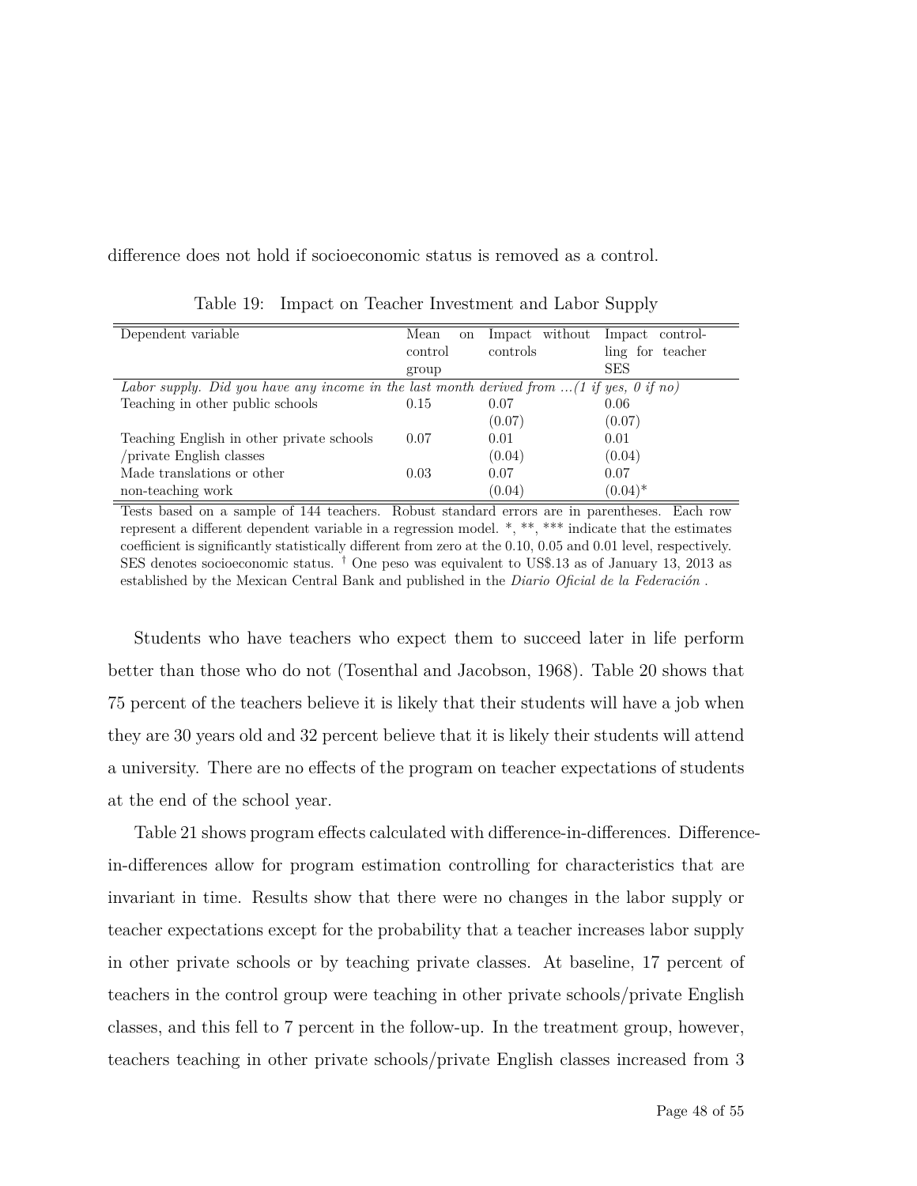difference does not hold if socioeconomic status is removed as a control.

Table 19: Impact on Teacher Investment and Labor Supply

| Dependent variable | Mean on control group | Impact without controls | Impact controlling for teacher SES |
|---|---|---|---|
| *Labor supply. Did you have any income in the last month derived from ...(1 if yes, 0 if no)* | | | |
| Teaching in other public schools | 0.15 | 0.07 | 0.06 |
| | | (0.07) | (0.07) |
| Teaching English in other private schools /private English classes | 0.07 | 0.01 | 0.01 |
| | | (0.04) | (0.04) |
| Made translations or other non-teaching work | 0.03 | 0.07 | 0.07 |
| | | (0.04) | (0.04)* |

Tests based on a sample of 144 teachers. Robust standard errors are in parentheses. Each row represent a different dependent variable in a regression model. *, **, *** indicate that the estimates coefficient is significantly statistically different from zero at the 0.10, 0.05 and 0.01 level, respectively. SES denotes socioeconomic status. † One peso was equivalent to US$.13 as of January 13, 2013 as established by the Mexican Central Bank and published in the *Diario Oficial de la Federación* .

Students who have teachers who expect them to succeed later in life perform better than those who do not (Tosenthal and Jacobson, 1968). Table 20 shows that 75 percent of the teachers believe it is likely that their students will have a job when they are 30 years old and 32 percent believe that it is likely their students will attend a university. There are no effects of the program on teacher expectations of students at the end of the school year.

Table 21 shows program effects calculated with difference-in-differences. Difference-in-differences allow for program estimation controlling for characteristics that are invariant in time. Results show that there were no changes in the labor supply or teacher expectations except for the probability that a teacher increases labor supply in other private schools or by teaching private classes. At baseline, 17 percent of teachers in the control group were teaching in other private schools/private English classes, and this fell to 7 percent in the follow-up. In the treatment group, however, teachers teaching in other private schools/private English classes increased from 3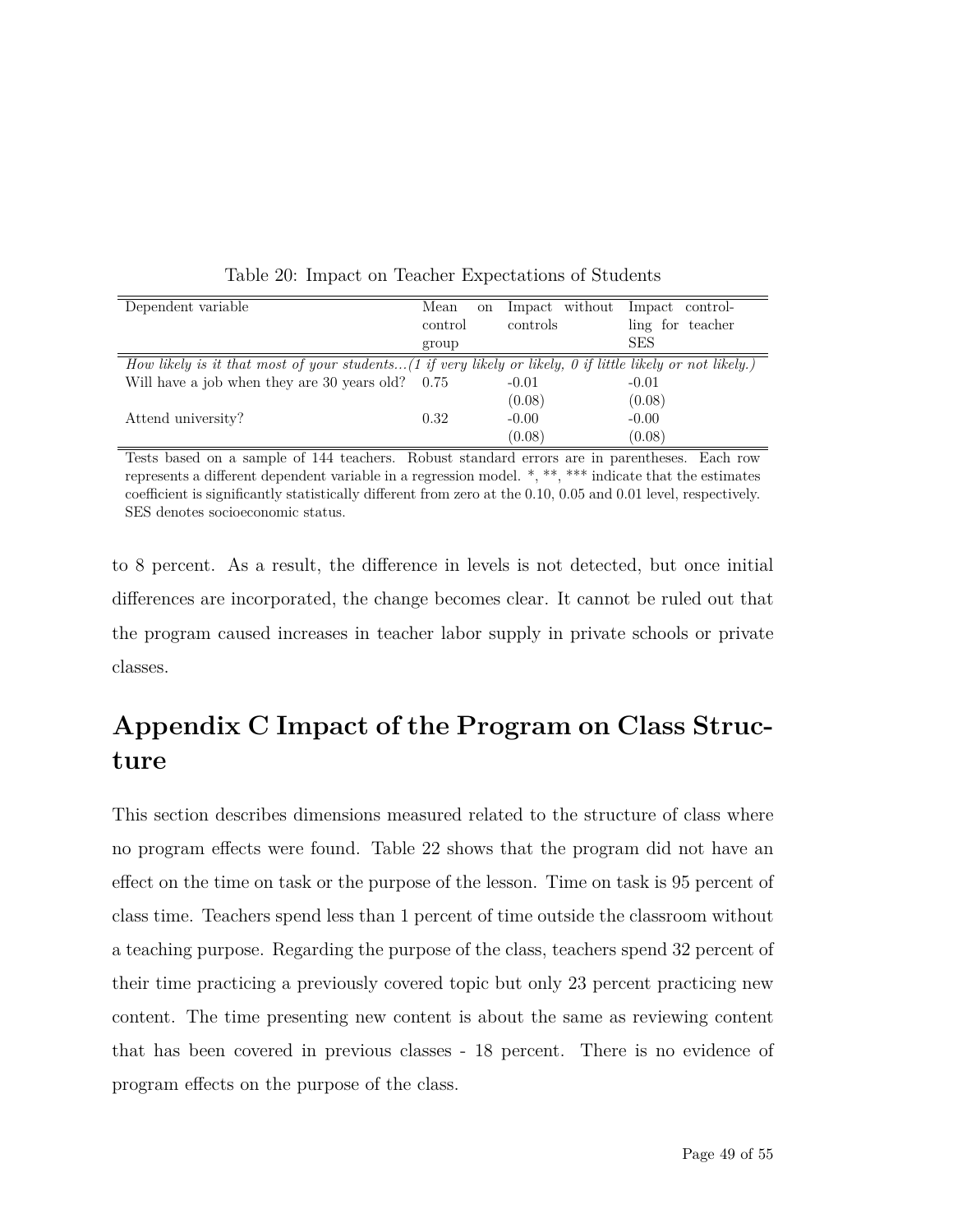Table 20: Impact on Teacher Expectations of Students

| Dependent variable | Mean on control group | Impact without controls | Impact controlling for teacher SES |
|---|---|---|---|
| *How likely is it that most of your students...(1 if very likely or likely, 0 if little likely or not likely.)* | | | |
| Will have a job when they are 30 years old? | 0.75 | -0.01 | -0.01 |
| | | (0.08) | (0.08) |
| Attend university? | 0.32 | -0.00 | -0.00 |
| | | (0.08) | (0.08) |

Tests based on a sample of 144 teachers. Robust standard errors are in parentheses. Each row represents a different dependent variable in a regression model. *, **, *** indicate that the estimates coefficient is significantly statistically different from zero at the 0.10, 0.05 and 0.01 level, respectively. SES denotes socioeconomic status.

to 8 percent. As a result, the difference in levels is not detected, but once initial differences are incorporated, the change becomes clear. It cannot be ruled out that the program caused increases in teacher labor supply in private schools or private classes.

# Appendix C Impact of the Program on Class Structure

This section describes dimensions measured related to the structure of class where no program effects were found. Table 22 shows that the program did not have an effect on the time on task or the purpose of the lesson. Time on task is 95 percent of class time. Teachers spend less than 1 percent of time outside the classroom without a teaching purpose. Regarding the purpose of the class, teachers spend 32 percent of their time practicing a previously covered topic but only 23 percent practicing new content. The time presenting new content is about the same as reviewing content that has been covered in previous classes - 18 percent. There is no evidence of program effects on the purpose of the class.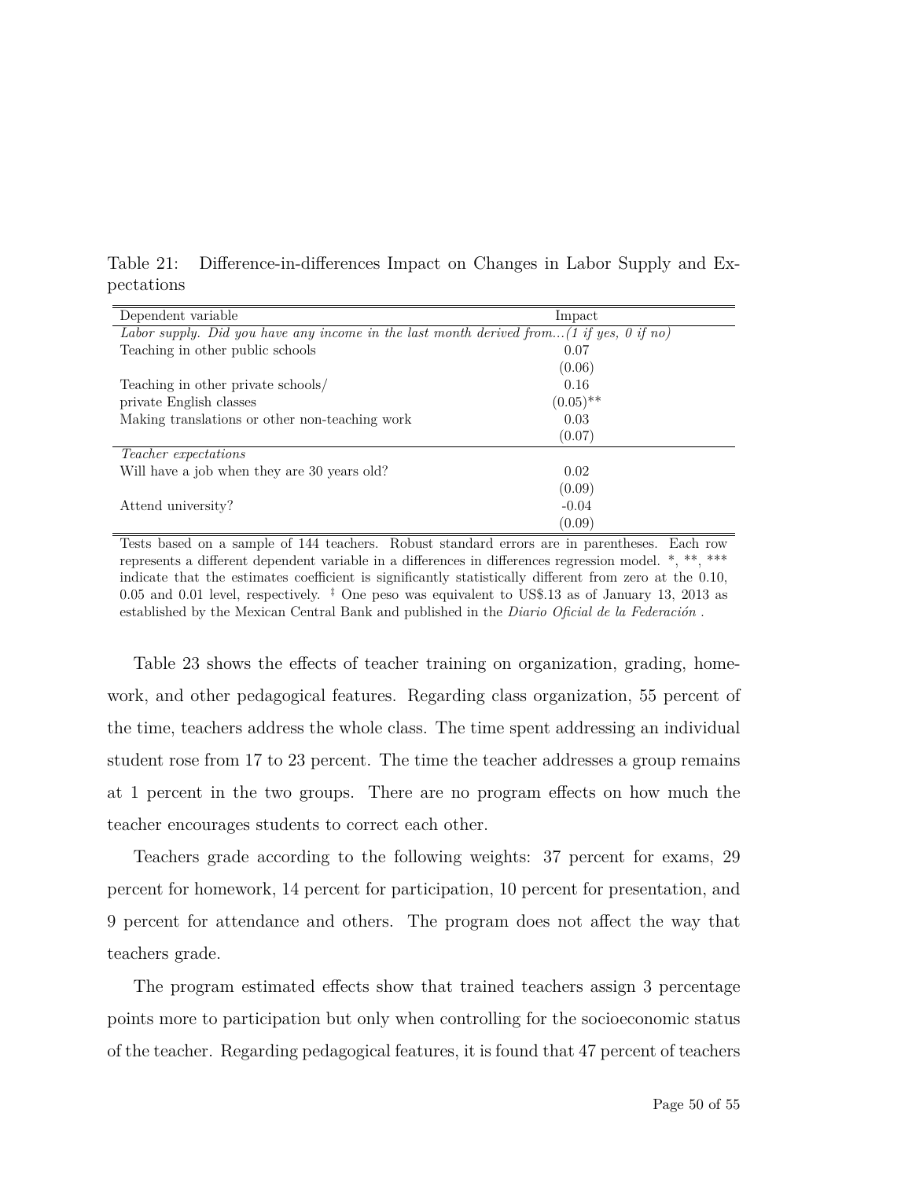Table 21: Difference-in-differences Impact on Changes in Labor Supply and Expectations

| Dependent variable | Impact |
|---|---|
| *Labor supply. Did you have any income in the last month derived from...(1 if yes, 0 if no)* | |
| Teaching in other public schools | 0.07 |
| | (0.06) |
| Teaching in other private schools/ | 0.16 |
| private English classes | (0.05)** |
| Making translations or other non-teaching work | 0.03 |
| | (0.07) |
| *Teacher expectations* | |
| Will have a job when they are 30 years old? | 0.02 |
| | (0.09) |
| Attend university? | -0.04 |
| | (0.09) |

Tests based on a sample of 144 teachers. Robust standard errors are in parentheses. Each row represents a different dependent variable in a differences in differences regression model. *, **, *** indicate that the estimates coefficient is significantly statistically different from zero at the 0.10, 0.05 and 0.01 level, respectively. ‡ One peso was equivalent to US$.13 as of January 13, 2013 as established by the Mexican Central Bank and published in the *Diario Oficial de la Federación* .

Table 23 shows the effects of teacher training on organization, grading, homework, and other pedagogical features. Regarding class organization, 55 percent of the time, teachers address the whole class. The time spent addressing an individual student rose from 17 to 23 percent. The time the teacher addresses a group remains at 1 percent in the two groups. There are no program effects on how much the teacher encourages students to correct each other.

Teachers grade according to the following weights: 37 percent for exams, 29 percent for homework, 14 percent for participation, 10 percent for presentation, and 9 percent for attendance and others. The program does not affect the way that teachers grade.

The program estimated effects show that trained teachers assign 3 percentage points more to participation but only when controlling for the socioeconomic status of the teacher. Regarding pedagogical features, it is found that 47 percent of teachers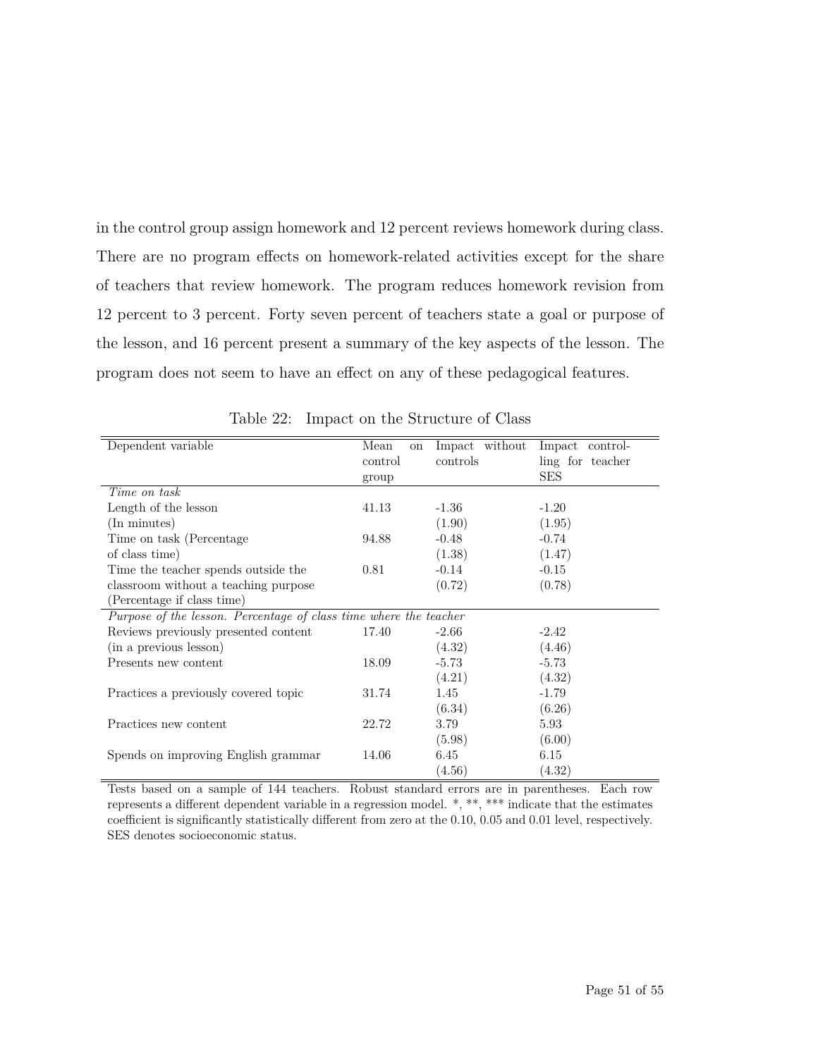in the control group assign homework and 12 percent reviews homework during class. There are no program effects on homework-related activities except for the share of teachers that review homework. The program reduces homework revision from 12 percent to 3 percent. Forty seven percent of teachers state a goal or purpose of the lesson, and 16 percent present a summary of the key aspects of the lesson. The program does not seem to have an effect on any of these pedagogical features.

Table 22: Impact on the Structure of Class

| Dependent variable | Mean on control group | Impact without controls | Impact controlling for teacher SES |
|---|---|---|---|
| *Time on task* | | | |
| Length of the lesson | 41.13 | -1.36 | -1.20 |
| (In minutes) | | (1.90) | (1.95) |
| Time on task (Percentage | 94.88 | -0.48 | -0.74 |
| of class time) | | (1.38) | (1.47) |
| Time the teacher spends outside the | 0.81 | -0.14 | -0.15 |
| classroom without a teaching purpose | | (0.72) | (0.78) |
| (Percentage if class time) | | | |
| *Purpose of the lesson. Percentage of class time where the teacher* | | | |
| Reviews previously presented content | 17.40 | -2.66 | -2.42 |
| (in a previous lesson) | | (4.32) | (4.46) |
| Presents new content | 18.09 | -5.73 | -5.73 |
| | | (4.21) | (4.32) |
| Practices a previously covered topic | 31.74 | 1.45 | -1.79 |
| | | (6.34) | (6.26) |
| Practices new content | 22.72 | 3.79 | 5.93 |
| | | (5.98) | (6.00) |
| Spends on improving English grammar | 14.06 | 6.45 | 6.15 |
| | | (4.56) | (4.32) |

Tests based on a sample of 144 teachers. Robust standard errors are in parentheses. Each row represents a different dependent variable in a regression model. *, **, *** indicate that the estimates coefficient is significantly statistically different from zero at the 0.10, 0.05 and 0.01 level, respectively. SES denotes socioeconomic status.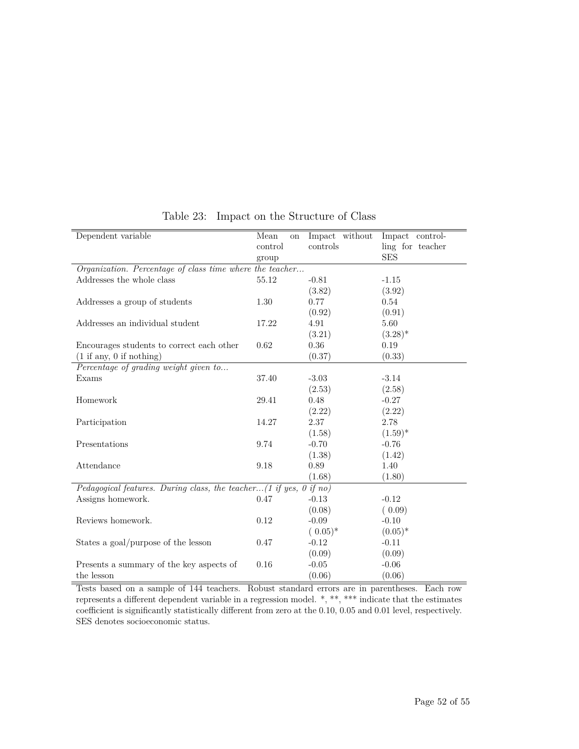Table 23: Impact on the Structure of Class

| Dependent variable | Mean on control group | Impact without controls | Impact controlling for teacher SES |
|---|---|---|---|
| *Organization. Percentage of class time where the teacher...* | | | |
| Addresses the whole class | 55.12 | -0.81 | -1.15 |
| | | (3.82) | (3.92) |
| Addresses a group of students | 1.30 | 0.77 | 0.54 |
| | | (0.92) | (0.91) |
| Addresses an individual student | 17.22 | 4.91 | 5.60 |
| | | (3.21) | (3.28)* |
| Encourages students to correct each other (1 if any, 0 if nothing) | 0.62 | 0.36 | 0.19 |
| | | (0.37) | (0.33) |
| *Percentage of grading weight given to...* | | | |
| Exams | 37.40 | -3.03 | -3.14 |
| | | (2.53) | (2.58) |
| Homework | 29.41 | 0.48 | -0.27 |
| | | (2.22) | (2.22) |
| Participation | 14.27 | 2.37 | 2.78 |
| | | (1.58) | (1.59)* |
| Presentations | 9.74 | -0.70 | -0.76 |
| | | (1.38) | (1.42) |
| Attendance | 9.18 | 0.89 | 1.40 |
| | | (1.68) | (1.80) |
| *Pedagogical features. During class, the teacher...(1 if yes, 0 if no)* | | | |
| Assigns homework. | 0.47 | -0.13 | -0.12 |
| | | (0.08) | ( 0.09) |
| Reviews homework. | 0.12 | -0.09 | -0.10 |
| | | ( 0.05)* | (0.05)* |
| States a goal/purpose of the lesson | 0.47 | -0.12 | -0.11 |
| | | (0.09) | (0.09) |
| Presents a summary of the key aspects of the lesson | 0.16 | -0.05 | -0.06 |
| | | (0.06) | (0.06) |

Tests based on a sample of 144 teachers. Robust standard errors are in parentheses. Each row represents a different dependent variable in a regression model. *, **, *** indicate that the estimates coefficient is significantly statistically different from zero at the 0.10, 0.05 and 0.01 level, respectively. SES denotes socioeconomic status.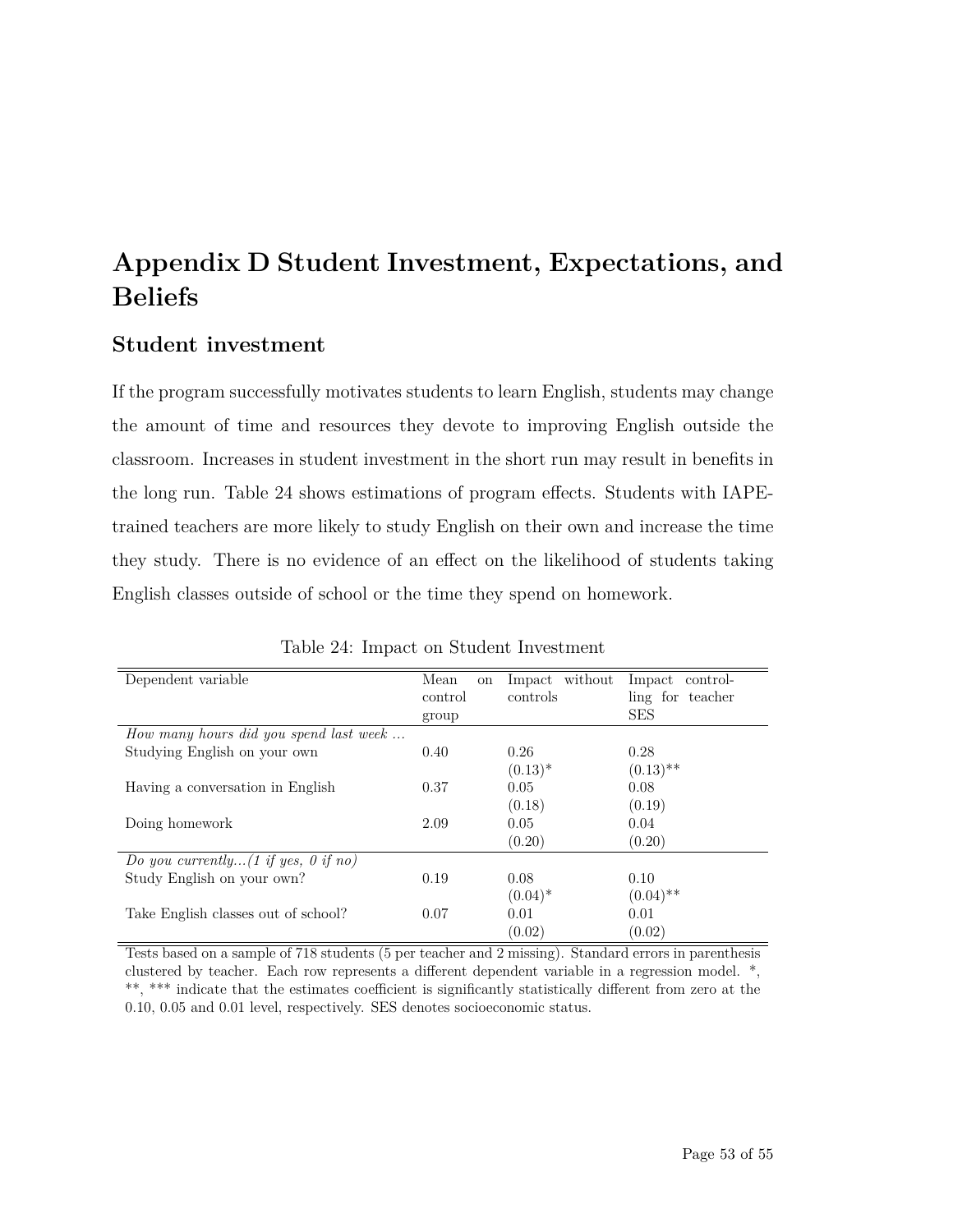# Appendix D Student Investment, Expectations, and Beliefs

## Student investment

If the program successfully motivates students to learn English, students may change the amount of time and resources they devote to improving English outside the classroom. Increases in student investment in the short run may result in benefits in the long run. Table 24 shows estimations of program effects. Students with IAPE-trained teachers are more likely to study English on their own and increase the time they study. There is no evidence of an effect on the likelihood of students taking English classes outside of school or the time they spend on homework.

Table 24: Impact on Student Investment

| Dependent variable | Mean on control group | Impact without controls | Impact controlling for teacher SES |
|---|---|---|---|
| *How many hours did you spend last week ...* | | | |
| Studying English on your own | 0.40 | 0.26 | 0.28 |
| | | (0.13)* | (0.13)** |
| Having a conversation in English | 0.37 | 0.05 | 0.08 |
| | | (0.18) | (0.19) |
| Doing homework | 2.09 | 0.05 | 0.04 |
| | | (0.20) | (0.20) |
| *Do you currently...(1 if yes, 0 if no)* | | | |
| Study English on your own? | 0.19 | 0.08 | 0.10 |
| | | (0.04)* | (0.04)** |
| Take English classes out of school? | 0.07 | 0.01 | 0.01 |
| | | (0.02) | (0.02) |

Tests based on a sample of 718 students (5 per teacher and 2 missing). Standard errors in parenthesis clustered by teacher. Each row represents a different dependent variable in a regression model. *, **, *** indicate that the estimates coefficient is significantly statistically different from zero at the 0.10, 0.05 and 0.01 level, respectively. SES denotes socioeconomic status.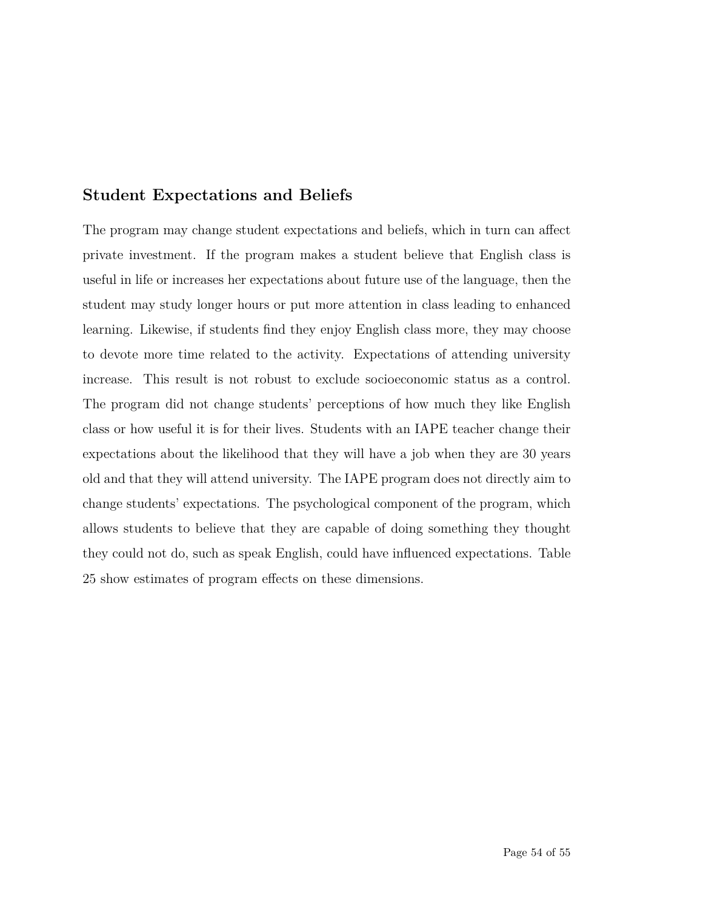## Student Expectations and Beliefs

The program may change student expectations and beliefs, which in turn can affect private investment. If the program makes a student believe that English class is useful in life or increases her expectations about future use of the language, then the student may study longer hours or put more attention in class leading to enhanced learning. Likewise, if students find they enjoy English class more, they may choose to devote more time related to the activity. Expectations of attending university increase. This result is not robust to exclude socioeconomic status as a control. The program did not change students' perceptions of how much they like English class or how useful it is for their lives. Students with an IAPE teacher change their expectations about the likelihood that they will have a job when they are 30 years old and that they will attend university. The IAPE program does not directly aim to change students' expectations. The psychological component of the program, which allows students to believe that they are capable of doing something they thought they could not do, such as speak English, could have influenced expectations. Table 25 show estimates of program effects on these dimensions.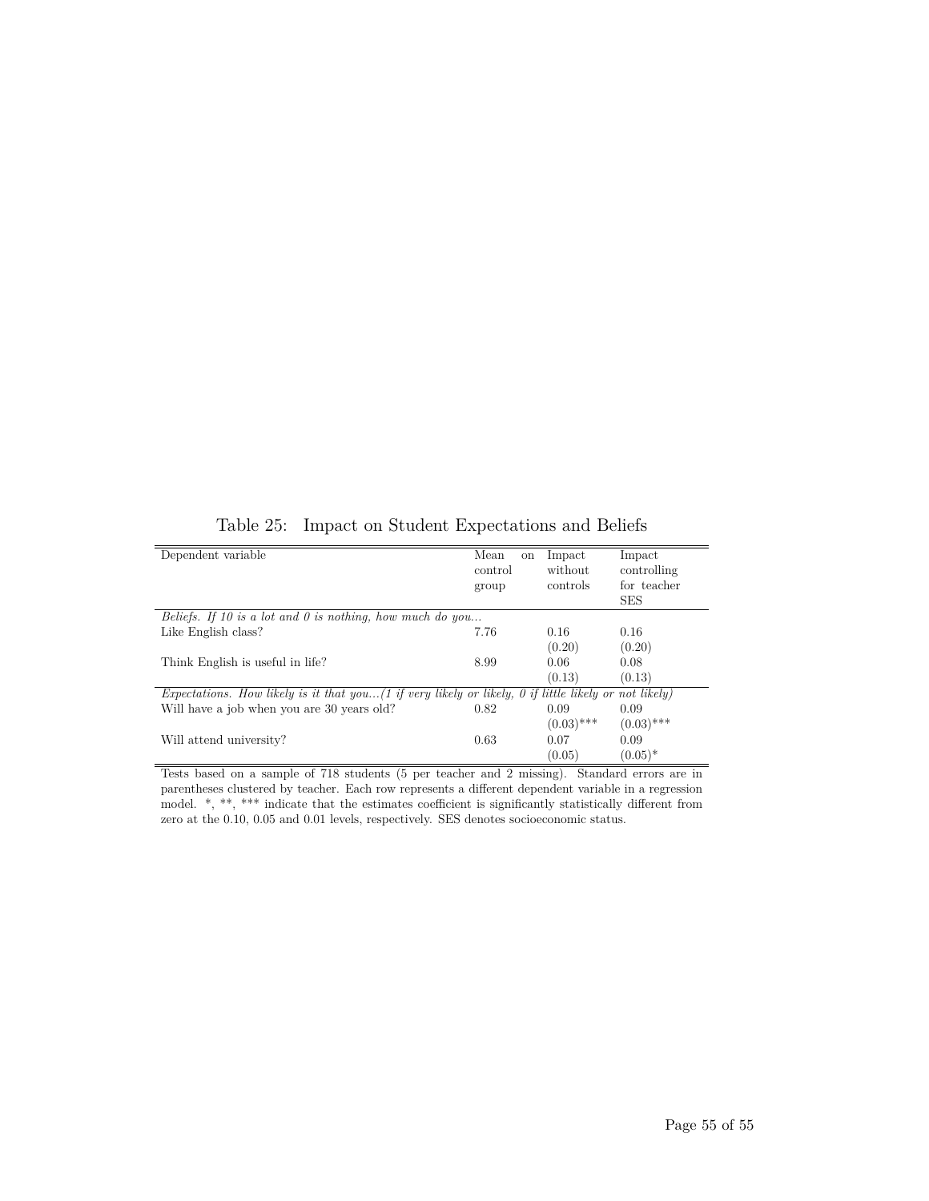Table 25: Impact on Student Expectations and Beliefs

| Dependent variable | Mean on control group | Impact without controls | Impact controlling for teacher SES |
|---|---|---|---|
| *Beliefs. If 10 is a lot and 0 is nothing, how much do you...* | | | |
| Like English class? | 7.76 | 0.16 | 0.16 |
| | | (0.20) | (0.20) |
| Think English is useful in life? | 8.99 | 0.06 | 0.08 |
| | | (0.13) | (0.13) |
| *Expectations. How likely is it that you...(1 if very likely or likely, 0 if little likely or not likely)* | | | |
| Will have a job when you are 30 years old? | 0.82 | 0.09 | 0.09 |
| | | (0.03)*** | (0.03)*** |
| Will attend university? | 0.63 | 0.07 | 0.09 |
| | | (0.05) | (0.05)* |

Tests based on a sample of 718 students (5 per teacher and 2 missing). Standard errors are in parentheses clustered by teacher. Each row represents a different dependent variable in a regression model. *, **, *** indicate that the estimates coefficient is significantly statistically different from zero at the 0.10, 0.05 and 0.01 levels, respectively. SES denotes socioeconomic status.